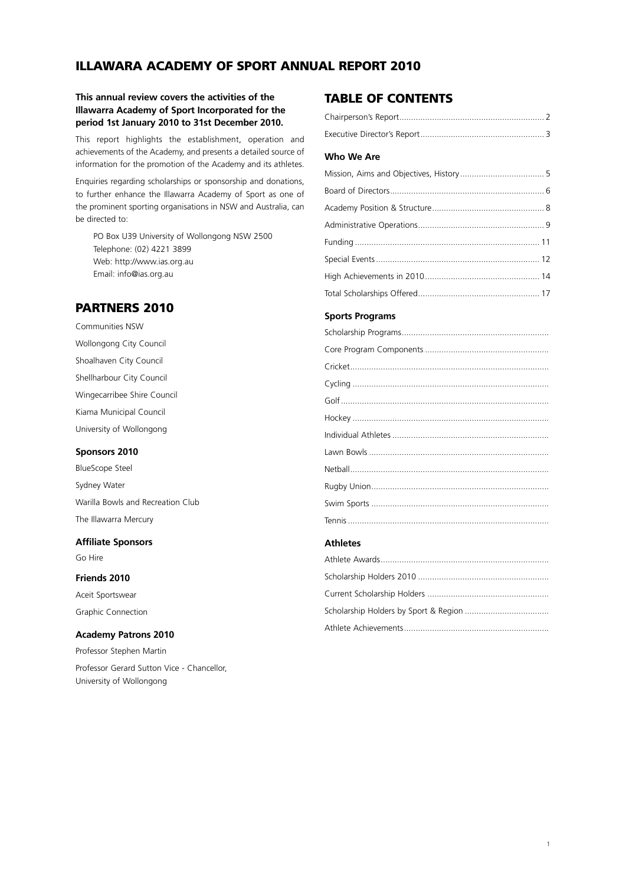# ILLAWARA ACADEMY OF SPORT ANNUAL REPORT 2010

**This annual review covers the activities of the Illawarra Academy of Sport Incorporated for the period 1st January 2010 to 31st December 2010.**

This report highlights the establishment, operation and achievements of the Academy, and presents a detailed source of information for the promotion of the Academy and its athletes.

Enquiries regarding scholarships or sponsorship and donations, to further enhance the Illawarra Academy of Sport as one of the prominent sporting organisations in NSW and Australia, can be directed to:

PO Box U39 University of Wollongong NSW 2500
Telephone: (02) 4221 3899
Web: http://www.ias.org.au
Email: info@ias.org.au

## PARTNERS 2010

Communities NSW

Wollongong City Council

Shoalhaven City Council

Shellharbour City Council

Wingecarribee Shire Council

Kiama Municipal Council

University of Wollongong

### Sponsors 2010

BlueScope Steel

Sydney Water

Warilla Bowls and Recreation Club

The Illawarra Mercury

### Affiliate Sponsors

Go Hire

### Friends 2010

Aceit Sportswear

Graphic Connection

### Academy Patrons 2010

Professor Stephen Martin

Professor Gerard Sutton Vice - Chancellor, University of Wollongong

## TABLE OF CONTENTS

Chairperson's Report .......... 2

Executive Director's Report .......... 3

### Who We Are

Mission, Aims and Objectives, History .......... 5

Board of Directors .......... 6

Academy Position & Structure .......... 8

Administrative Operations .......... 9

Funding .......... 11

Special Events .......... 12

High Achievements in 2010 .......... 14

Total Scholarships Offered .......... 17

### Sports Programs

Scholarship Programs ..........

Core Program Components ..........

Cricket ..........

Cycling ..........

Golf ..........

Hockey ..........

Individual Athletes ..........

Lawn Bowls ..........

Netball ..........

Rugby Union ..........

Swim Sports ..........

Tennis ..........

### Athletes

Athlete Awards ..........

Scholarship Holders 2010 ..........

Current Scholarship Holders ..........

Scholarship Holders by Sport & Region ..........

Athlete Achievements ..........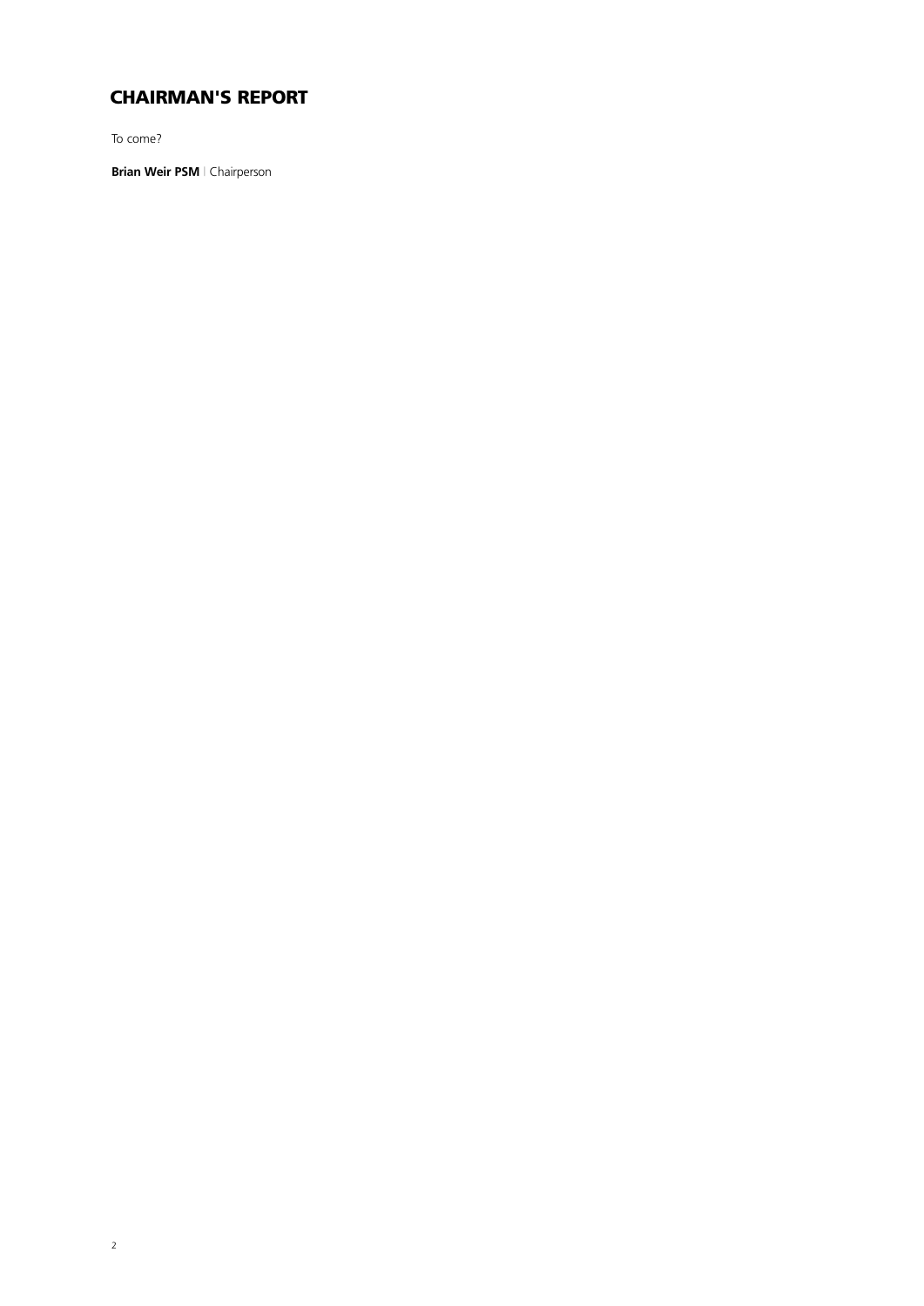# CHAIRMAN'S REPORT

To come?

**Brian Weir PSM** | Chairperson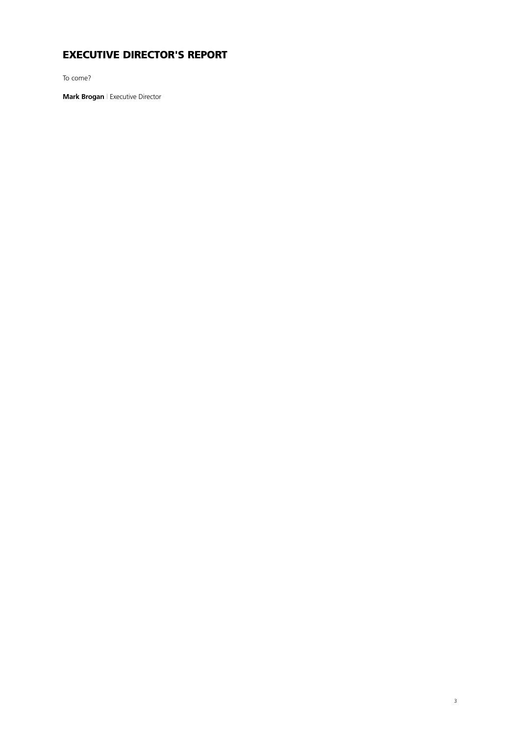# EXECUTIVE DIRECTOR'S REPORT

To come?

**Mark Brogan** | Executive Director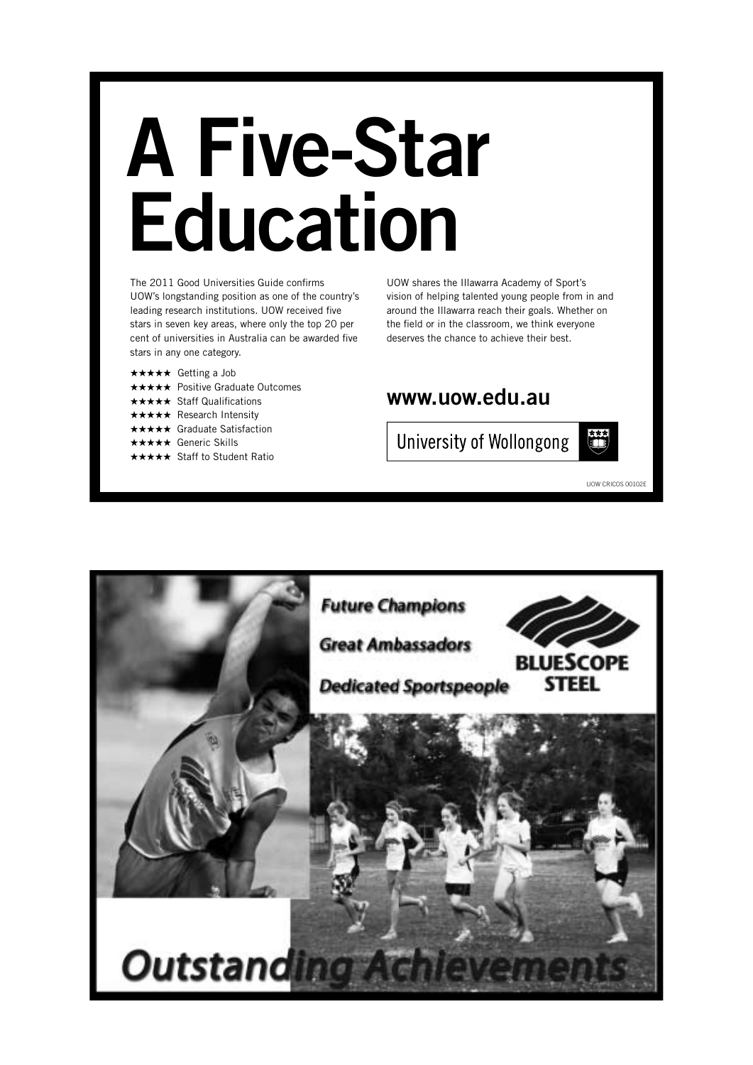# A Five-Star Education

The 2011 Good Universities Guide confirms UOW's longstanding position as one of the country's leading research institutions. UOW received five stars in seven key areas, where only the top 20 per cent of universities in Australia can be awarded five stars in any one category.

- ★★★★★ Getting a Job
- ★★★★★ Positive Graduate Outcomes
- ★★★★★ Staff Qualifications
- ★★★★★ Research Intensity
- ★★★★★ Graduate Satisfaction
- ★★★★★ Generic Skills
- ★★★★★ Staff to Student Ratio

UOW shares the Illawarra Academy of Sport's vision of helping talented young people from in and around the Illawarra reach their goals. Whether on the field or in the classroom, we think everyone deserves the chance to achieve their best.

## www.uow.edu.au

University of Wollongong

UOW CRICOS 00102E

*Future Champions*

*Great Ambassadors*

*Dedicated Sportspeople*

BLUESCOPE STEEL

**Outstanding Achievements**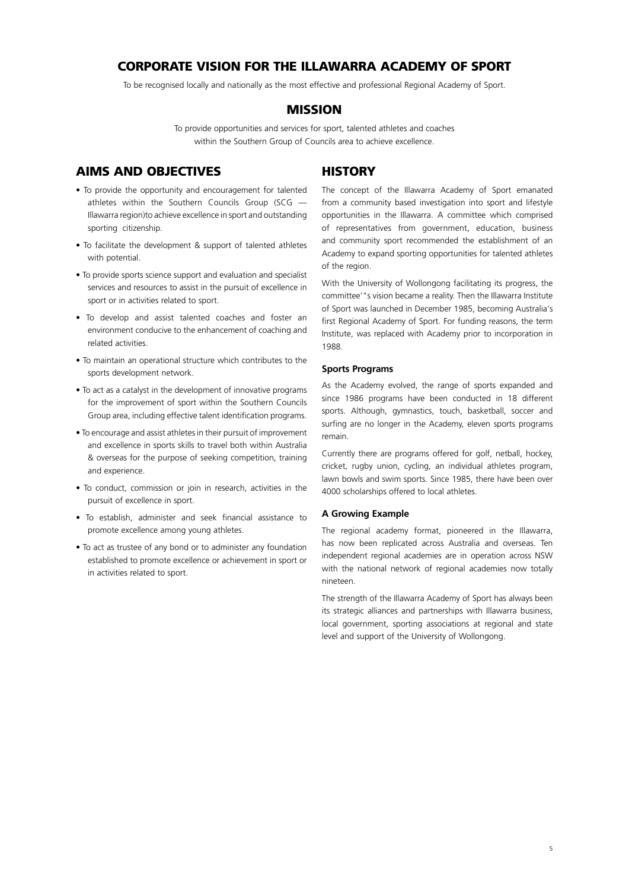## CORPORATE VISION FOR THE ILLAWARRA ACADEMY OF SPORT

To be recognised locally and nationally as the most effective and professional Regional Academy of Sport.

## MISSION

To provide opportunities and services for sport, talented athletes and coaches within the Southern Group of Councils area to achieve excellence.

## AIMS AND OBJECTIVES

- To provide the opportunity and encouragement for talented athletes within the Southern Councils Group (SCG — Illawarra region)to achieve excellence in sport and outstanding sporting citizenship.
- To facilitate the development & support of talented athletes with potential.
- To provide sports science support and evaluation and specialist services and resources to assist in the pursuit of excellence in sport or in activities related to sport.
- To develop and assist talented coaches and foster an environment conducive to the enhancement of coaching and related activities.
- To maintain an operational structure which contributes to the sports development network.
- To act as a catalyst in the development of innovative programs for the improvement of sport within the Southern Councils Group area, including effective talent identification programs.
- To encourage and assist athletes in their pursuit of improvement and excellence in sports skills to travel both within Australia & overseas for the purpose of seeking competition, training and experience.
- To conduct, commission or join in research, activities in the pursuit of excellence in sport.
- To establish, administer and seek financial assistance to promote excellence among young athletes.
- To act as trustee of any bond or to administer any foundation established to promote excellence or achievement in sport or in activities related to sport.

## HISTORY

The concept of the Illawarra Academy of Sport emanated from a community based investigation into sport and lifestyle opportunities in the Illawarra. A committee which comprised of representatives from government, education, business and community sport recommended the establishment of an Academy to expand sporting opportunities for talented athletes of the region.

With the University of Wollongong facilitating its progress, the committee'"s vision became a reality. Then the Illawarra Institute of Sport was launched in December 1985, becoming Australia's first Regional Academy of Sport. For funding reasons, the term Institute, was replaced with Academy prior to incorporation in 1988.

### Sports Programs

As the Academy evolved, the range of sports expanded and since 1986 programs have been conducted in 18 different sports. Although, gymnastics, touch, basketball, soccer and surfing are no longer in the Academy, eleven sports programs remain.

Currently there are programs offered for golf, netball, hockey, cricket, rugby union, cycling, an individual athletes program, lawn bowls and swim sports. Since 1985, there have been over 4000 scholarships offered to local athletes.

### A Growing Example

The regional academy format, pioneered in the Illawarra, has now been replicated across Australia and overseas. Ten independent regional academies are in operation across NSW with the national network of regional academies now totally nineteen.

The strength of the Illawarra Academy of Sport has always been its strategic alliances and partnerships with Illawarra business, local government, sporting associations at regional and state level and support of the University of Wollongong.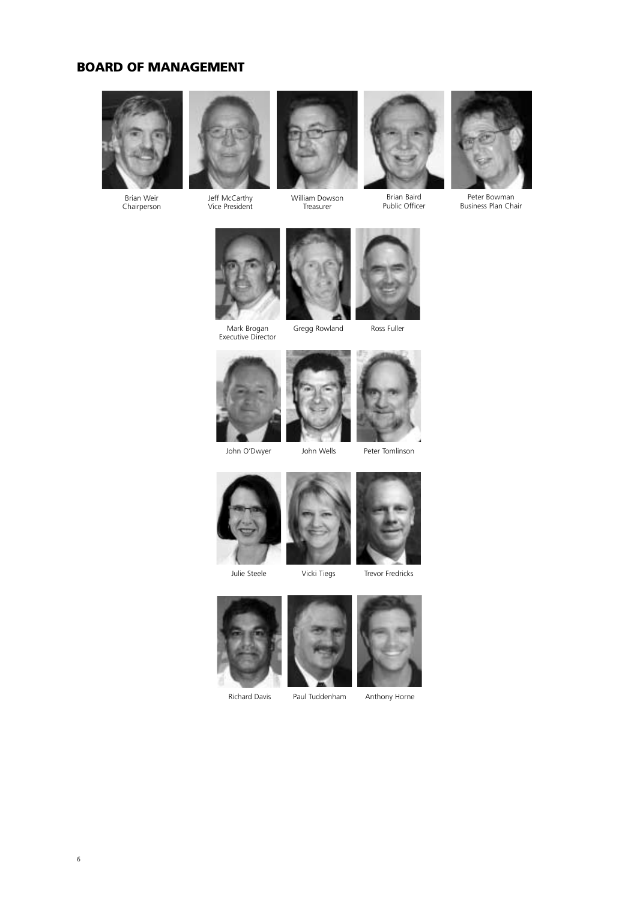## BOARD OF MANAGEMENT

Brian Weir
Chairperson

Jeff McCarthy
Vice President

William Dowson
Treasurer

Brian Baird
Public Officer

Peter Bowman
Business Plan Chair

Mark Brogan
Executive Director

Gregg Rowland

Ross Fuller

John O'Dwyer

John Wells

Peter Tomlinson

Julie Steele

Vicki Tiegs

Trevor Fredricks

Richard Davis

Paul Tuddenham

Anthony Horne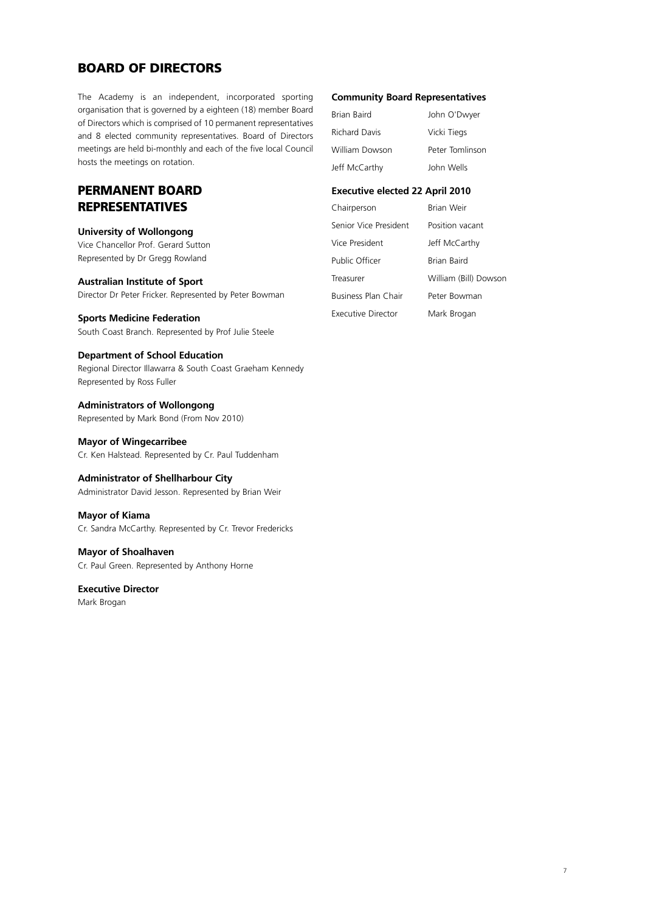## BOARD OF DIRECTORS

The Academy is an independent, incorporated sporting organisation that is governed by a eighteen (18) member Board of Directors which is comprised of 10 permanent representatives and 8 elected community representatives. Board of Directors meetings are held bi-monthly and each of the five local Council hosts the meetings on rotation.

## PERMANENT BOARD REPRESENTATIVES

**University of Wollongong**
Vice Chancellor Prof. Gerard Sutton
Represented by Dr Gregg Rowland

**Australian Institute of Sport**
Director Dr Peter Fricker. Represented by Peter Bowman

**Sports Medicine Federation**
South Coast Branch. Represented by Prof Julie Steele

**Department of School Education**
Regional Director Illawarra & South Coast Graeham Kennedy
Represented by Ross Fuller

**Administrators of Wollongong**
Represented by Mark Bond (From Nov 2010)

**Mayor of Wingecarribee**
Cr. Ken Halstead. Represented by Cr. Paul Tuddenham

**Administrator of Shellharbour City**
Administrator David Jesson. Represented by Brian Weir

**Mayor of Kiama**
Cr. Sandra McCarthy. Represented by Cr. Trevor Fredericks

**Mayor of Shoalhaven**
Cr. Paul Green. Represented by Anthony Horne

**Executive Director**
Mark Brogan

### Community Board Representatives

| | |
|---|---|
| Brian Baird | John O'Dwyer |
| Richard Davis | Vicki Tiegs |
| William Dowson | Peter Tomlinson |
| Jeff McCarthy | John Wells |

### Executive elected 22 April 2010

| | |
|---|---|
| Chairperson | Brian Weir |
| Senior Vice President | Position vacant |
| Vice President | Jeff McCarthy |
| Public Officer | Brian Baird |
| Treasurer | William (Bill) Dowson |
| Business Plan Chair | Peter Bowman |
| Executive Director | Mark Brogan |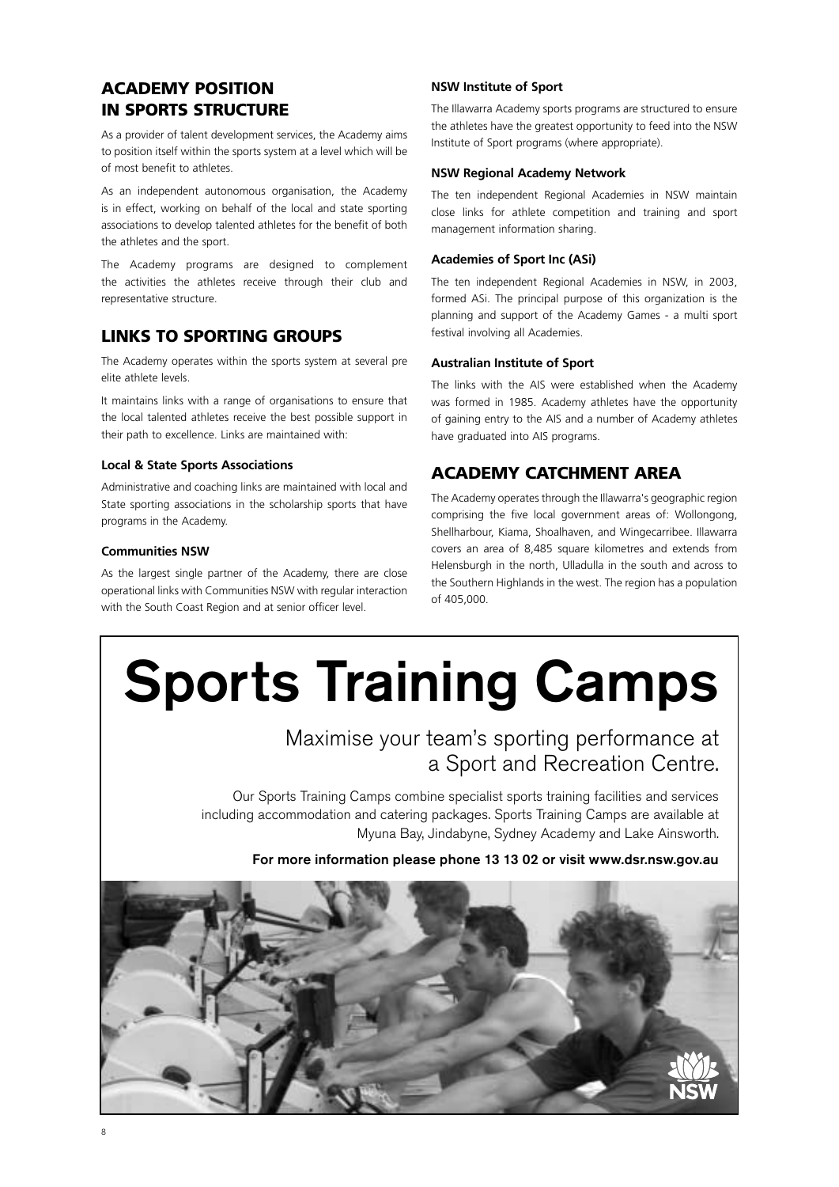## ACADEMY POSITION IN SPORTS STRUCTURE

As a provider of talent development services, the Academy aims to position itself within the sports system at a level which will be of most benefit to athletes.

As an independent autonomous organisation, the Academy is in effect, working on behalf of the local and state sporting associations to develop talented athletes for the benefit of both the athletes and the sport.

The Academy programs are designed to complement the activities the athletes receive through their club and representative structure.

## LINKS TO SPORTING GROUPS

The Academy operates within the sports system at several pre elite athlete levels.

It maintains links with a range of organisations to ensure that the local talented athletes receive the best possible support in their path to excellence. Links are maintained with:

### Local & State Sports Associations

Administrative and coaching links are maintained with local and State sporting associations in the scholarship sports that have programs in the Academy.

### Communities NSW

As the largest single partner of the Academy, there are close operational links with Communities NSW with regular interaction with the South Coast Region and at senior officer level.

### NSW Institute of Sport

The Illawarra Academy sports programs are structured to ensure the athletes have the greatest opportunity to feed into the NSW Institute of Sport programs (where appropriate).

### NSW Regional Academy Network

The ten independent Regional Academies in NSW maintain close links for athlete competition and training and sport management information sharing.

### Academies of Sport Inc (ASi)

The ten independent Regional Academies in NSW, in 2003, formed ASi. The principal purpose of this organization is the planning and support of the Academy Games - a multi sport festival involving all Academies.

### Australian Institute of Sport

The links with the AIS were established when the Academy was formed in 1985. Academy athletes have the opportunity of gaining entry to the AIS and a number of Academy athletes have graduated into AIS programs.

## ACADEMY CATCHMENT AREA

The Academy operates through the Illawarra's geographic region comprising the five local government areas of: Wollongong, Shellharbour, Kiama, Shoalhaven, and Wingecarribee. Illawarra covers an area of 8,485 square kilometres and extends from Helensburgh in the north, Ulladulla in the south and across to the Southern Highlands in the west. The region has a population of 405,000.

# Sports Training Camps

Maximise your team's sporting performance at a Sport and Recreation Centre.

Our Sports Training Camps combine specialist sports training facilities and services including accommodation and catering packages. Sports Training Camps are available at Myuna Bay, Jindabyne, Sydney Academy and Lake Ainsworth.

**For more information please phone 13 13 02 or visit www.dsr.nsw.gov.au**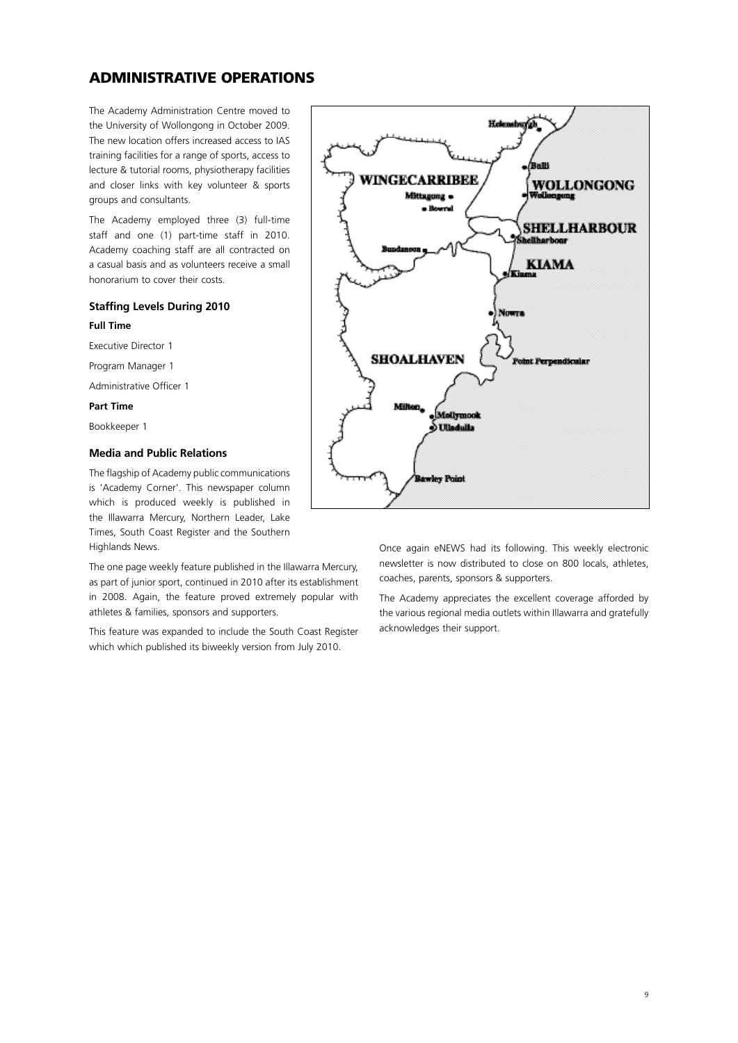## ADMINISTRATIVE OPERATIONS

The Academy Administration Centre moved to the University of Wollongong in October 2009. The new location offers increased access to IAS training facilities for a range of sports, access to lecture & tutorial rooms, physiotherapy facilities and closer links with key volunteer & sports groups and consultants.

The Academy employed three (3) full-time staff and one (1) part-time staff in 2010. Academy coaching staff are all contracted on a casual basis and as volunteers receive a small honorarium to cover their costs.

### Staffing Levels During 2010

**Full Time**

Executive Director 1

Program Manager 1

Administrative Officer 1

**Part Time**

Bookkeeper 1

### Media and Public Relations

The flagship of Academy public communications is 'Academy Corner'. This newspaper column which is produced weekly is published in the Illawarra Mercury, Northern Leader, Lake Times, South Coast Register and the Southern Highlands News.

The one page weekly feature published in the Illawarra Mercury, as part of junior sport, continued in 2010 after its establishment in 2008. Again, the feature proved extremely popular with athletes & families, sponsors and supporters.

This feature was expanded to include the South Coast Register which which published its biweekly version from July 2010.

Once again eNEWS had its following. This weekly electronic newsletter is now distributed to close on 800 locals, athletes, coaches, parents, sponsors & supporters.

The Academy appreciates the excellent coverage afforded by the various regional media outlets within Illawarra and gratefully acknowledges their support.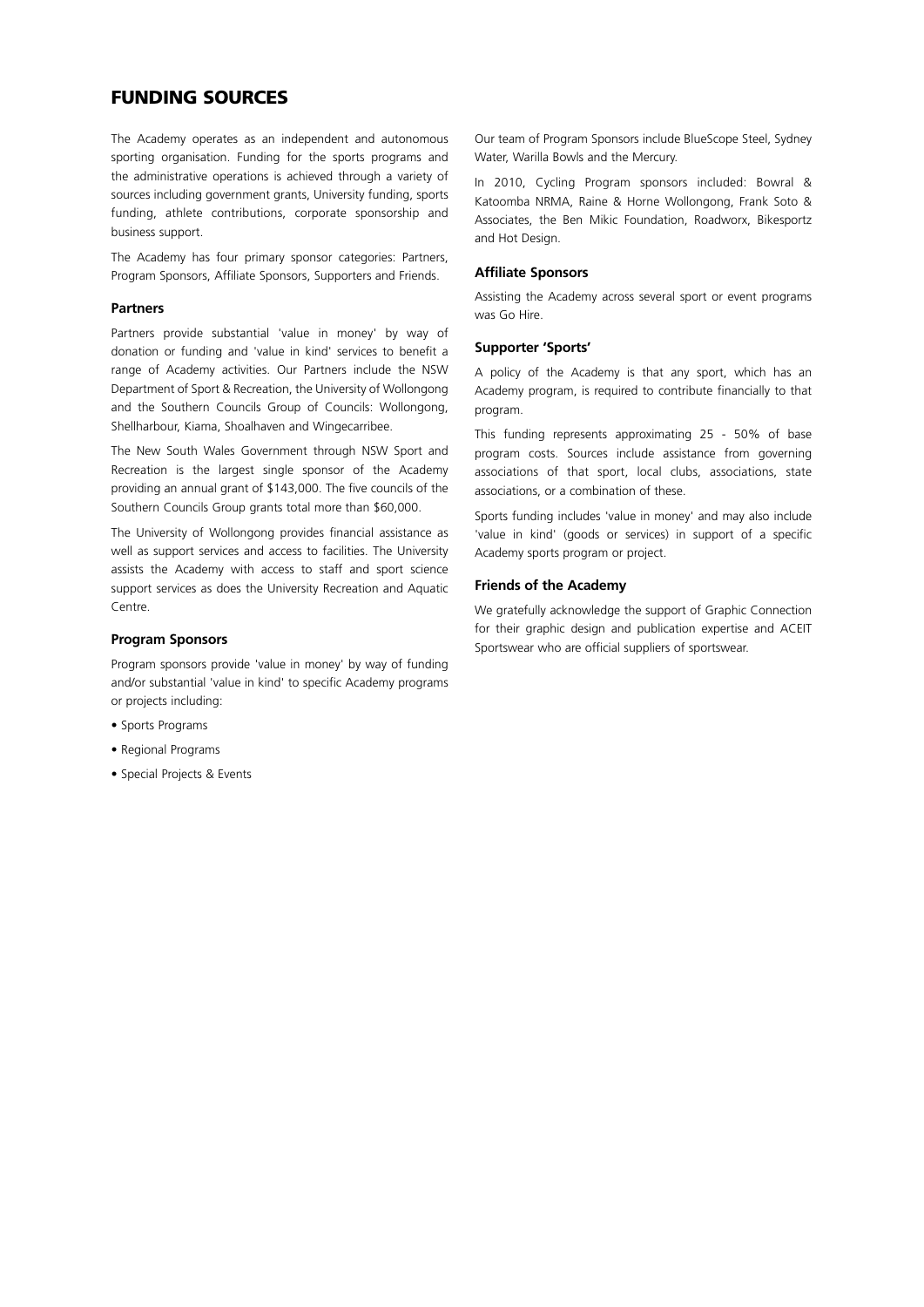## FUNDING SOURCES

The Academy operates as an independent and autonomous sporting organisation. Funding for the sports programs and the administrative operations is achieved through a variety of sources including government grants, University funding, sports funding, athlete contributions, corporate sponsorship and business support.

The Academy has four primary sponsor categories: Partners, Program Sponsors, Affiliate Sponsors, Supporters and Friends.

### Partners

Partners provide substantial 'value in money' by way of donation or funding and 'value in kind' services to benefit a range of Academy activities. Our Partners include the NSW Department of Sport & Recreation, the University of Wollongong and the Southern Councils Group of Councils: Wollongong, Shellharbour, Kiama, Shoalhaven and Wingecarribee.

The New South Wales Government through NSW Sport and Recreation is the largest single sponsor of the Academy providing an annual grant of $143,000. The five councils of the Southern Councils Group grants total more than $60,000.

The University of Wollongong provides financial assistance as well as support services and access to facilities. The University assists the Academy with access to staff and sport science support services as does the University Recreation and Aquatic Centre.

### Program Sponsors

Program sponsors provide 'value in money' by way of funding and/or substantial 'value in kind' to specific Academy programs or projects including:

- Sports Programs
- Regional Programs
- Special Projects & Events

Our team of Program Sponsors include BlueScope Steel, Sydney Water, Warilla Bowls and the Mercury.

In 2010, Cycling Program sponsors included: Bowral & Katoomba NRMA, Raine & Horne Wollongong, Frank Soto & Associates, the Ben Mikic Foundation, Roadworx, Bikesportz and Hot Design.

### Affiliate Sponsors

Assisting the Academy across several sport or event programs was Go Hire.

### Supporter 'Sports'

A policy of the Academy is that any sport, which has an Academy program, is required to contribute financially to that program.

This funding represents approximating 25 - 50% of base program costs. Sources include assistance from governing associations of that sport, local clubs, associations, state associations, or a combination of these.

Sports funding includes 'value in money' and may also include 'value in kind' (goods or services) in support of a specific Academy sports program or project.

### Friends of the Academy

We gratefully acknowledge the support of Graphic Connection for their graphic design and publication expertise and ACEIT Sportswear who are official suppliers of sportswear.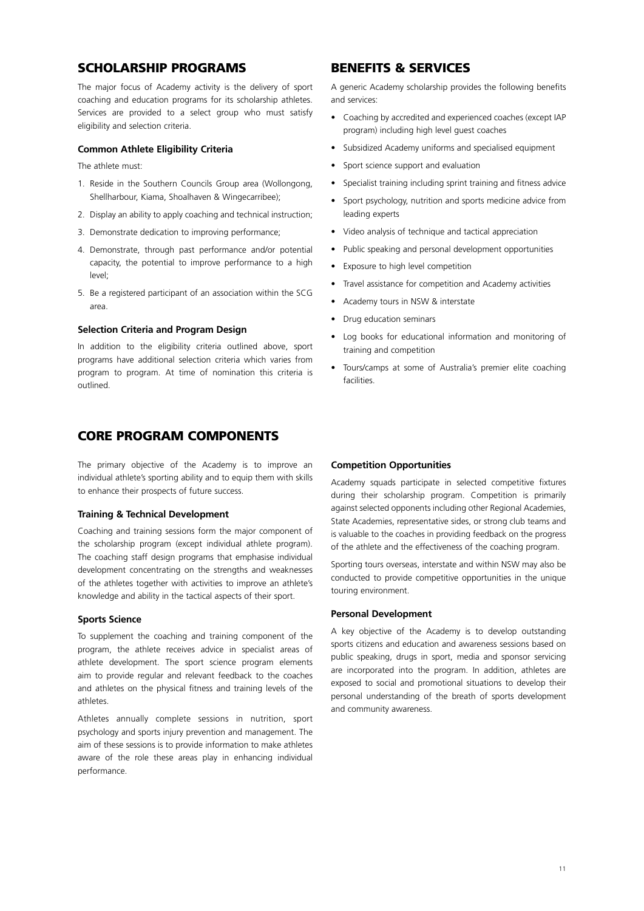## SCHOLARSHIP PROGRAMS

The major focus of Academy activity is the delivery of sport coaching and education programs for its scholarship athletes. Services are provided to a select group who must satisfy eligibility and selection criteria.

### Common Athlete Eligibility Criteria

The athlete must:

1. Reside in the Southern Councils Group area (Wollongong, Shellharbour, Kiama, Shoalhaven & Wingecarribee);
2. Display an ability to apply coaching and technical instruction;
3. Demonstrate dedication to improving performance;
4. Demonstrate, through past performance and/or potential capacity, the potential to improve performance to a high level;
5. Be a registered participant of an association within the SCG area.

### Selection Criteria and Program Design

In addition to the eligibility criteria outlined above, sport programs have additional selection criteria which varies from program to program. At time of nomination this criteria is outlined.

## BENEFITS & SERVICES

A generic Academy scholarship provides the following benefits and services:

- Coaching by accredited and experienced coaches (except IAP program) including high level guest coaches
- Subsidized Academy uniforms and specialised equipment
- Sport science support and evaluation
- Specialist training including sprint training and fitness advice
- Sport psychology, nutrition and sports medicine advice from leading experts
- Video analysis of technique and tactical appreciation
- Public speaking and personal development opportunities
- Exposure to high level competition
- Travel assistance for competition and Academy activities
- Academy tours in NSW & interstate
- Drug education seminars
- Log books for educational information and monitoring of training and competition
- Tours/camps at some of Australia's premier elite coaching facilities.

## CORE PROGRAM COMPONENTS

The primary objective of the Academy is to improve an individual athlete's sporting ability and to equip them with skills to enhance their prospects of future success.

### Training & Technical Development

Coaching and training sessions form the major component of the scholarship program (except individual athlete program). The coaching staff design programs that emphasise individual development concentrating on the strengths and weaknesses of the athletes together with activities to improve an athlete's knowledge and ability in the tactical aspects of their sport.

### Sports Science

To supplement the coaching and training component of the program, the athlete receives advice in specialist areas of athlete development. The sport science program elements aim to provide regular and relevant feedback to the coaches and athletes on the physical fitness and training levels of the athletes.

Athletes annually complete sessions in nutrition, sport psychology and sports injury prevention and management. The aim of these sessions is to provide information to make athletes aware of the role these areas play in enhancing individual performance.

### Competition Opportunities

Academy squads participate in selected competitive fixtures during their scholarship program. Competition is primarily against selected opponents including other Regional Academies, State Academies, representative sides, or strong club teams and is valuable to the coaches in providing feedback on the progress of the athlete and the effectiveness of the coaching program.

Sporting tours overseas, interstate and within NSW may also be conducted to provide competitive opportunities in the unique touring environment.

### Personal Development

A key objective of the Academy is to develop outstanding sports citizens and education and awareness sessions based on public speaking, drugs in sport, media and sponsor servicing are incorporated into the program. In addition, athletes are exposed to social and promotional situations to develop their personal understanding of the breath of sports development and community awareness.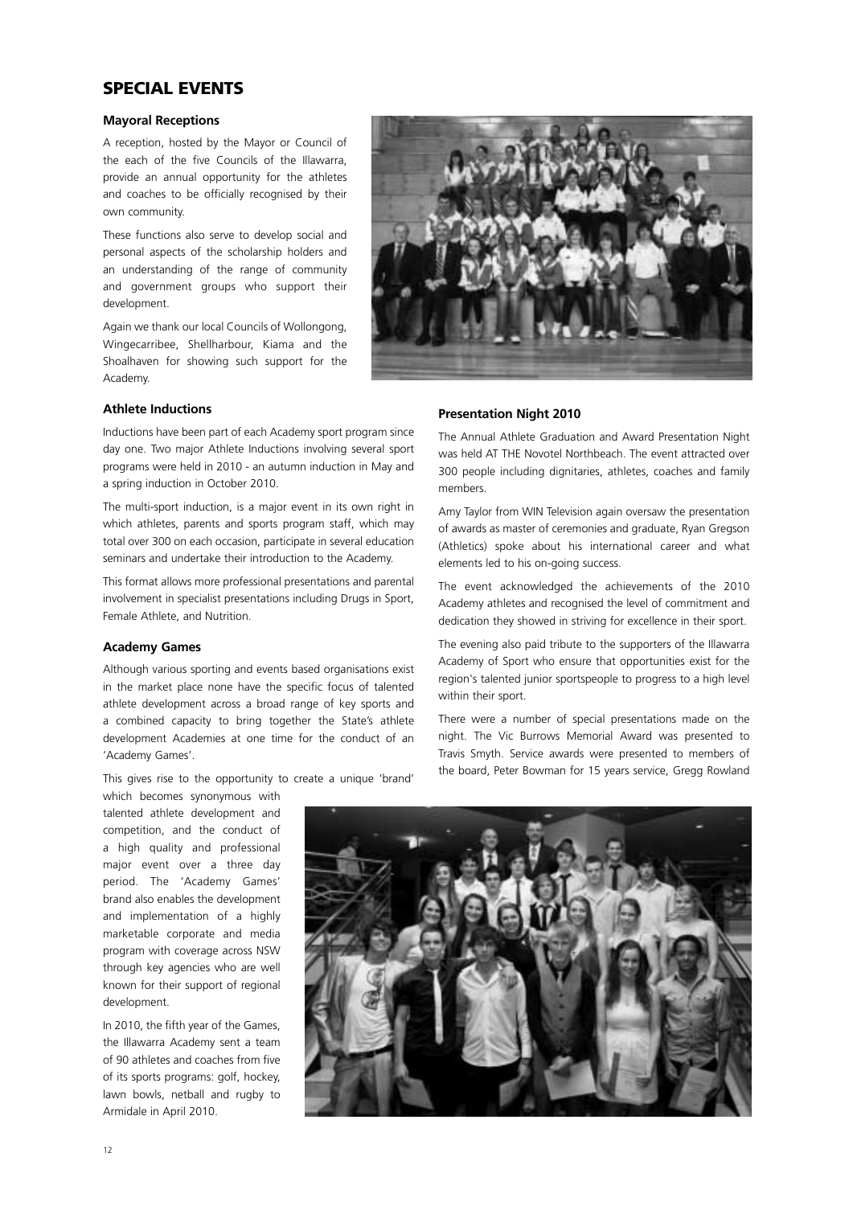## SPECIAL EVENTS

### Mayoral Receptions

A reception, hosted by the Mayor or Council of the each of the five Councils of the Illawarra, provide an annual opportunity for the athletes and coaches to be officially recognised by their own community.

These functions also serve to develop social and personal aspects of the scholarship holders and an understanding of the range of community and government groups who support their development.

Again we thank our local Councils of Wollongong, Wingecarribee, Shellharbour, Kiama and the Shoalhaven for showing such support for the Academy.

### Athlete Inductions

Inductions have been part of each Academy sport program since day one. Two major Athlete Inductions involving several sport programs were held in 2010 - an autumn induction in May and a spring induction in October 2010.

The multi-sport induction, is a major event in its own right in which athletes, parents and sports program staff, which may total over 300 on each occasion, participate in several education seminars and undertake their introduction to the Academy.

This format allows more professional presentations and parental involvement in specialist presentations including Drugs in Sport, Female Athlete, and Nutrition.

### Academy Games

Although various sporting and events based organisations exist in the market place none have the specific focus of talented athlete development across a broad range of key sports and a combined capacity to bring together the State's athlete development Academies at one time for the conduct of an 'Academy Games'.

This gives rise to the opportunity to create a unique 'brand' which becomes synonymous with talented athlete development and competition, and the conduct of a high quality and professional major event over a three day period. The 'Academy Games' brand also enables the development and implementation of a highly marketable corporate and media program with coverage across NSW through key agencies who are well known for their support of regional development.

In 2010, the fifth year of the Games, the Illawarra Academy sent a team of 90 athletes and coaches from five of its sports programs: golf, hockey, lawn bowls, netball and rugby to Armidale in April 2010.

### Presentation Night 2010

The Annual Athlete Graduation and Award Presentation Night was held AT THE Novotel Northbeach. The event attracted over 300 people including dignitaries, athletes, coaches and family members.

Amy Taylor from WIN Television again oversaw the presentation of awards as master of ceremonies and graduate, Ryan Gregson (Athletics) spoke about his international career and what elements led to his on-going success.

The event acknowledged the achievements of the 2010 Academy athletes and recognised the level of commitment and dedication they showed in striving for excellence in their sport.

The evening also paid tribute to the supporters of the Illawarra Academy of Sport who ensure that opportunities exist for the region's talented junior sportspeople to progress to a high level within their sport.

There were a number of special presentations made on the night. The Vic Burrows Memorial Award was presented to Travis Smyth. Service awards were presented to members of the board, Peter Bowman for 15 years service, Gregg Rowland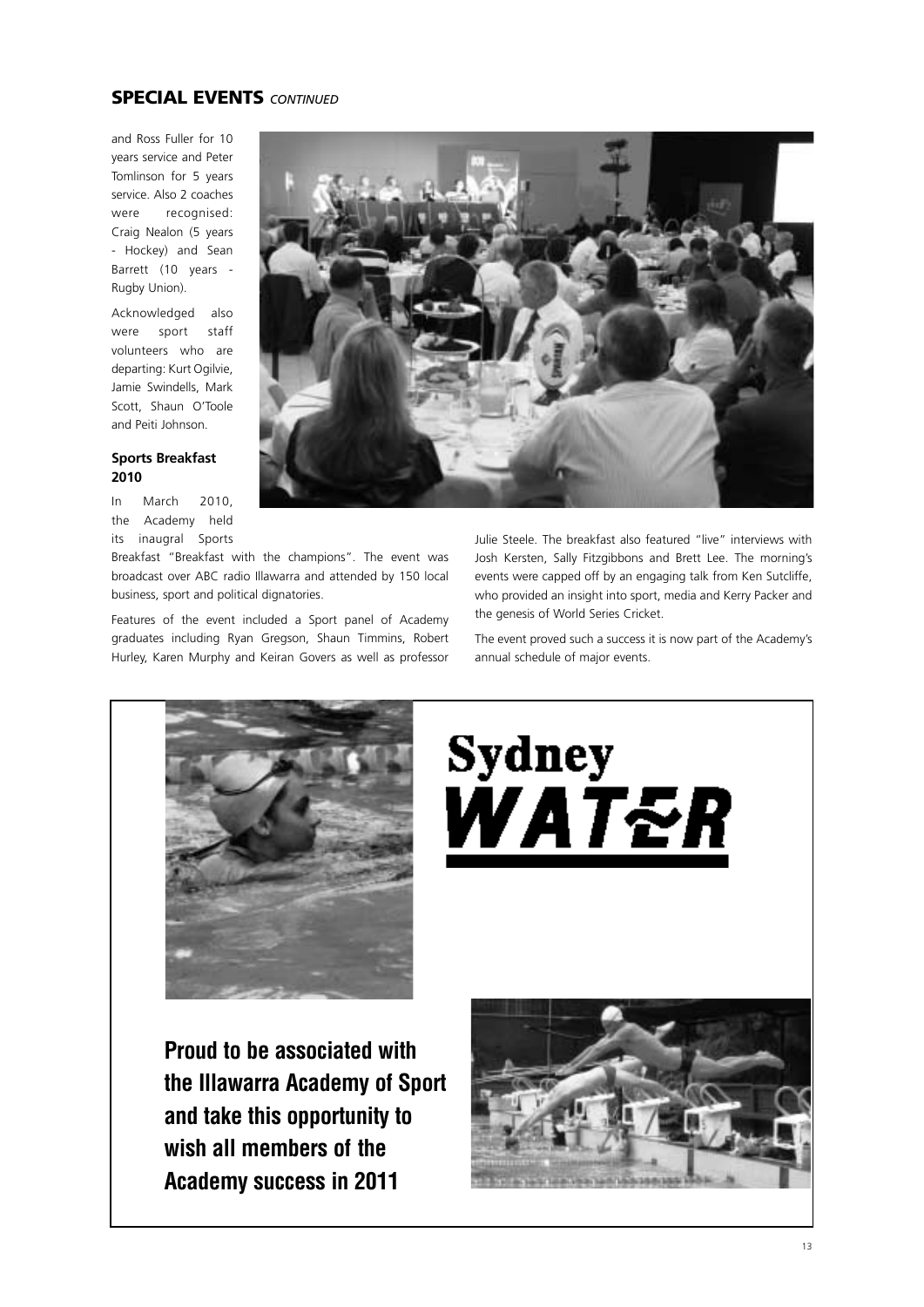## SPECIAL EVENTS *CONTINUED*

and Ross Fuller for 10 years service and Peter Tomlinson for 5 years service. Also 2 coaches were recognised: Craig Nealon (5 years - Hockey) and Sean Barrett (10 years - Rugby Union).

Acknowledged also were sport staff volunteers who are departing: Kurt Ogilvie, Jamie Swindells, Mark Scott, Shaun O'Toole and Peiti Johnson.

### Sports Breakfast 2010

In March 2010, the Academy held its inaugral Sports Breakfast "Breakfast with the champions". The event was broadcast over ABC radio Illawarra and attended by 150 local business, sport and political dignatories.

Features of the event included a Sport panel of Academy graduates including Ryan Gregson, Shaun Timmins, Robert Hurley, Karen Murphy and Keiran Govers as well as professor Julie Steele. The breakfast also featured "live" interviews with Josh Kersten, Sally Fitzgibbons and Brett Lee. The morning's events were capped off by an engaging talk from Ken Sutcliffe, who provided an insight into sport, media and Kerry Packer and the genesis of World Series Cricket.

The event proved such a success it is now part of the Academy's annual schedule of major events.

**Sydney WATER**

**Proud to be associated with the Illawarra Academy of Sport and take this opportunity to wish all members of the Academy success in 2011**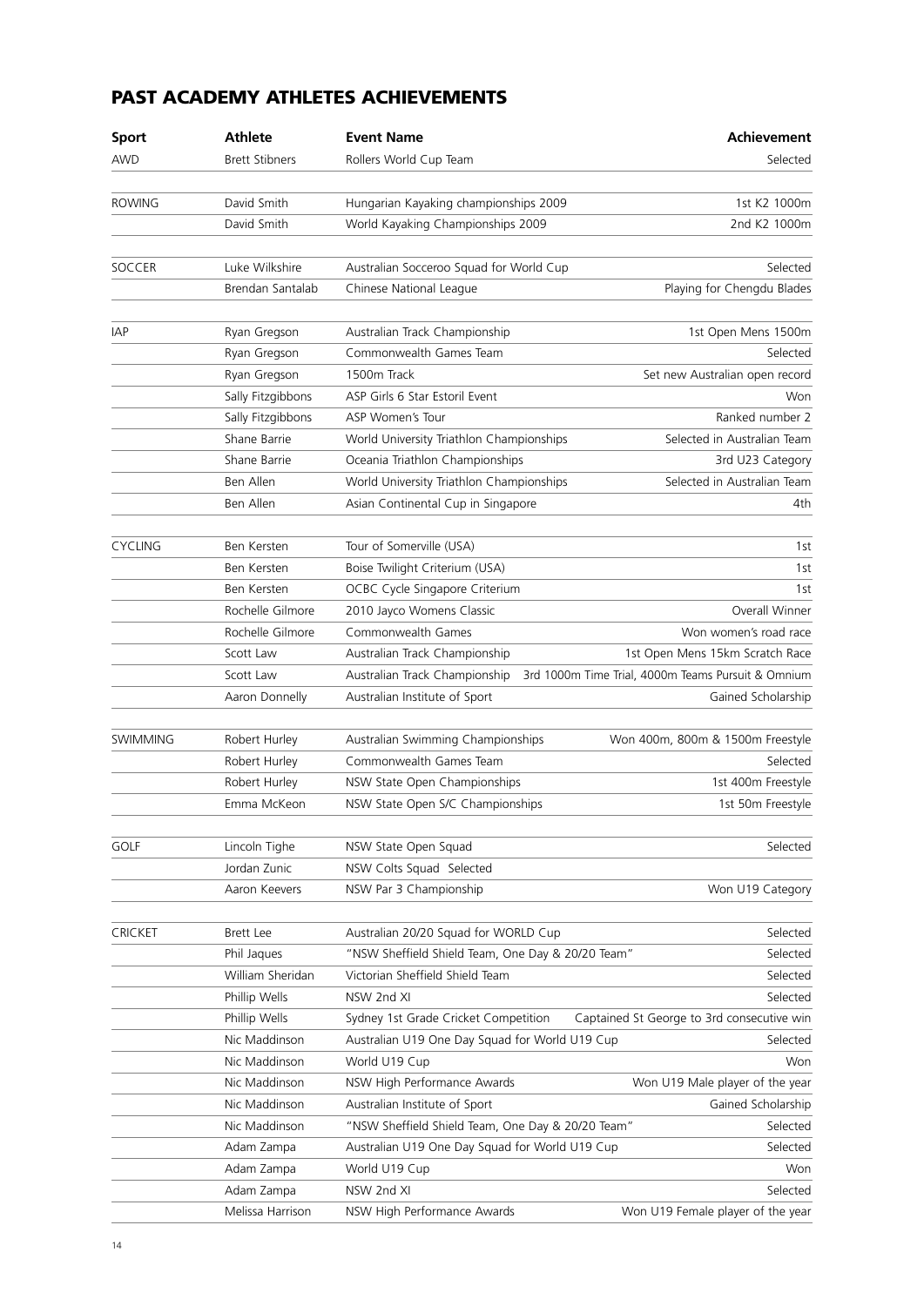## PAST ACADEMY ATHLETES ACHIEVEMENTS

| Sport | Athlete | Event Name | Achievement |
|---|---|---|---|
| AWD | Brett Stibners | Rollers World Cup Team | Selected |
| ROWING | David Smith | Hungarian Kayaking championships 2009 | 1st K2 1000m |
| | David Smith | World Kayaking Championships 2009 | 2nd K2 1000m |
| SOCCER | Luke Wilkshire | Australian Socceroo Squad for World Cup | Selected |
| | Brendan Santalab | Chinese National League | Playing for Chengdu Blades |
| IAP | Ryan Gregson | Australian Track Championship | 1st Open Mens 1500m |
| | Ryan Gregson | Commonwealth Games Team | Selected |
| | Ryan Gregson | 1500m Track | Set new Australian open record |
| | Sally Fitzgibbons | ASP Girls 6 Star Estoril Event | Won |
| | Sally Fitzgibbons | ASP Women's Tour | Ranked number 2 |
| | Shane Barrie | World University Triathlon Championships | Selected in Australian Team |
| | Shane Barrie | Oceania Triathlon Championships | 3rd U23 Category |
| | Ben Allen | World University Triathlon Championships | Selected in Australian Team |
| | Ben Allen | Asian Continental Cup in Singapore | 4th |
| CYCLING | Ben Kersten | Tour of Somerville (USA) | 1st |
| | Ben Kersten | Boise Twilight Criterium (USA) | 1st |
| | Ben Kersten | OCBC Cycle Singapore Criterium | 1st |
| | Rochelle Gilmore | 2010 Jayco Womens Classic | Overall Winner |
| | Rochelle Gilmore | Commonwealth Games | Won women's road race |
| | Scott Law | Australian Track Championship | 1st Open Mens 15km Scratch Race |
| | Scott Law | Australian Track Championship | 3rd 1000m Time Trial, 4000m Teams Pursuit & Omnium |
| | Aaron Donnelly | Australian Institute of Sport | Gained Scholarship |
| SWIMMING | Robert Hurley | Australian Swimming Championships | Won 400m, 800m & 1500m Freestyle |
| | Robert Hurley | Commonwealth Games Team | Selected |
| | Robert Hurley | NSW State Open Championships | 1st 400m Freestyle |
| | Emma McKeon | NSW State Open S/C Championships | 1st 50m Freestyle |
| GOLF | Lincoln Tighe | NSW State Open Squad | Selected |
| | Jordan Zunic | NSW Colts Squad Selected | |
| | Aaron Keevers | NSW Par 3 Championship | Won U19 Category |
| CRICKET | Brett Lee | Australian 20/20 Squad for WORLD Cup | Selected |
| | Phil Jaques | "NSW Sheffield Shield Team, One Day & 20/20 Team" | Selected |
| | William Sheridan | Victorian Sheffield Shield Team | Selected |
| | Phillip Wells | NSW 2nd XI | Selected |
| | Phillip Wells | Sydney 1st Grade Cricket Competition | Captained St George to 3rd consecutive win |
| | Nic Maddinson | Australian U19 One Day Squad for World U19 Cup | Selected |
| | Nic Maddinson | World U19 Cup | Won |
| | Nic Maddinson | NSW High Performance Awards | Won U19 Male player of the year |
| | Nic Maddinson | Australian Institute of Sport | Gained Scholarship |
| | Nic Maddinson | "NSW Sheffield Shield Team, One Day & 20/20 Team" | Selected |
| | Adam Zampa | Australian U19 One Day Squad for World U19 Cup | Selected |
| | Adam Zampa | World U19 Cup | Won |
| | Adam Zampa | NSW 2nd XI | Selected |
| | Melissa Harrison | NSW High Performance Awards | Won U19 Female player of the year |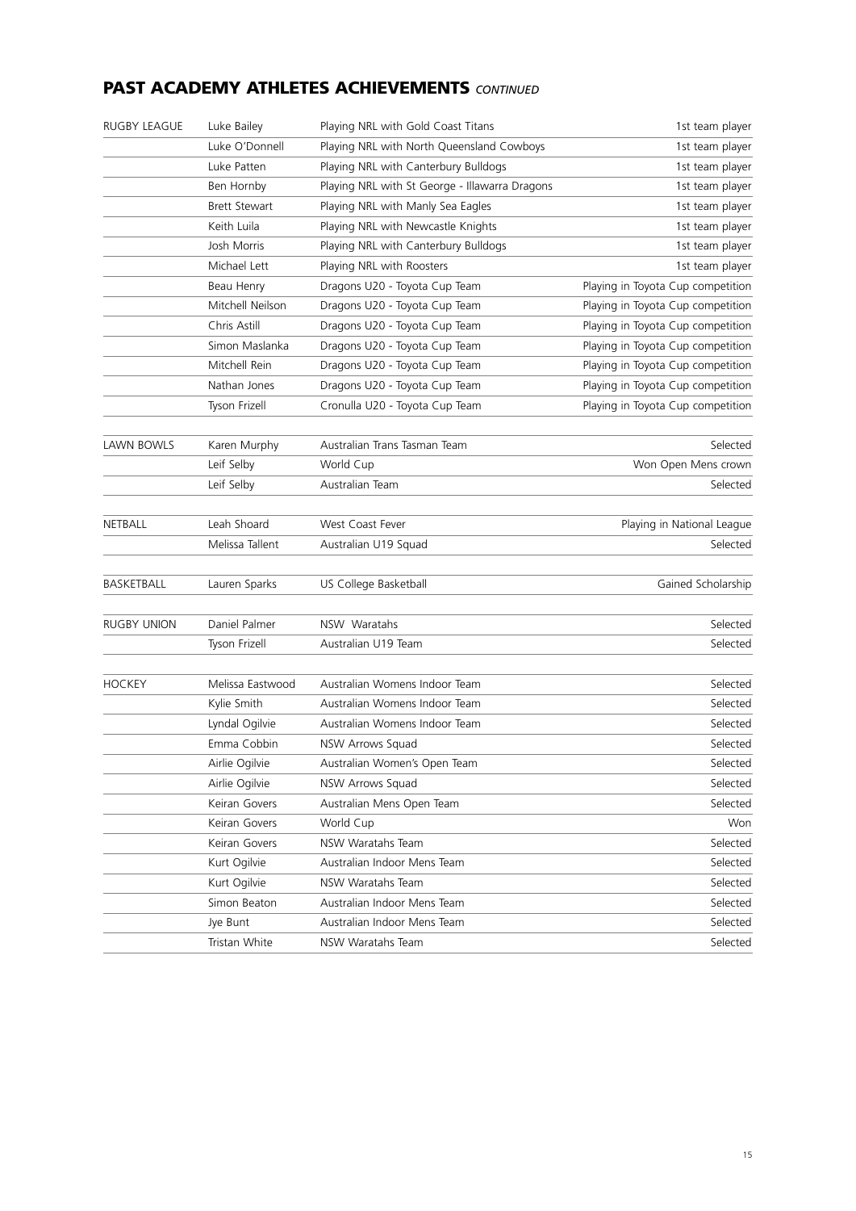## PAST ACADEMY ATHLETES ACHIEVEMENTS *CONTINUED*

| | | | |
|---|---|---|---|
| RUGBY LEAGUE | Luke Bailey | Playing NRL with Gold Coast Titans | 1st team player |
| | Luke O'Donnell | Playing NRL with North Queensland Cowboys | 1st team player |
| | Luke Patten | Playing NRL with Canterbury Bulldogs | 1st team player |
| | Ben Hornby | Playing NRL with St George - Illawarra Dragons | 1st team player |
| | Brett Stewart | Playing NRL with Manly Sea Eagles | 1st team player |
| | Keith Luila | Playing NRL with Newcastle Knights | 1st team player |
| | Josh Morris | Playing NRL with Canterbury Bulldogs | 1st team player |
| | Michael Lett | Playing NRL with Roosters | 1st team player |
| | Beau Henry | Dragons U20 - Toyota Cup Team | Playing in Toyota Cup competition |
| | Mitchell Neilson | Dragons U20 - Toyota Cup Team | Playing in Toyota Cup competition |
| | Chris Astill | Dragons U20 - Toyota Cup Team | Playing in Toyota Cup competition |
| | Simon Maslanka | Dragons U20 - Toyota Cup Team | Playing in Toyota Cup competition |
| | Mitchell Rein | Dragons U20 - Toyota Cup Team | Playing in Toyota Cup competition |
| | Nathan Jones | Dragons U20 - Toyota Cup Team | Playing in Toyota Cup competition |
| | Tyson Frizell | Cronulla U20 - Toyota Cup Team | Playing in Toyota Cup competition |
| LAWN BOWLS | Karen Murphy | Australian Trans Tasman Team | Selected |
| | Leif Selby | World Cup | Won Open Mens crown |
| | Leif Selby | Australian Team | Selected |
| NETBALL | Leah Shoard | West Coast Fever | Playing in National League |
| | Melissa Tallent | Australian U19 Squad | Selected |
| BASKETBALL | Lauren Sparks | US College Basketball | Gained Scholarship |
| RUGBY UNION | Daniel Palmer | NSW Waratahs | Selected |
| | Tyson Frizell | Australian U19 Team | Selected |
| HOCKEY | Melissa Eastwood | Australian Womens Indoor Team | Selected |
| | Kylie Smith | Australian Womens Indoor Team | Selected |
| | Lyndal Ogilvie | Australian Womens Indoor Team | Selected |
| | Emma Cobbin | NSW Arrows Squad | Selected |
| | Airlie Ogilvie | Australian Women's Open Team | Selected |
| | Airlie Ogilvie | NSW Arrows Squad | Selected |
| | Keiran Govers | Australian Mens Open Team | Selected |
| | Keiran Govers | World Cup | Won |
| | Keiran Govers | NSW Waratahs Team | Selected |
| | Kurt Ogilvie | Australian Indoor Mens Team | Selected |
| | Kurt Ogilvie | NSW Waratahs Team | Selected |
| | Simon Beaton | Australian Indoor Mens Team | Selected |
| | Jye Bunt | Australian Indoor Mens Team | Selected |
| | Tristan White | NSW Waratahs Team | Selected |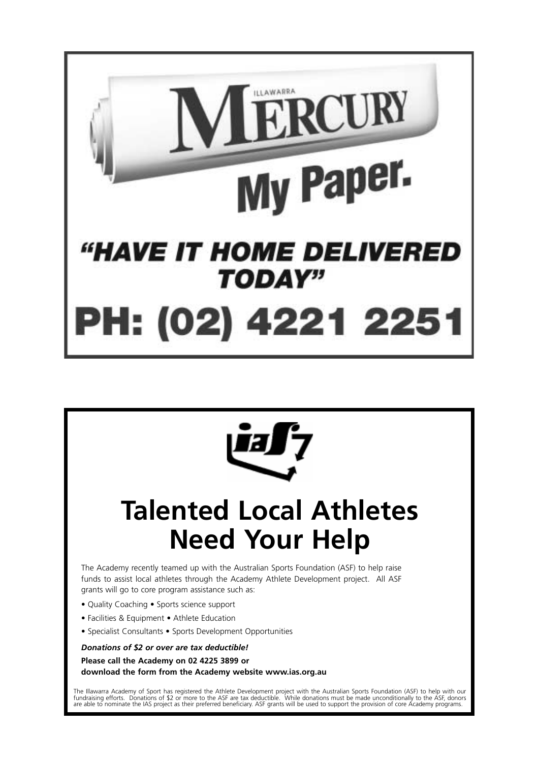ILLAWARRA MERCURY

# My Paper.

## "HAVE IT HOME DELIVERED TODAY"

## PH: (02) 4221 2251

# Talented Local Athletes Need Your Help

The Academy recently teamed up with the Australian Sports Foundation (ASF) to help raise funds to assist local athletes through the Academy Athlete Development project. All ASF grants will go to core program assistance such as:

- Quality Coaching • Sports science support
- Facilities & Equipment • Athlete Education
- Specialist Consultants • Sports Development Opportunities

***Donations of $2 or over are tax deductible!***

**Please call the Academy on 02 4225 3899 or download the form from the Academy website www.ias.org.au**

The Illawarra Academy of Sport has registered the Athlete Development project with the Australian Sports Foundation (ASF) to help with our fundraising efforts. Donations of $2 or more to the ASF are tax deductible. While donations must be made unconditionally to the ASF, donors are able to nominate the IAS project as their preferred beneficiary. ASF grants will be used to support the provision of core Academy programs.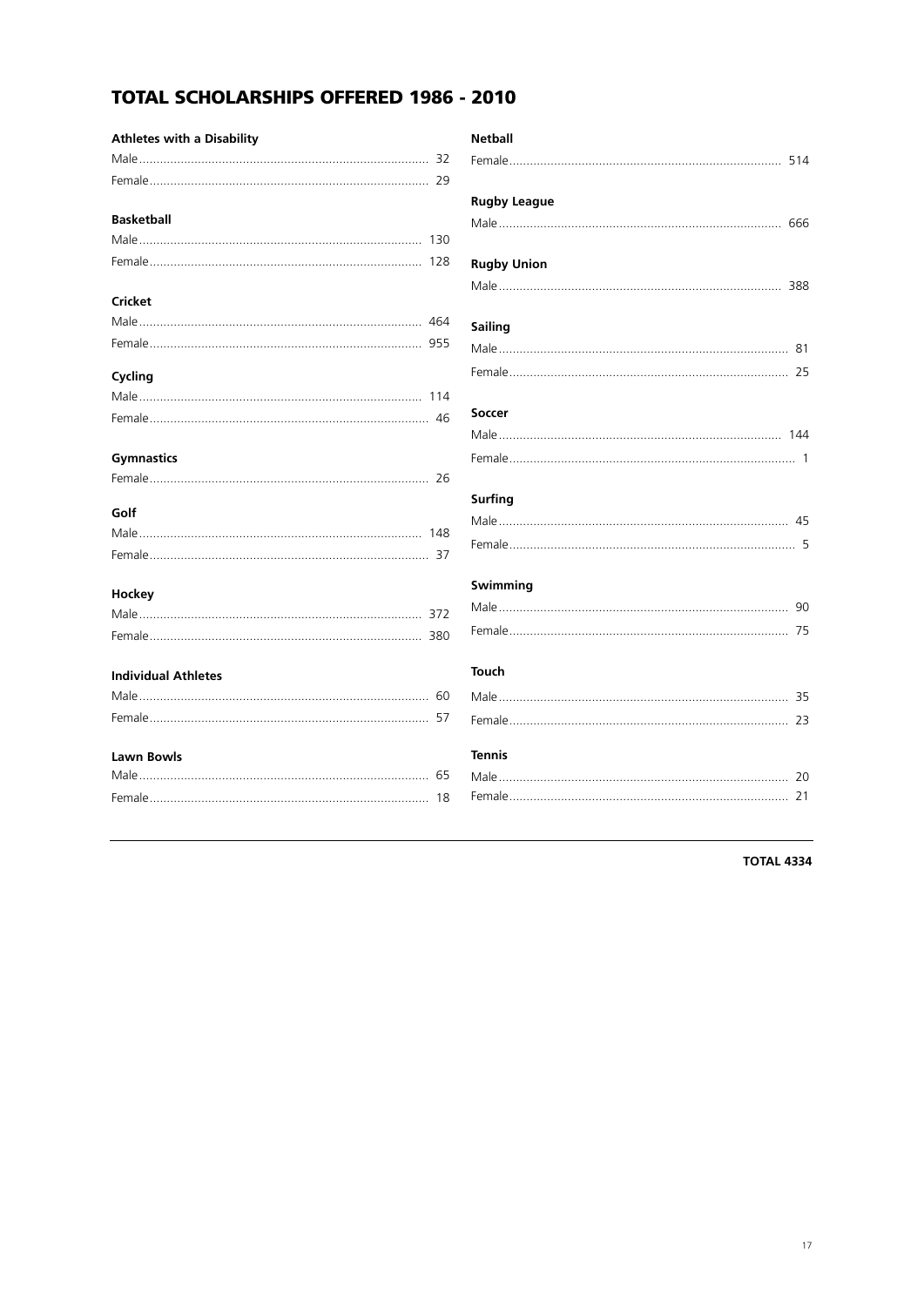# TOTAL SCHOLARSHIPS OFFERED 1986 - 2010

**Athletes with a Disability**

Male ........ 32
Female ........ 29

**Basketball**

Male ........ 130
Female ........ 128

**Cricket**

Male ........ 464
Female ........ 955

**Cycling**

Male ........ 114
Female ........ 46

**Gymnastics**

Female ........ 26

**Golf**

Male ........ 148
Female ........ 37

**Hockey**

Male ........ 372
Female ........ 380

**Individual Athletes**

Male ........ 60
Female ........ 57

**Lawn Bowls**

Male ........ 65
Female ........ 18

**Netball**

Female ........ 514

**Rugby League**

Male ........ 666

**Rugby Union**

Male ........ 388

**Sailing**

Male ........ 81
Female ........ 25

**Soccer**

Male ........ 144
Female ........ 1

**Surfing**

Male ........ 45
Female ........ 5

**Swimming**

Male ........ 90
Female ........ 75

**Touch**

Male ........ 35
Female ........ 23

**Tennis**

Male ........ 20
Female ........ 21

**TOTAL 4334**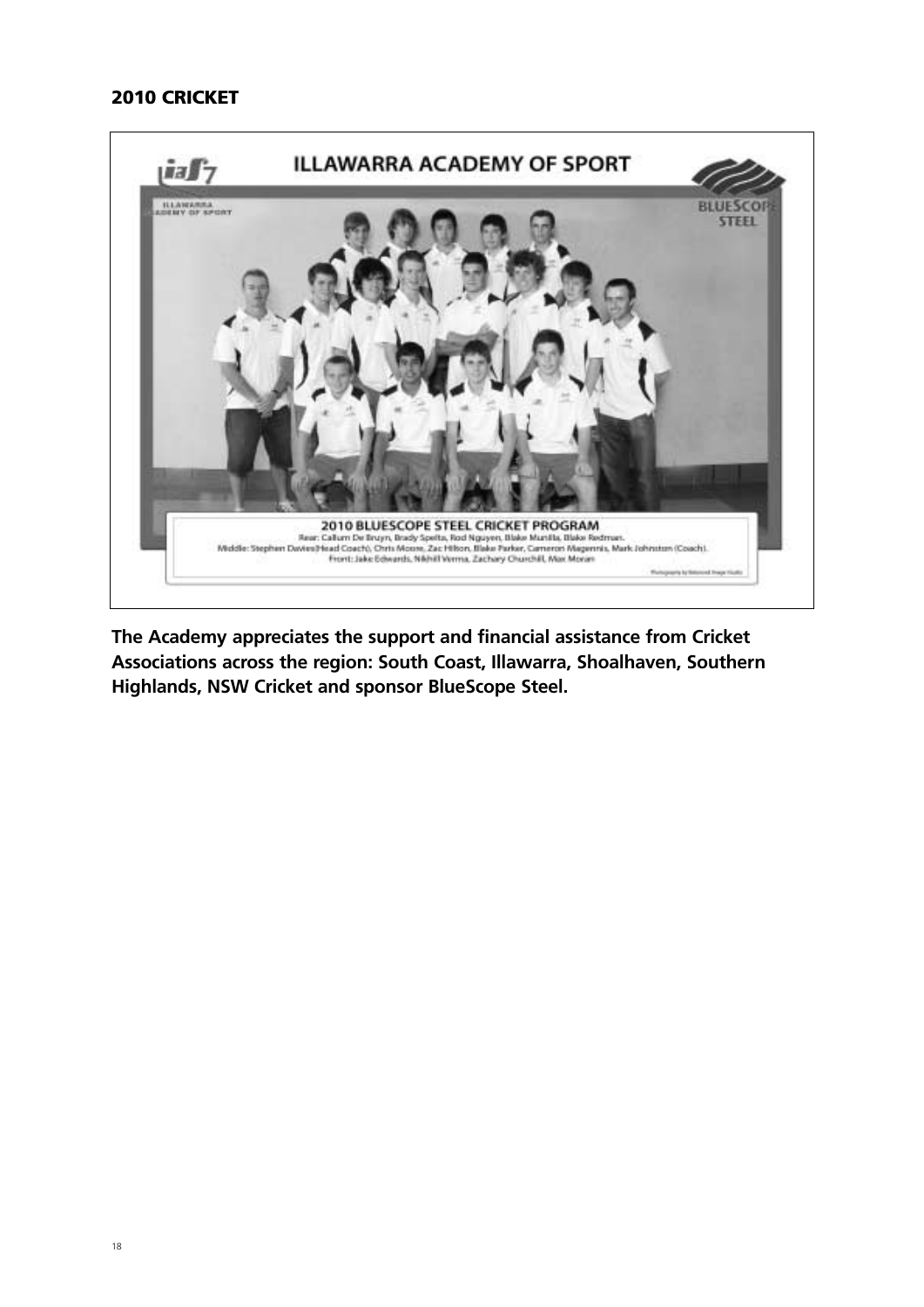## 2010 CRICKET

ILLAWARRA ACADEMY OF SPORT

2010 BLUESCOPE STEEL CRICKET PROGRAM

Rear: Callum De Bruyn, Brady Spelta, Rod Nguyen, Blake Munilla, Blake Redman.
Middle: Stephen Davies(Head Coach), Chris Moore, Zac Hilton, Blake Parker, Cameron Magennis, Mark Johnston (Coach).
Front: Jake Edwards, Nikhil Verma, Zachary Churchill, Max Moran

**The Academy appreciates the support and financial assistance from Cricket Associations across the region: South Coast, Illawarra, Shoalhaven, Southern Highlands, NSW Cricket and sponsor BlueScope Steel.**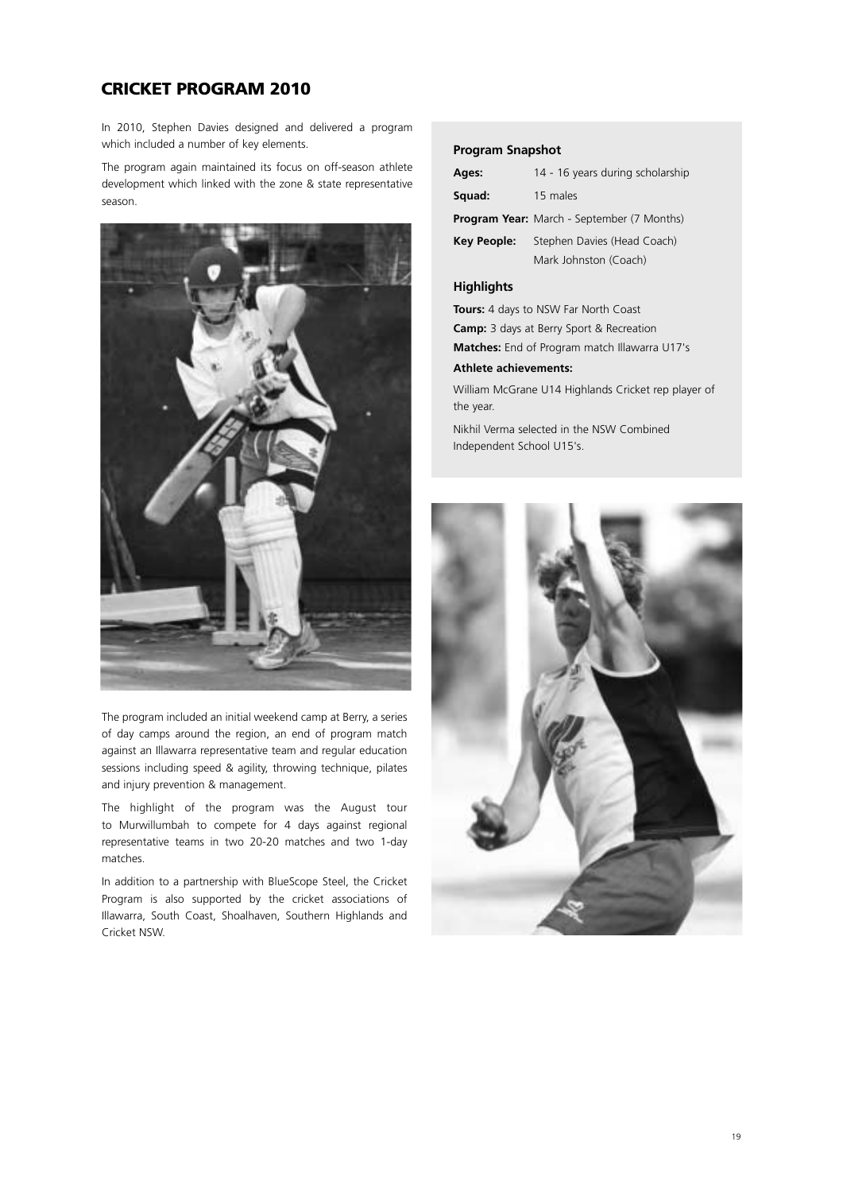## CRICKET PROGRAM 2010

In 2010, Stephen Davies designed and delivered a program which included a number of key elements.

The program again maintained its focus on off-season athlete development which linked with the zone & state representative season.

The program included an initial weekend camp at Berry, a series of day camps around the region, an end of program match against an Illawarra representative team and regular education sessions including speed & agility, throwing technique, pilates and injury prevention & management.

The highlight of the program was the August tour to Murwillumbah to compete for 4 days against regional representative teams in two 20-20 matches and two 1-day matches.

In addition to a partnership with BlueScope Steel, the Cricket Program is also supported by the cricket associations of Illawarra, South Coast, Shoalhaven, Southern Highlands and Cricket NSW.

### Program Snapshot

**Ages:** 14 - 16 years during scholarship

**Squad:** 15 males

**Program Year:** March - September (7 Months)

**Key People:** Stephen Davies (Head Coach)
Mark Johnston (Coach)

### Highlights

**Tours:** 4 days to NSW Far North Coast

**Camp:** 3 days at Berry Sport & Recreation

**Matches:** End of Program match Illawarra U17's

**Athlete achievements:**

William McGrane U14 Highlands Cricket rep player of the year.

Nikhil Verma selected in the NSW Combined Independent School U15's.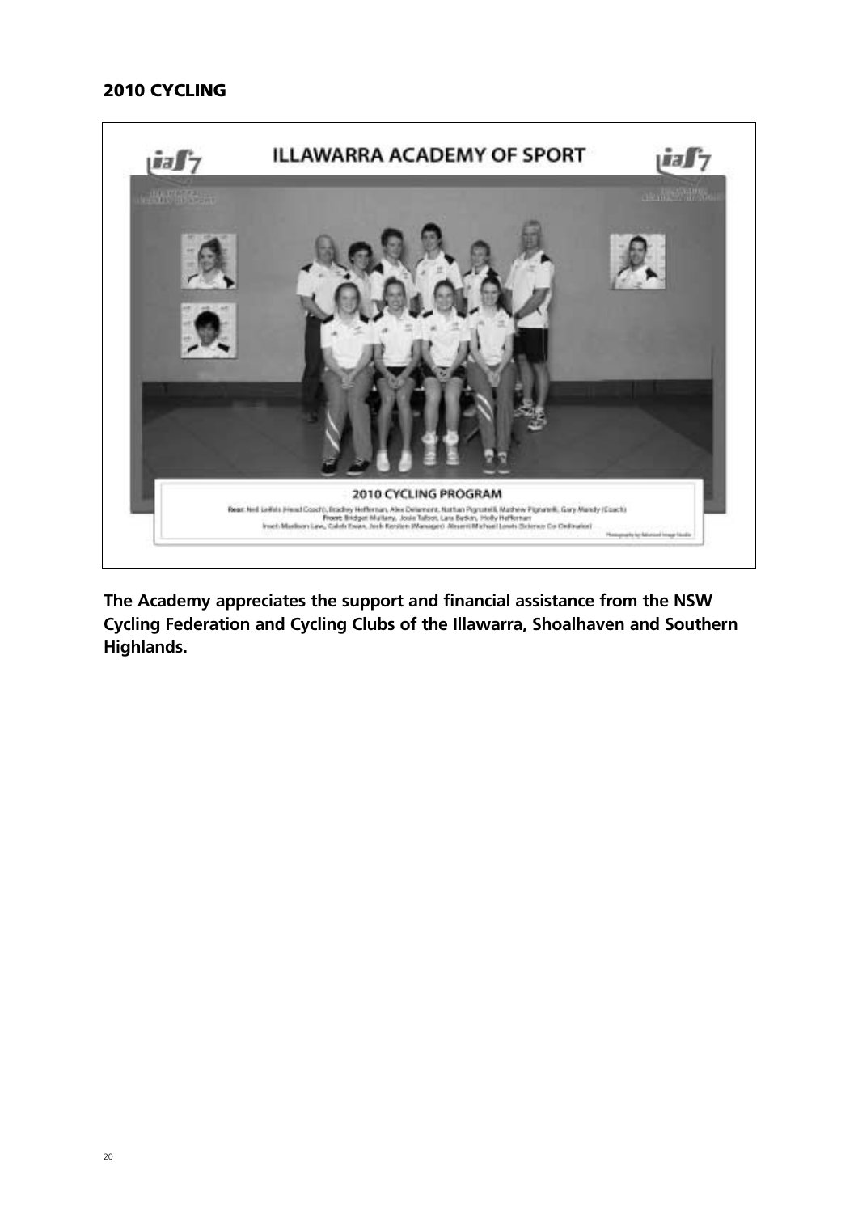## 2010 CYCLING

**The Academy appreciates the support and financial assistance from the NSW Cycling Federation and Cycling Clubs of the Illawarra, Shoalhaven and Southern Highlands.**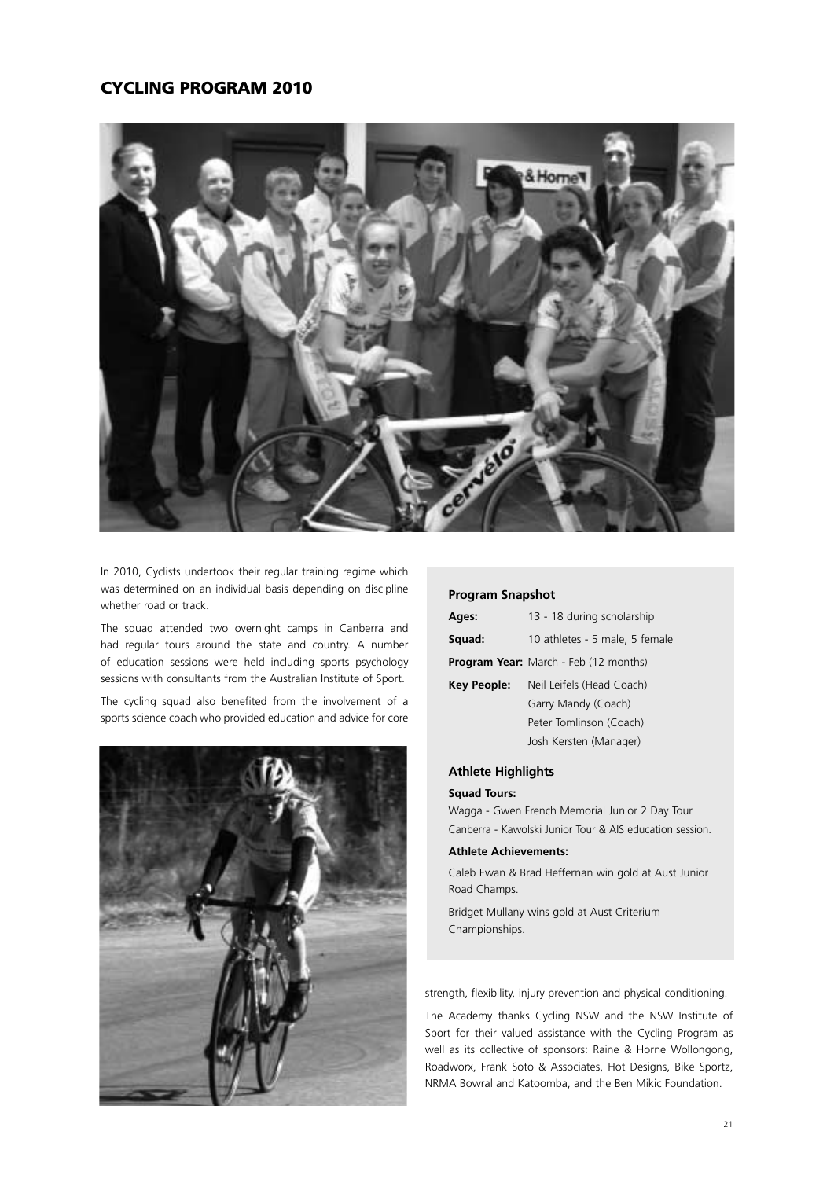## CYCLING PROGRAM 2010

In 2010, Cyclists undertook their regular training regime which was determined on an individual basis depending on discipline whether road or track.

The squad attended two overnight camps in Canberra and had regular tours around the state and country. A number of education sessions were held including sports psychology sessions with consultants from the Australian Institute of Sport.

The cycling squad also benefited from the involvement of a sports science coach who provided education and advice for core strength, flexibility, injury prevention and physical conditioning.

The Academy thanks Cycling NSW and the NSW Institute of Sport for their valued assistance with the Cycling Program as well as its collective of sponsors: Raine & Horne Wollongong, Roadworx, Frank Soto & Associates, Hot Designs, Bike Sportz, NRMA Bowral and Katoomba, and the Ben Mikic Foundation.

### Program Snapshot

**Ages:** 13 - 18 during scholarship

**Squad:** 10 athletes - 5 male, 5 female

**Program Year:** March - Feb (12 months)

**Key People:** Neil Leifels (Head Coach)
Garry Mandy (Coach)
Peter Tomlinson (Coach)
Josh Kersten (Manager)

### Athlete Highlights

**Squad Tours:**

Wagga - Gwen French Memorial Junior 2 Day Tour

Canberra - Kawolski Junior Tour & AIS education session.

**Athlete Achievements:**

Caleb Ewan & Brad Heffernan win gold at Aust Junior Road Champs.

Bridget Mullany wins gold at Aust Criterium Championships.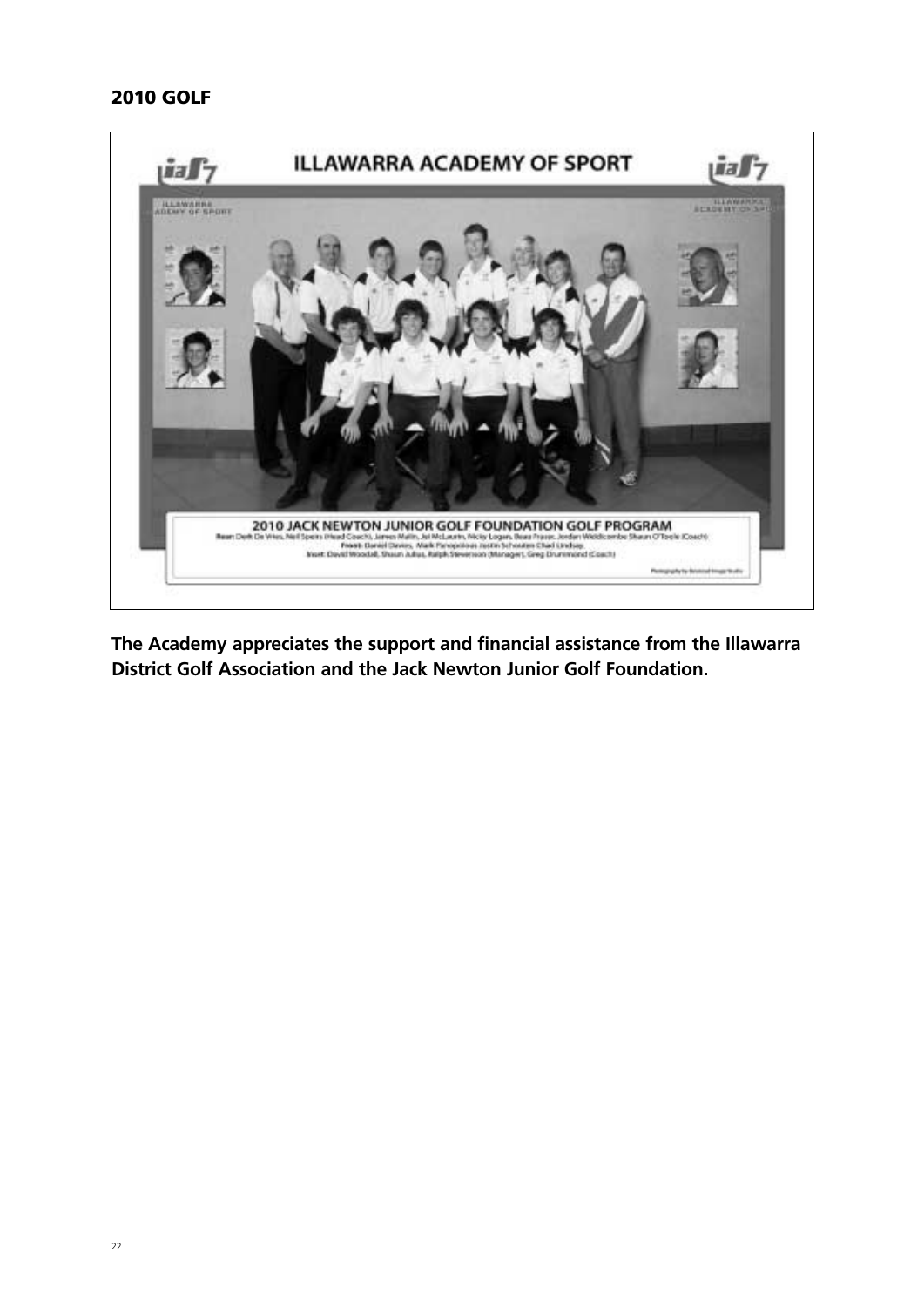## 2010 GOLF

ILLAWARRA ACADEMY OF SPORT

2010 JACK NEWTON JUNIOR GOLF FOUNDATION GOLF PROGRAM

Rear: Derk De Vries, Neil Speirs (Head Coach), James Malin, Jel McLaurin, Nicky Logan, Beau Frazer, Jordan Weldicombe Shaun O'Toole (Coach)
Front: Daniel Davies, Mark Panopoulous Justin Schouten Chad Lindsay
Inset: David Woodall, Shaun Julius, Ralph Stevenson (Manager), Greg Drummond (Coach)

**The Academy appreciates the support and financial assistance from the Illawarra District Golf Association and the Jack Newton Junior Golf Foundation.**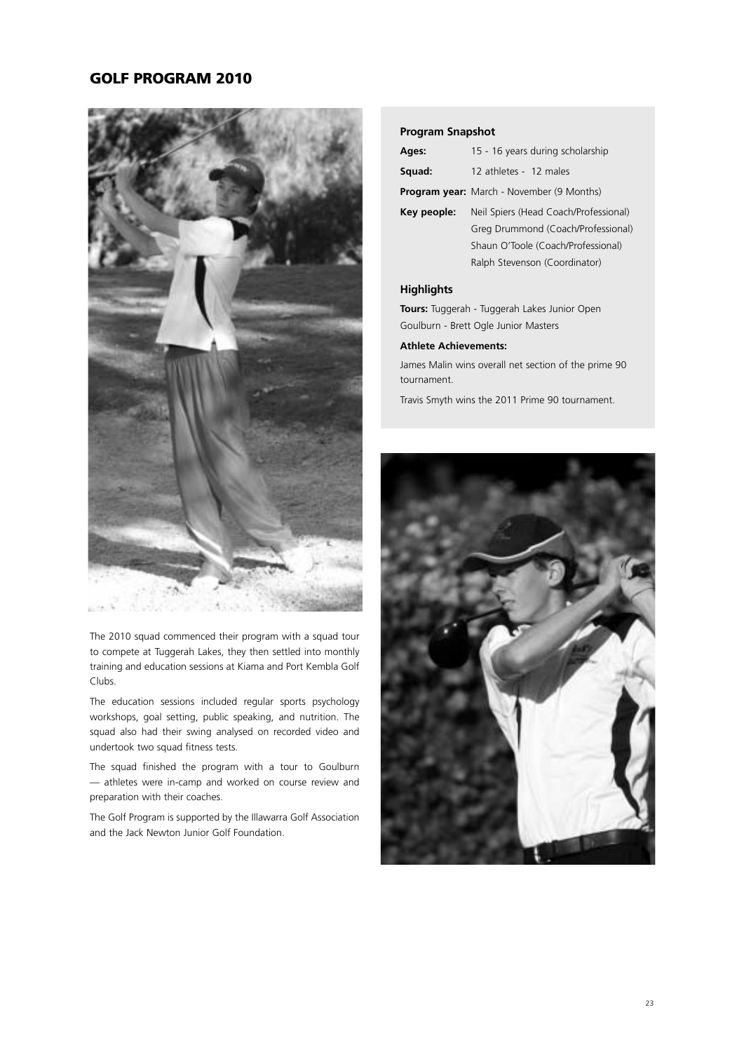# GOLF PROGRAM 2010

The 2010 squad commenced their program with a squad tour to compete at Tuggerah Lakes, they then settled into monthly training and education sessions at Kiama and Port Kembla Golf Clubs.

The education sessions included regular sports psychology workshops, goal setting, public speaking, and nutrition. The squad also had their swing analysed on recorded video and undertook two squad fitness tests.

The squad finished the program with a tour to Goulburn — athletes were in-camp and worked on course review and preparation with their coaches.

The Golf Program is supported by the Illawarra Golf Association and the Jack Newton Junior Golf Foundation.

## Program Snapshot

**Ages:** 15 - 16 years during scholarship

**Squad:** 12 athletes - 12 males

**Program year:** March - November (9 Months)

**Key people:** Neil Spiers (Head Coach/Professional)
Greg Drummond (Coach/Professional)
Shaun O'Toole (Coach/Professional)
Ralph Stevenson (Coordinator)

## Highlights

**Tours:** Tuggerah - Tuggerah Lakes Junior Open
Goulburn - Brett Ogle Junior Masters

**Athlete Achievements:**

James Malin wins overall net section of the prime 90 tournament.

Travis Smyth wins the 2011 Prime 90 tournament.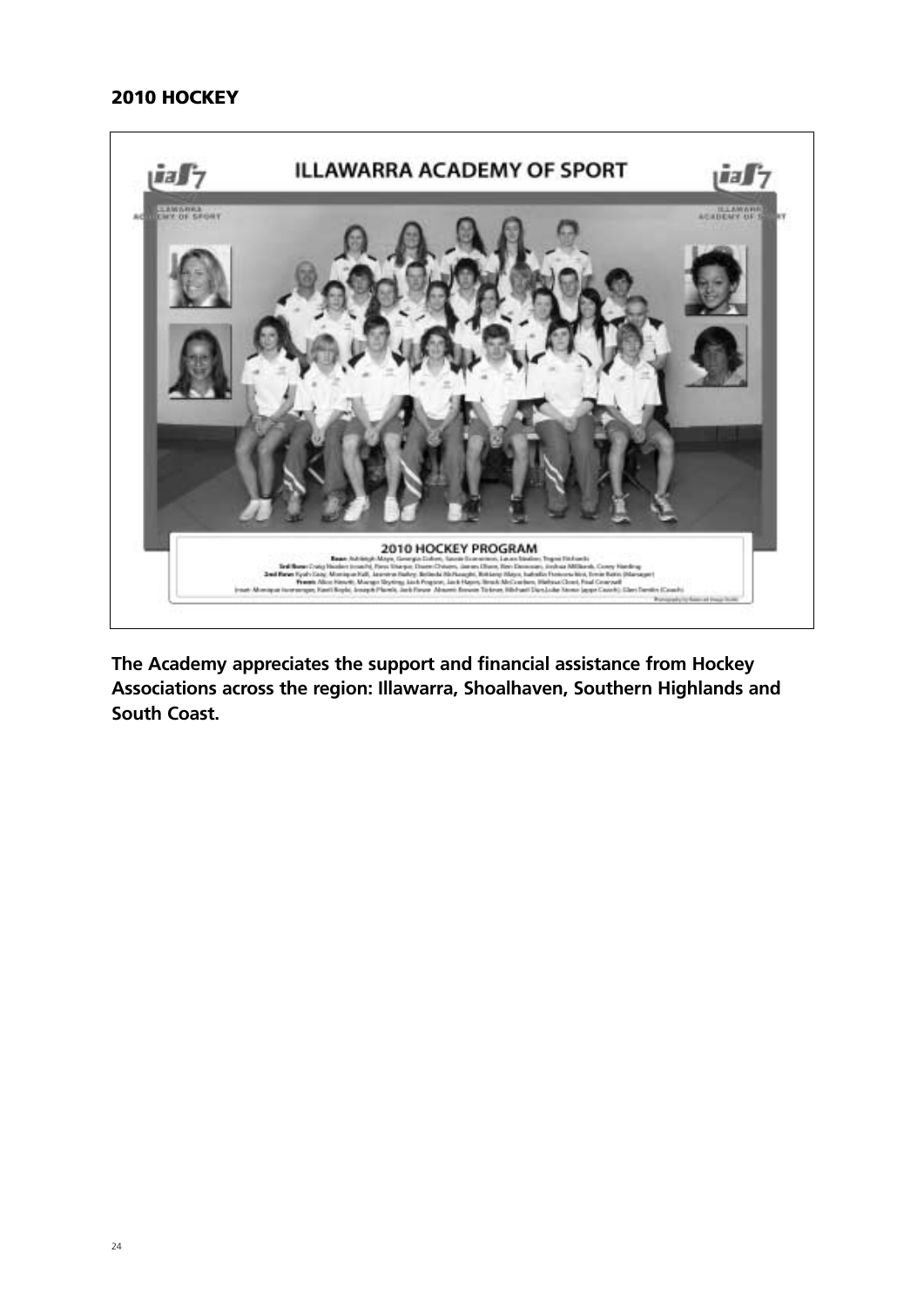## 2010 HOCKEY

**The Academy appreciates the support and financial assistance from Hockey Associations across the region: Illawarra, Shoalhaven, Southern Highlands and South Coast.**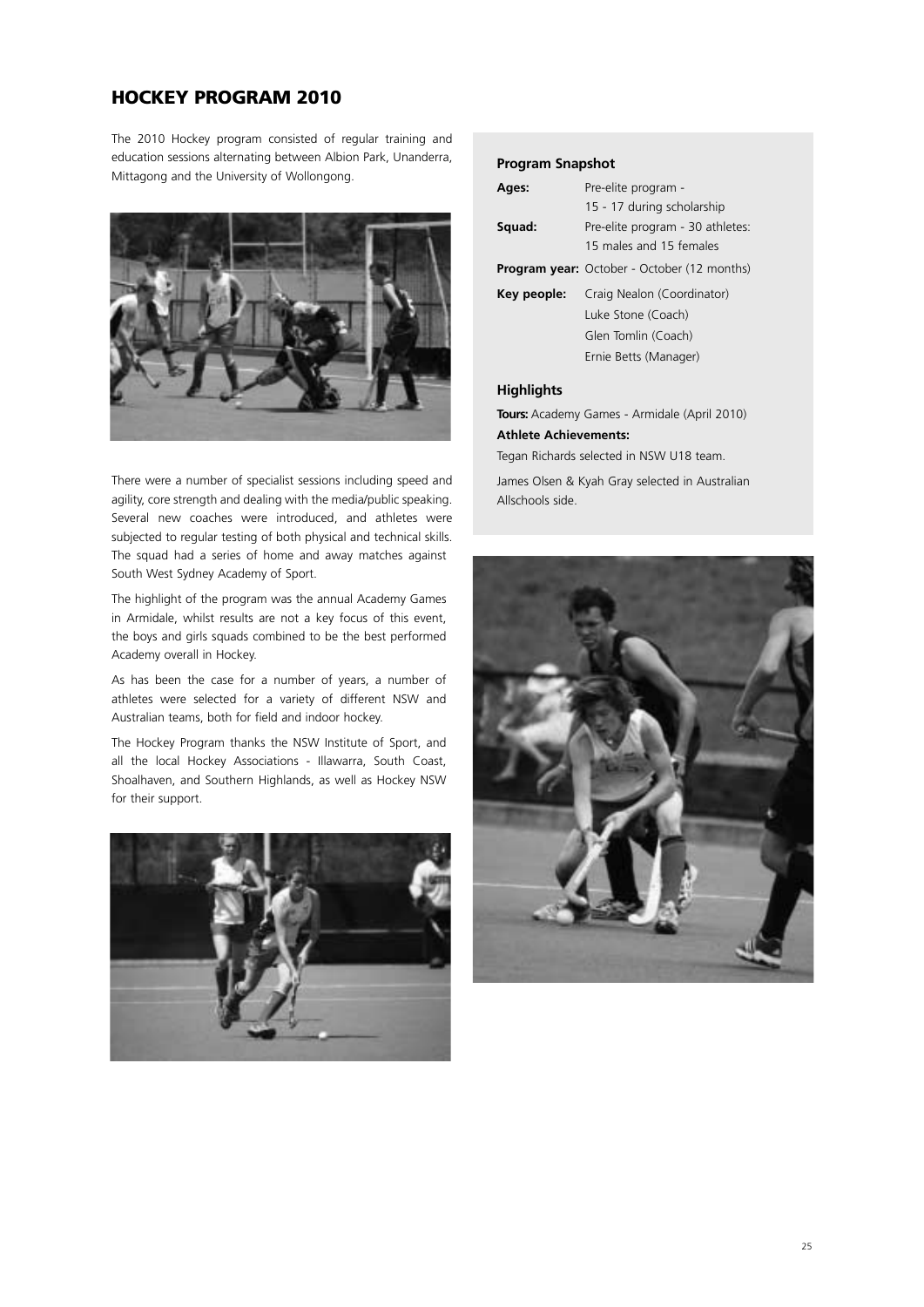## HOCKEY PROGRAM 2010

The 2010 Hockey program consisted of regular training and education sessions alternating between Albion Park, Unanderra, Mittagong and the University of Wollongong.

There were a number of specialist sessions including speed and agility, core strength and dealing with the media/public speaking. Several new coaches were introduced, and athletes were subjected to regular testing of both physical and technical skills. The squad had a series of home and away matches against South West Sydney Academy of Sport.

The highlight of the program was the annual Academy Games in Armidale, whilst results are not a key focus of this event, the boys and girls squads combined to be the best performed Academy overall in Hockey.

As has been the case for a number of years, a number of athletes were selected for a variety of different NSW and Australian teams, both for field and indoor hockey.

The Hockey Program thanks the NSW Institute of Sport, and all the local Hockey Associations - Illawarra, South Coast, Shoalhaven, and Southern Highlands, as well as Hockey NSW for their support.

### Program Snapshot

**Ages:** Pre-elite program - 15 - 17 during scholarship

**Squad:** Pre-elite program - 30 athletes: 15 males and 15 females

**Program year:** October - October (12 months)

**Key people:** Craig Nealon (Coordinator)
Luke Stone (Coach)
Glen Tomlin (Coach)
Ernie Betts (Manager)

### Highlights

**Tours:** Academy Games - Armidale (April 2010)

**Athlete Achievements:**

Tegan Richards selected in NSW U18 team.

James Olsen & Kyah Gray selected in Australian Allschools side.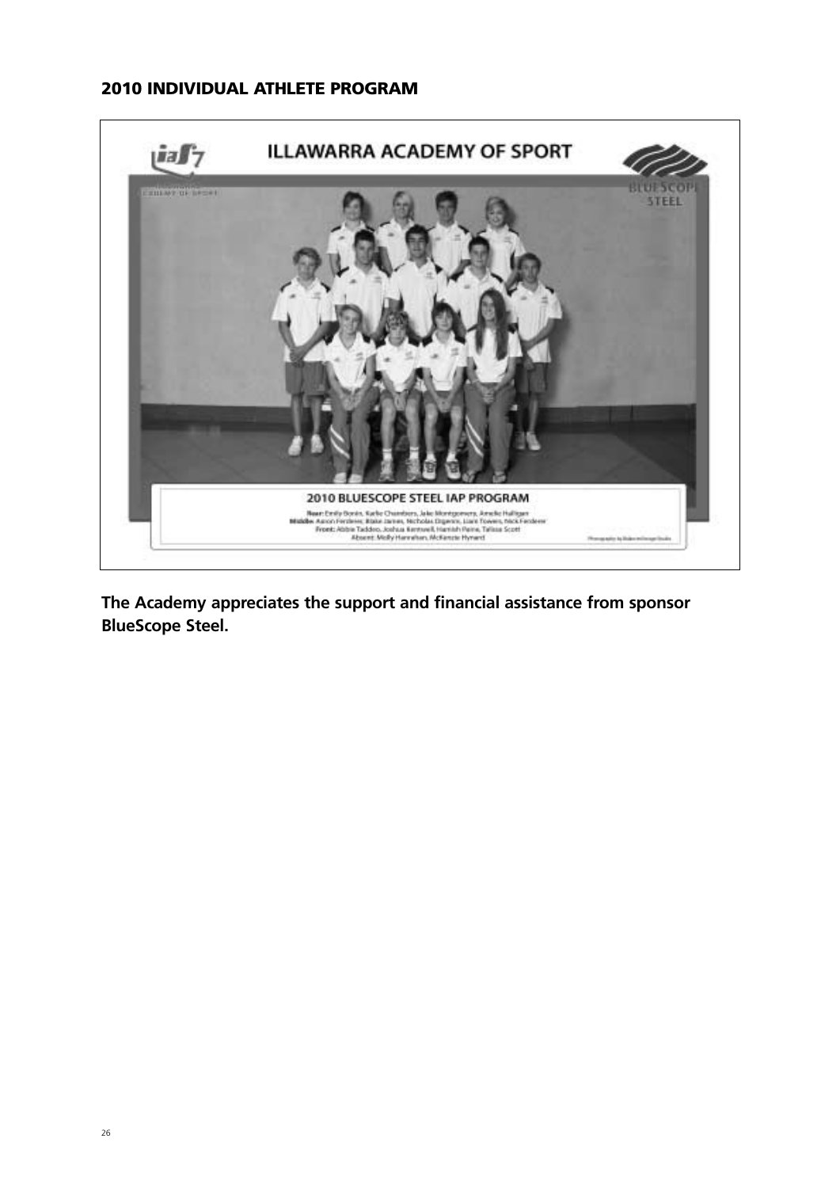## 2010 INDIVIDUAL ATHLETE PROGRAM

ILLAWARRA ACADEMY OF SPORT

2010 BLUESCOPE STEEL IAP PROGRAM

**Rear:** Emily Bonin, Karlie Chambers, Jake Montgomery, Amelie Halligan
**Middle:** Aaron Ferdeere, Blake James, Nicholas Digenis, Liam Towers, Nick Ferdeere
**Front:** Abbie Taddeo, Joshua Kemwell, Hamish Paine, Talissa Scott
Absent: Molly Hanrahan, McKenzie Hynard

**The Academy appreciates the support and financial assistance from sponsor BlueScope Steel.**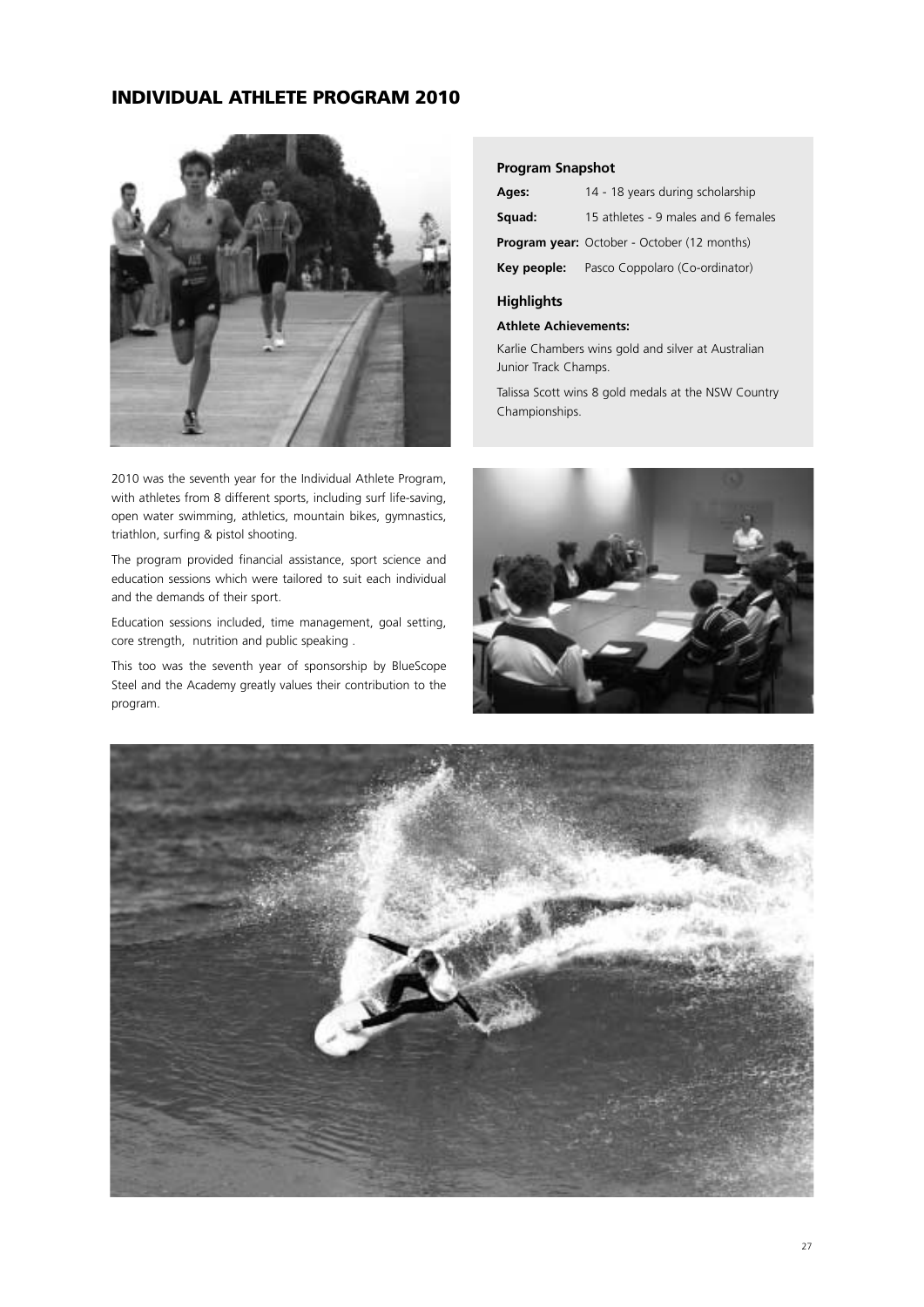# INDIVIDUAL ATHLETE PROGRAM 2010

### Program Snapshot

| | |
|---|---|
| **Ages:** | 14 - 18 years during scholarship |
| **Squad:** | 15 athletes - 9 males and 6 females |
| **Program year:** | October - October (12 months) |
| **Key people:** | Pasco Coppolaro (Co-ordinator) |

### Highlights

**Athlete Achievements:**

Karlie Chambers wins gold and silver at Australian Junior Track Champs.

Talissa Scott wins 8 gold medals at the NSW Country Championships.

2010 was the seventh year for the Individual Athlete Program, with athletes from 8 different sports, including surf life-saving, open water swimming, athletics, mountain bikes, gymnastics, triathlon, surfing & pistol shooting.

The program provided financial assistance, sport science and education sessions which were tailored to suit each individual and the demands of their sport.

Education sessions included, time management, goal setting, core strength, nutrition and public speaking .

This too was the seventh year of sponsorship by BlueScope Steel and the Academy greatly values their contribution to the program.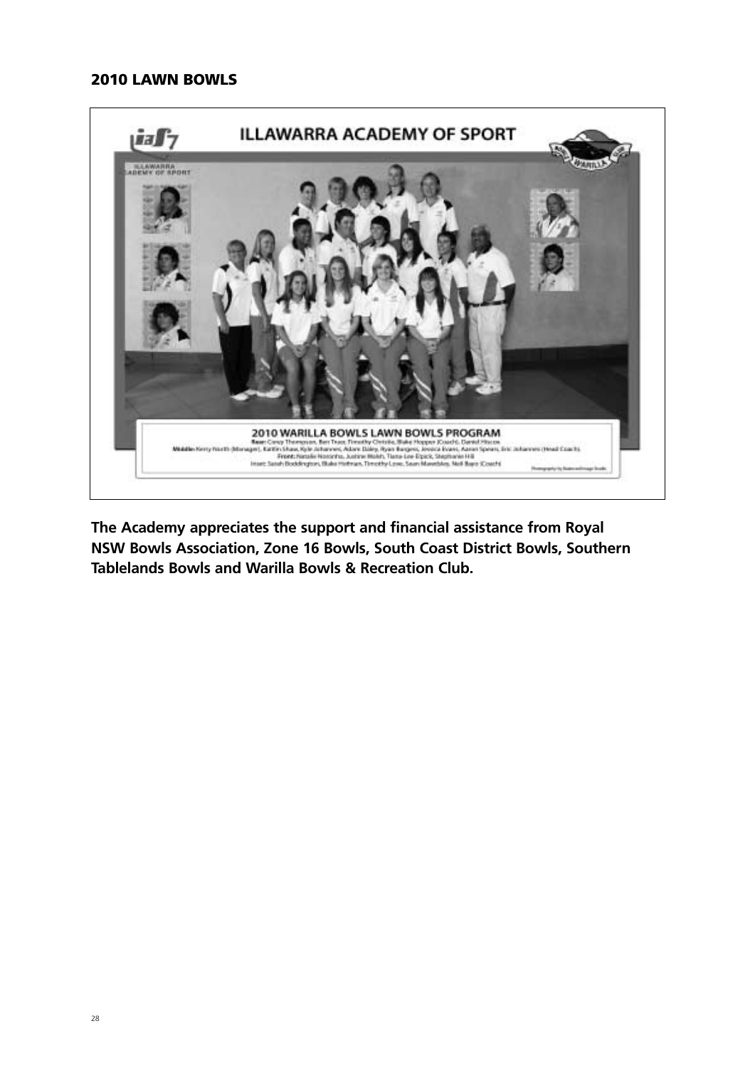## 2010 LAWN BOWLS

The Academy appreciates the support and financial assistance from Royal NSW Bowls Association, Zone 16 Bowls, South Coast District Bowls, Southern Tablelands Bowls and Warilla Bowls & Recreation Club.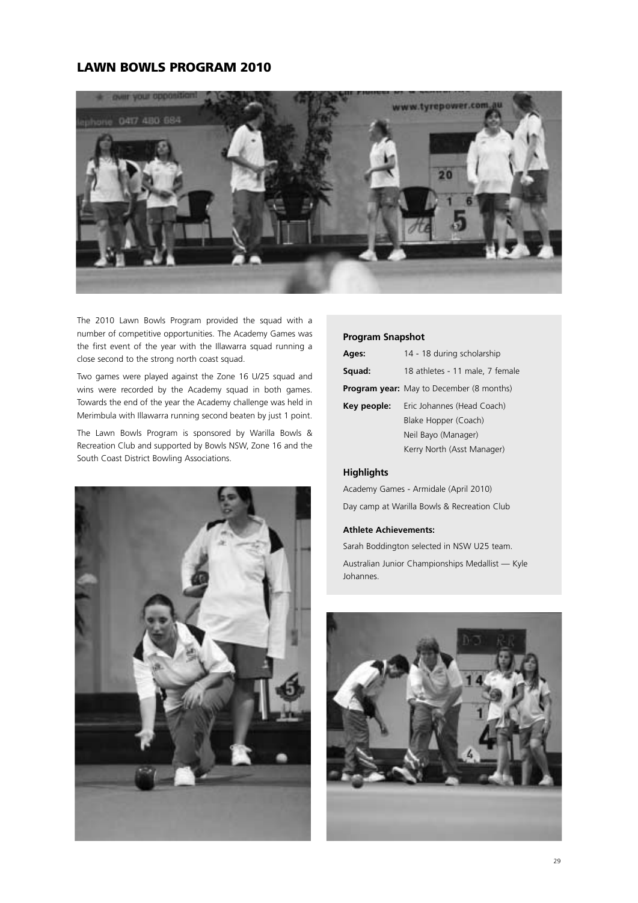# LAWN BOWLS PROGRAM 2010

The 2010 Lawn Bowls Program provided the squad with a number of competitive opportunities. The Academy Games was the first event of the year with the Illawarra squad running a close second to the strong north coast squad.

Two games were played against the Zone 16 U/25 squad and wins were recorded by the Academy squad in both games. Towards the end of the year the Academy challenge was held in Merimbula with Illawarra running second beaten by just 1 point.

The Lawn Bowls Program is sponsored by Warilla Bowls & Recreation Club and supported by Bowls NSW, Zone 16 and the South Coast District Bowling Associations.

### Program Snapshot

**Ages:** 14 - 18 during scholarship

**Squad:** 18 athletes - 11 male, 7 female

**Program year:** May to December (8 months)

**Key people:** Eric Johannes (Head Coach)
Blake Hopper (Coach)
Neil Bayo (Manager)
Kerry North (Asst Manager)

### Highlights

Academy Games - Armidale (April 2010)

Day camp at Warilla Bowls & Recreation Club

**Athlete Achievements:**

Sarah Boddington selected in NSW U25 team.

Australian Junior Championships Medallist — Kyle Johannes.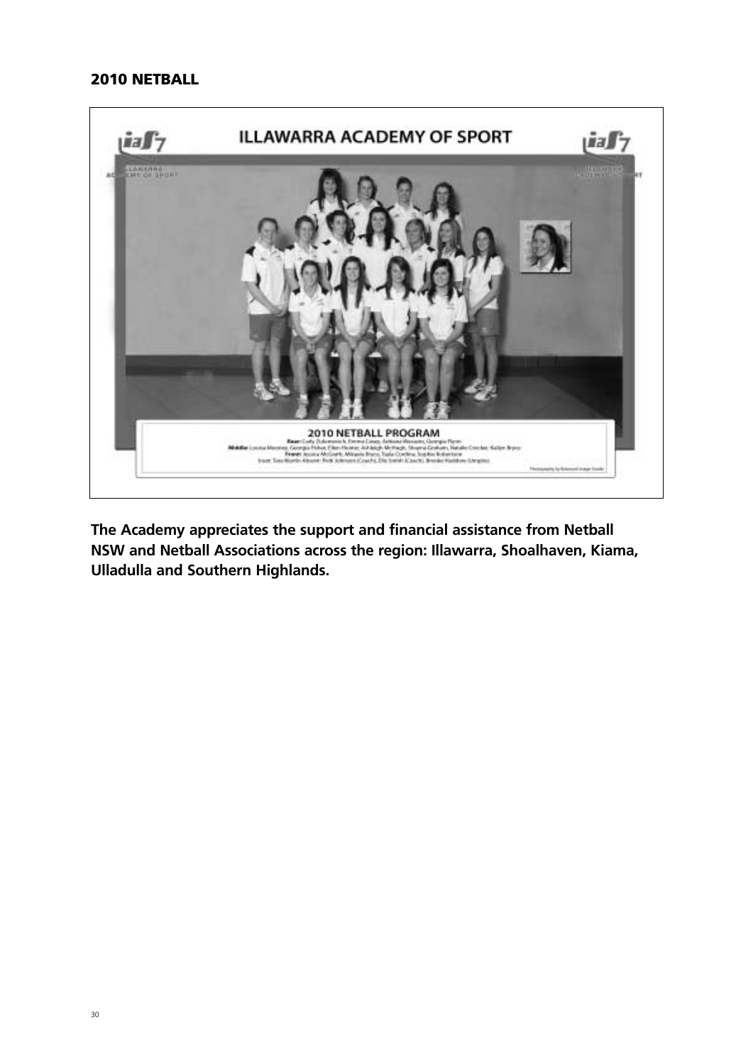## 2010 NETBALL

The Academy appreciates the support and financial assistance from Netball NSW and Netball Associations across the region: Illawarra, Shoalhaven, Kiama, Ulladulla and Southern Highlands.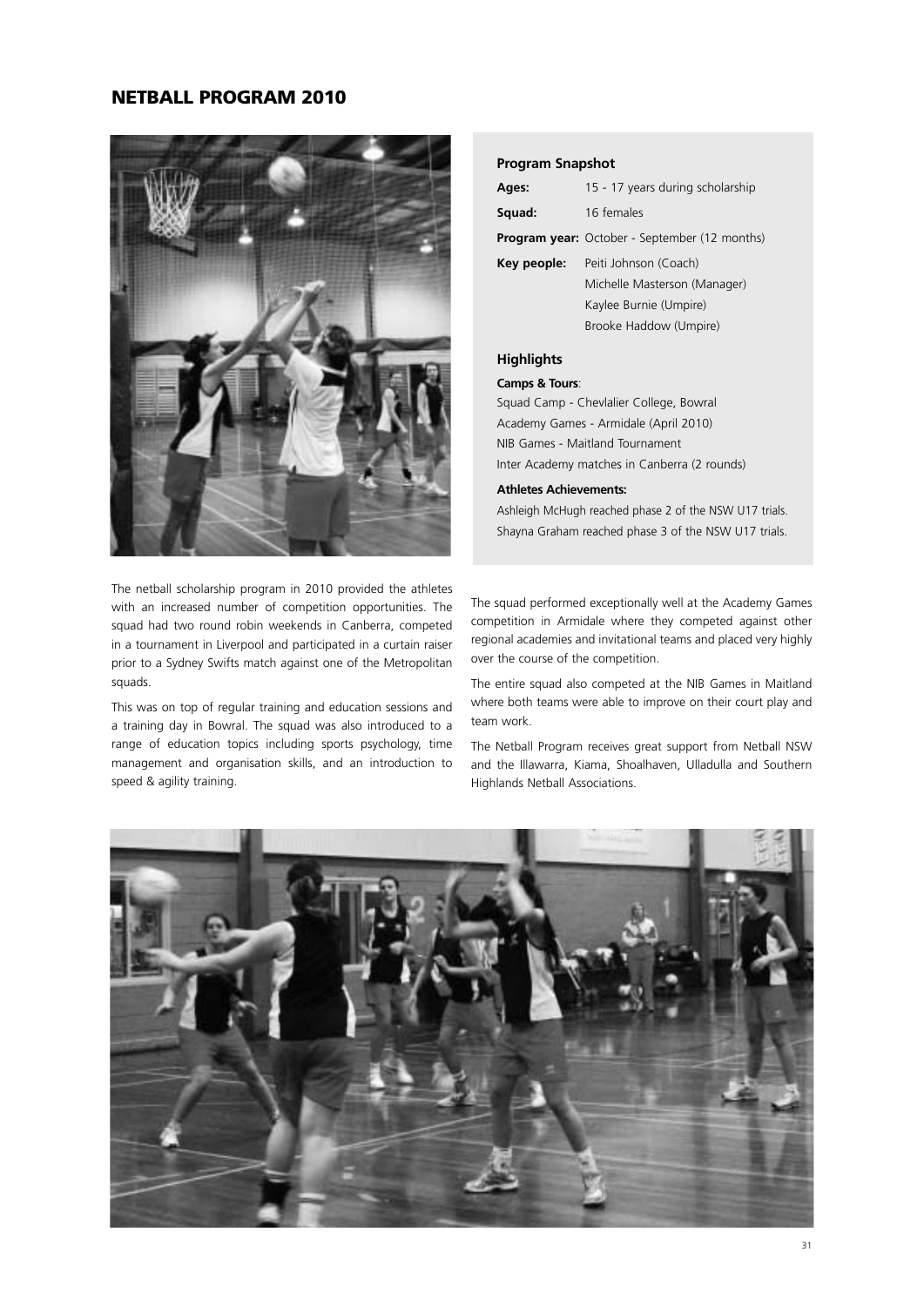# NETBALL PROGRAM 2010

### Program Snapshot

| | |
|---|---|
| **Ages:** | 15 - 17 years during scholarship |
| **Squad:** | 16 females |
| **Program year:** | October - September (12 months) |
| **Key people:** | Peiti Johnson (Coach)<br>Michelle Masterson (Manager)<br>Kaylee Burnie (Umpire)<br>Brooke Haddow (Umpire) |

### Highlights

**Camps & Tours**:

Squad Camp - Chevlalier College, Bowral
Academy Games - Armidale (April 2010)
NIB Games - Maitland Tournament
Inter Academy matches in Canberra (2 rounds)

**Athletes Achievements:**

Ashleigh McHugh reached phase 2 of the NSW U17 trials.
Shayna Graham reached phase 3 of the NSW U17 trials.

The netball scholarship program in 2010 provided the athletes with an increased number of competition opportunities. The squad had two round robin weekends in Canberra, competed in a tournament in Liverpool and participated in a curtain raiser prior to a Sydney Swifts match against one of the Metropolitan squads.

This was on top of regular training and education sessions and a training day in Bowral. The squad was also introduced to a range of education topics including sports psychology, time management and organisation skills, and an introduction to speed & agility training.

The squad performed exceptionally well at the Academy Games competition in Armidale where they competed against other regional academies and invitational teams and placed very highly over the course of the competition.

The entire squad also competed at the NIB Games in Maitland where both teams were able to improve on their court play and team work.

The Netball Program receives great support from Netball NSW and the Illawarra, Kiama, Shoalhaven, Ulladulla and Southern Highlands Netball Associations.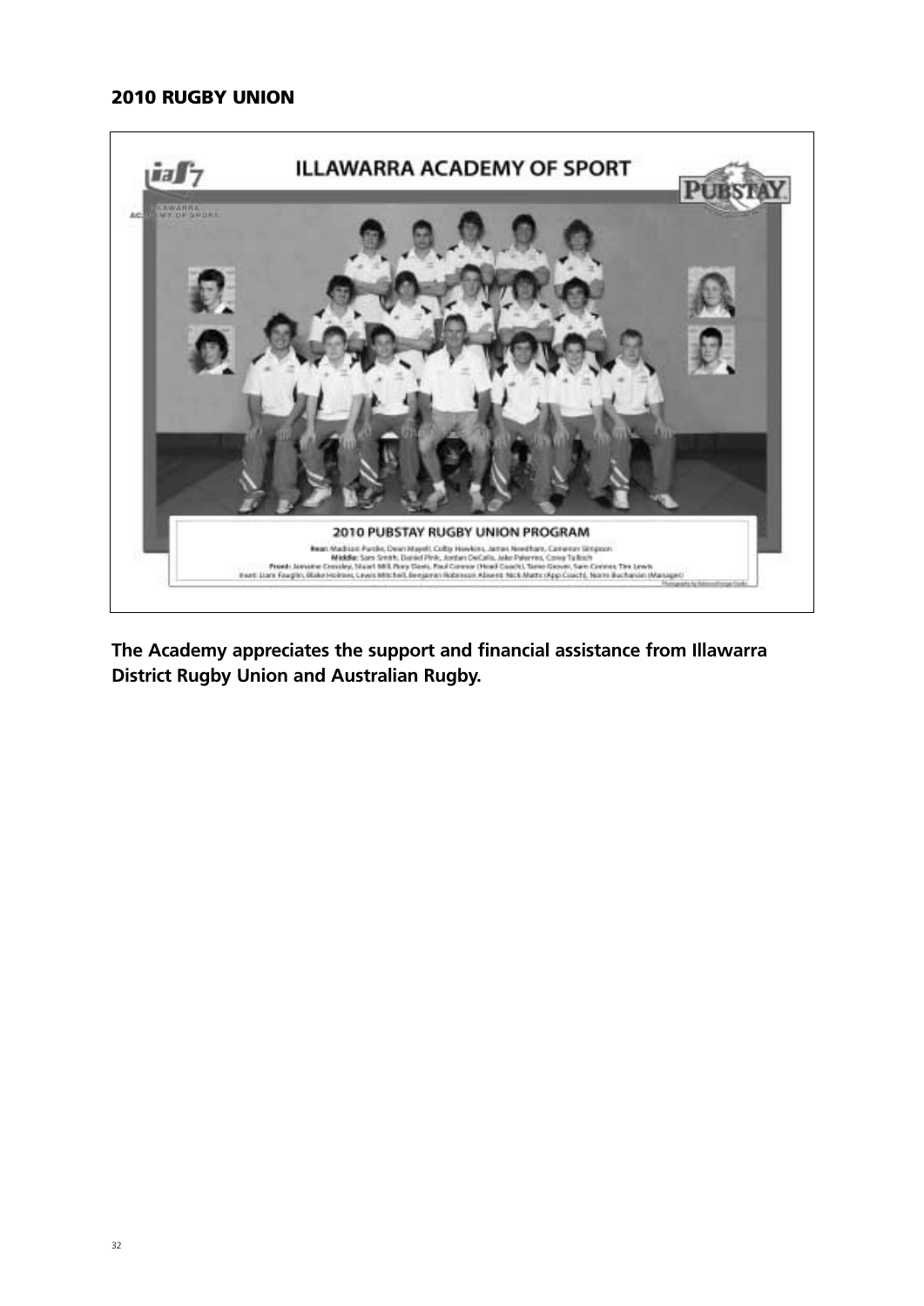## 2010 RUGBY UNION

ILLAWARRA ACADEMY OF SPORT

2010 PUBSTAY RUGBY UNION PROGRAM

**Rear:** Madison Purdie, Dean Mayell, Colby Hawkins, James Needham, Cameron Simpson
**Middle:** Sam Smith, Daniel Pink, Jordan DeCelis, Jake Palermo, Corey Talbot
**Front:** Jamaine Crossley, Stuart Mill, Rory Davis, Paul Connor (Head Coach), Tamo Grover, Sam Connor, Tim Lewis
**Inset:** Liam Fauglin, Blake Holmes, Lewis Mitchell, Benjamin Robinson **Absent:** Nick Matts (App Coach), Norm Buchanan (Manager)

**The Academy appreciates the support and financial assistance from Illawarra District Rugby Union and Australian Rugby.**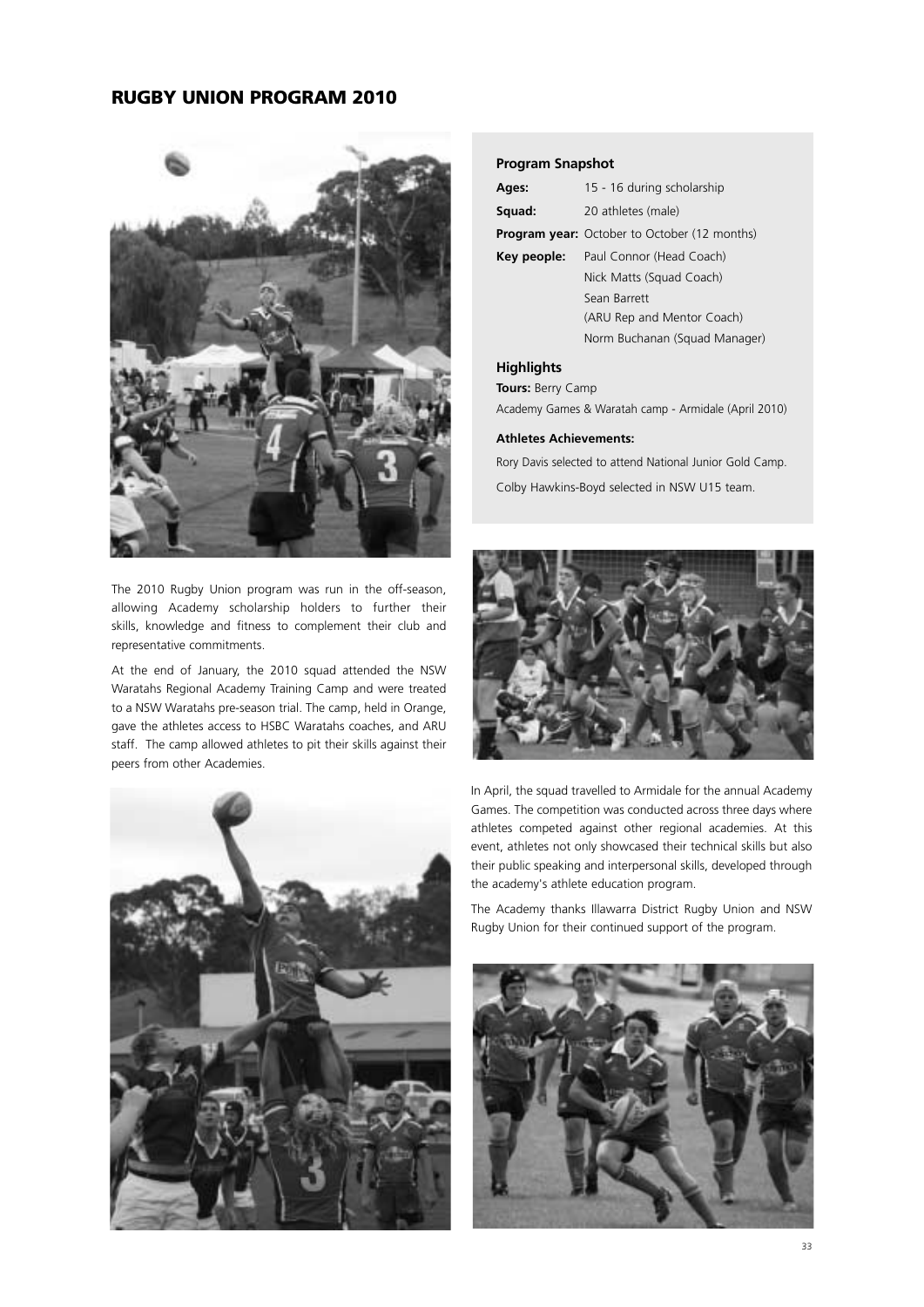# RUGBY UNION PROGRAM 2010

The 2010 Rugby Union program was run in the off-season, allowing Academy scholarship holders to further their skills, knowledge and fitness to complement their club and representative commitments.

At the end of January, the 2010 squad attended the NSW Waratahs Regional Academy Training Camp and were treated to a NSW Waratahs pre-season trial. The camp, held in Orange, gave the athletes access to HSBC Waratahs coaches, and ARU staff. The camp allowed athletes to pit their skills against their peers from other Academies.

### Program Snapshot

| | |
|---|---|
| **Ages:** | 15 - 16 during scholarship |
| **Squad:** | 20 athletes (male) |
| **Program year:** | October to October (12 months) |
| **Key people:** | Paul Connor (Head Coach)<br>Nick Matts (Squad Coach)<br>Sean Barrett<br>(ARU Rep and Mentor Coach)<br>Norm Buchanan (Squad Manager) |

### Highlights

**Tours:** Berry Camp

Academy Games & Waratah camp - Armidale (April 2010)

**Athletes Achievements:**

Rory Davis selected to attend National Junior Gold Camp.

Colby Hawkins-Boyd selected in NSW U15 team.

In April, the squad travelled to Armidale for the annual Academy Games. The competition was conducted across three days where athletes competed against other regional academies. At this event, athletes not only showcased their technical skills but also their public speaking and interpersonal skills, developed through the academy's athlete education program.

The Academy thanks Illawarra District Rugby Union and NSW Rugby Union for their continued support of the program.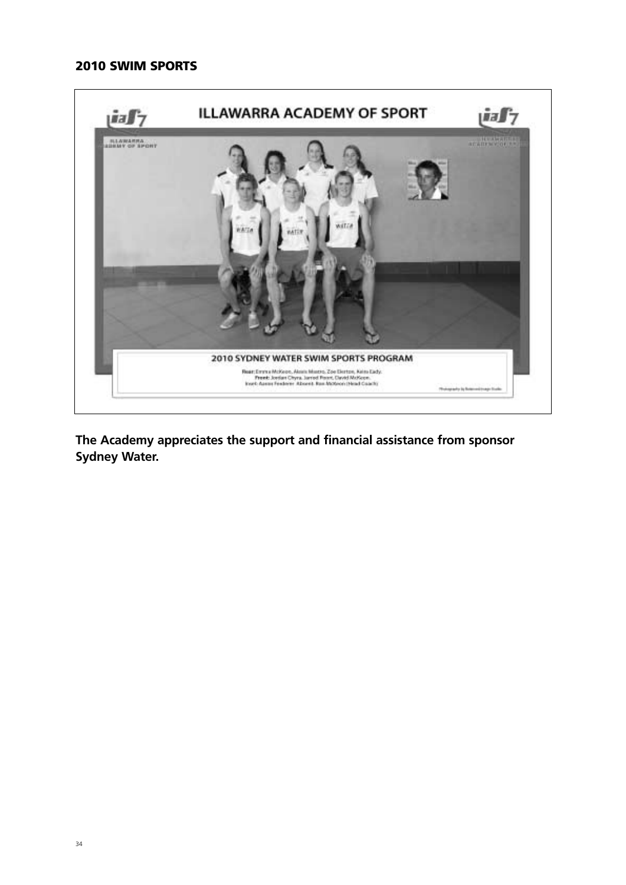## 2010 SWIM SPORTS

The Academy appreciates the support and financial assistance from sponsor Sydney Water.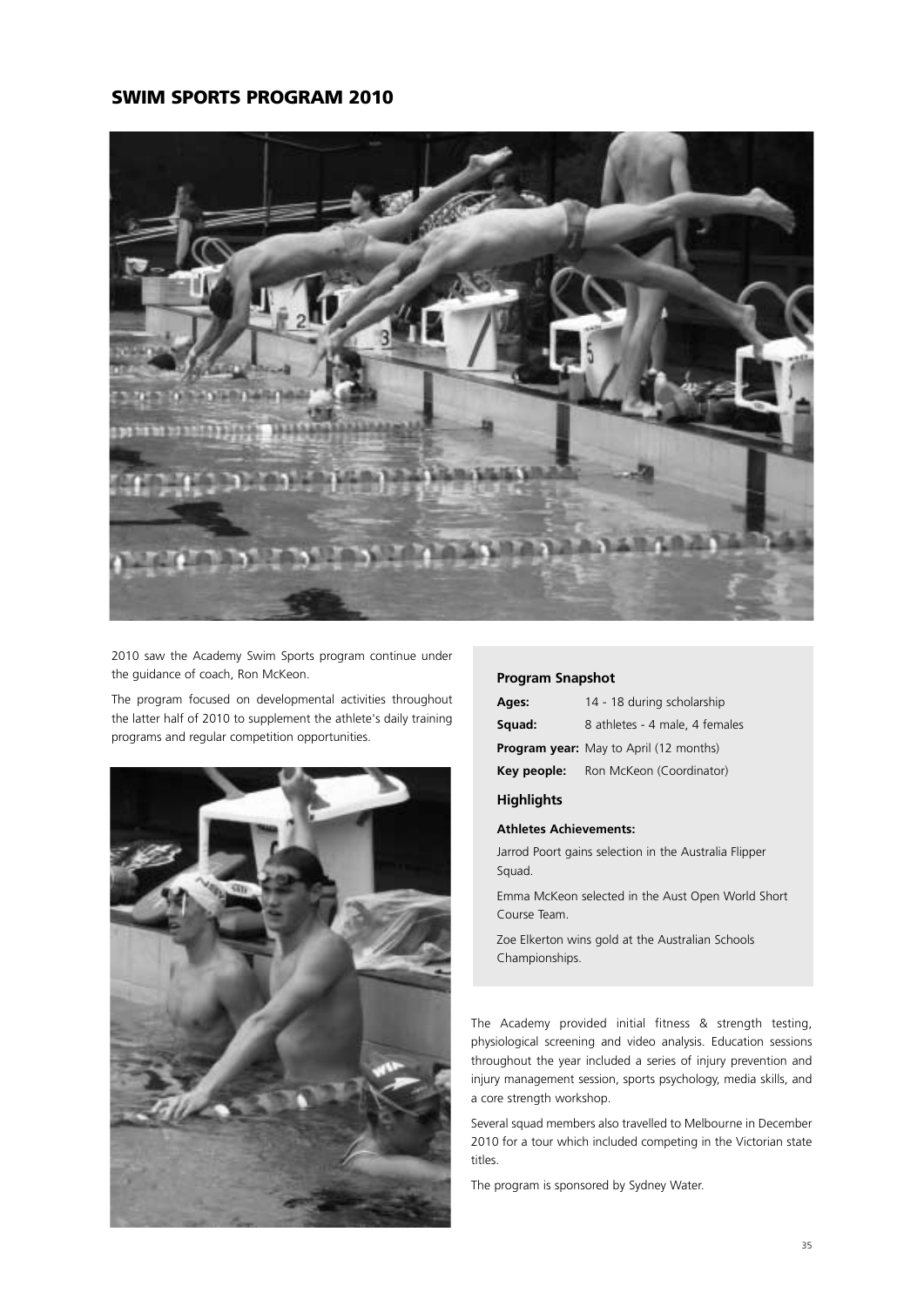## SWIM SPORTS PROGRAM 2010

2010 saw the Academy Swim Sports program continue under the guidance of coach, Ron McKeon.

The program focused on developmental activities throughout the latter half of 2010 to supplement the athlete's daily training programs and regular competition opportunities.

### Program Snapshot

**Ages:** 14 - 18 during scholarship

**Squad:** 8 athletes - 4 male, 4 females

**Program year:** May to April (12 months)

**Key people:** Ron McKeon (Coordinator)

### Highlights

**Athletes Achievements:**

Jarrod Poort gains selection in the Australia Flipper Squad.

Emma McKeon selected in the Aust Open World Short Course Team.

Zoe Elkerton wins gold at the Australian Schools Championships.

The Academy provided initial fitness & strength testing, physiological screening and video analysis. Education sessions throughout the year included a series of injury prevention and injury management session, sports psychology, media skills, and a core strength workshop.

Several squad members also travelled to Melbourne in December 2010 for a tour which included competing in the Victorian state titles.

The program is sponsored by Sydney Water.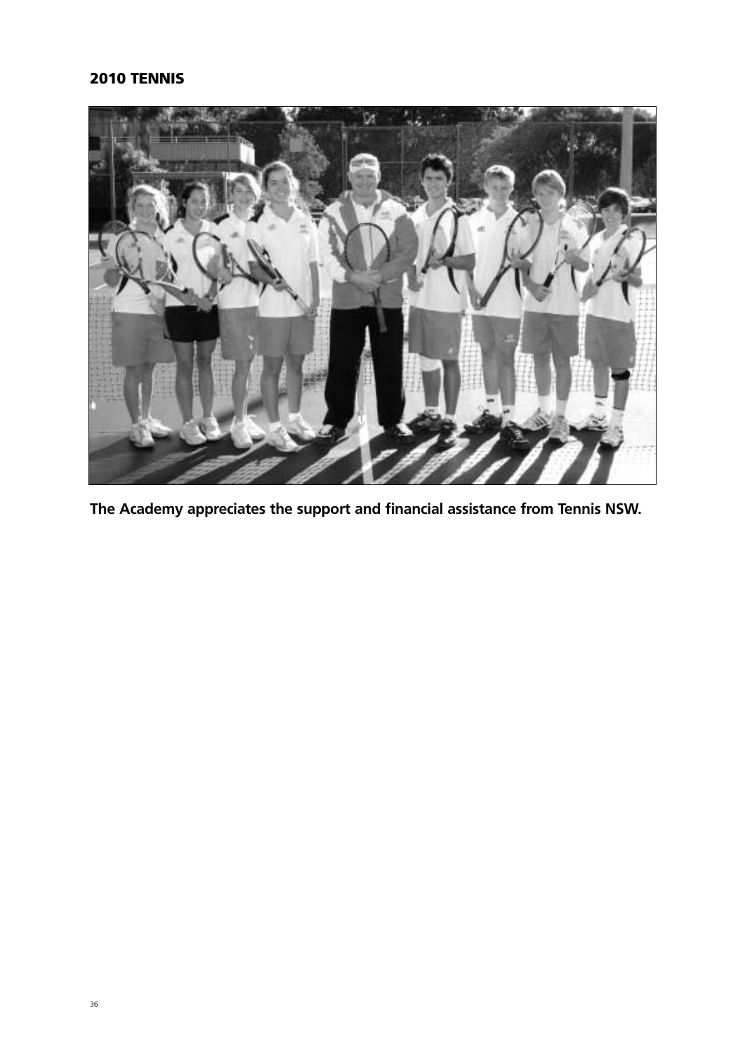## 2010 TENNIS

**The Academy appreciates the support and financial assistance from Tennis NSW.**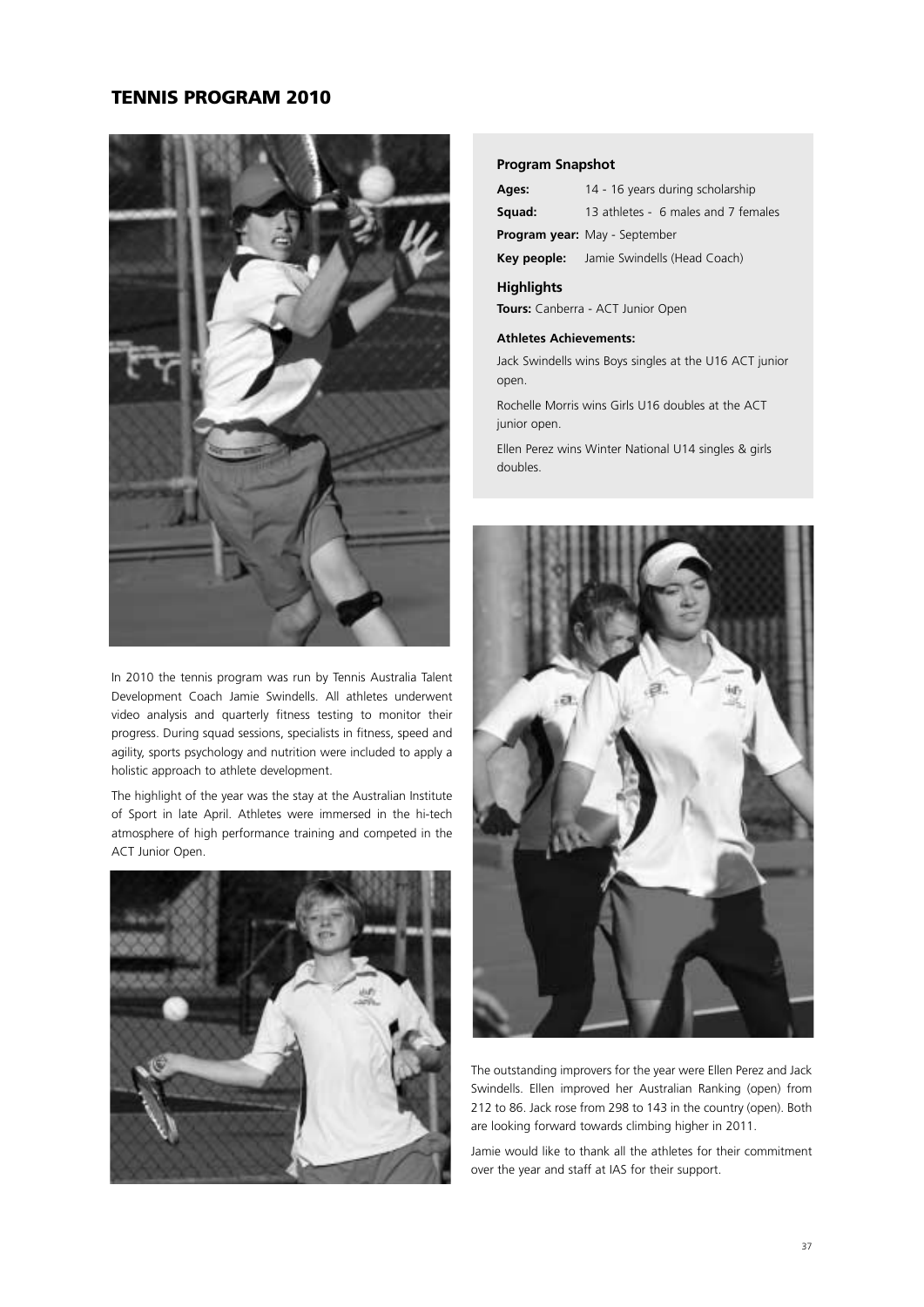# TENNIS PROGRAM 2010

In 2010 the tennis program was run by Tennis Australia Talent Development Coach Jamie Swindells. All athletes underwent video analysis and quarterly fitness testing to monitor their progress. During squad sessions, specialists in fitness, speed and agility, sports psychology and nutrition were included to apply a holistic approach to athlete development.

The highlight of the year was the stay at the Australian Institute of Sport in late April. Athletes were immersed in the hi-tech atmosphere of high performance training and competed in the ACT Junior Open.

### Program Snapshot

| | |
|---|---|
| **Ages:** | 14 - 16 years during scholarship |
| **Squad:** | 13 athletes - 6 males and 7 females |
| **Program year:** | May - September |
| **Key people:** | Jamie Swindells (Head Coach) |

### Highlights

**Tours:** Canberra - ACT Junior Open

**Athletes Achievements:**

Jack Swindells wins Boys singles at the U16 ACT junior open.

Rochelle Morris wins Girls U16 doubles at the ACT junior open.

Ellen Perez wins Winter National U14 singles & girls doubles.

The outstanding improvers for the year were Ellen Perez and Jack Swindells. Ellen improved her Australian Ranking (open) from 212 to 86. Jack rose from 298 to 143 in the country (open). Both are looking forward towards climbing higher in 2011.

Jamie would like to thank all the athletes for their commitment over the year and staff at IAS for their support.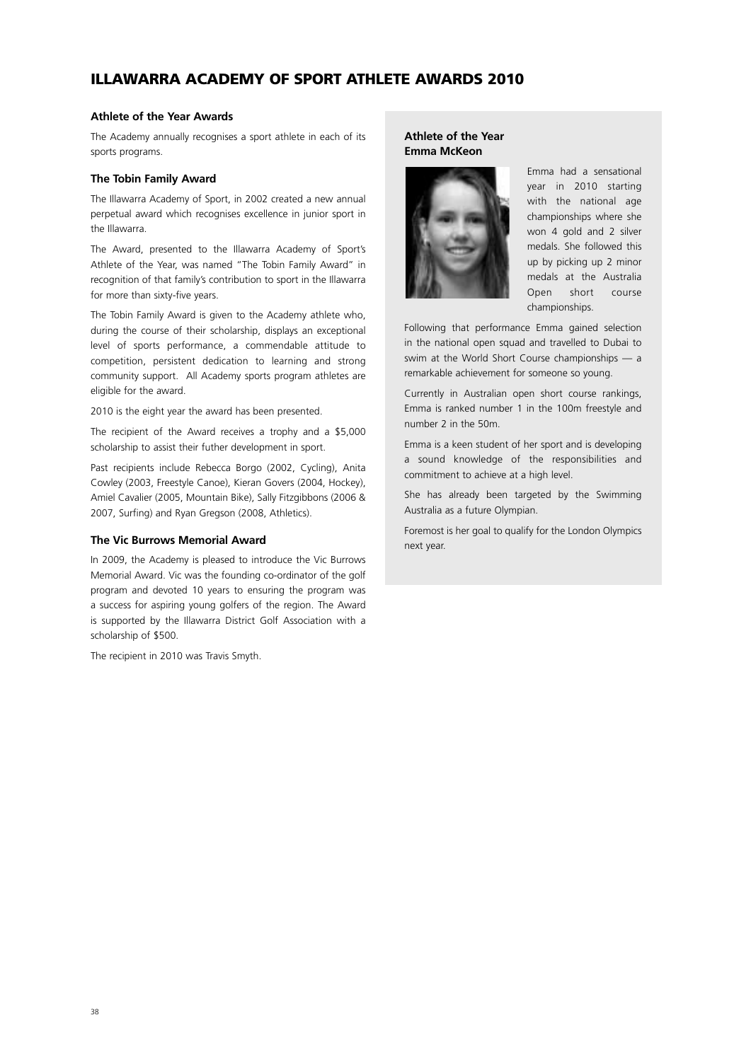# ILLAWARRA ACADEMY OF SPORT ATHLETE AWARDS 2010

### Athlete of the Year Awards

The Academy annually recognises a sport athlete in each of its sports programs.

### The Tobin Family Award

The Illawarra Academy of Sport, in 2002 created a new annual perpetual award which recognises excellence in junior sport in the Illawarra.

The Award, presented to the Illawarra Academy of Sport's Athlete of the Year, was named "The Tobin Family Award" in recognition of that family's contribution to sport in the Illawarra for more than sixty-five years.

The Tobin Family Award is given to the Academy athlete who, during the course of their scholarship, displays an exceptional level of sports performance, a commendable attitude to competition, persistent dedication to learning and strong community support. All Academy sports program athletes are eligible for the award.

2010 is the eight year the award has been presented.

The recipient of the Award receives a trophy and a $5,000 scholarship to assist their futher development in sport.

Past recipients include Rebecca Borgo (2002, Cycling), Anita Cowley (2003, Freestyle Canoe), Kieran Govers (2004, Hockey), Amiel Cavalier (2005, Mountain Bike), Sally Fitzgibbons (2006 & 2007, Surfing) and Ryan Gregson (2008, Athletics).

### The Vic Burrows Memorial Award

In 2009, the Academy is pleased to introduce the Vic Burrows Memorial Award. Vic was the founding co-ordinator of the golf program and devoted 10 years to ensuring the program was a success for aspiring young golfers of the region. The Award is supported by the Illawarra District Golf Association with a scholarship of $500.

The recipient in 2010 was Travis Smyth.

### Athlete of the Year
### Emma McKeon

Emma had a sensational year in 2010 starting with the national age championships where she won 4 gold and 2 silver medals. She followed this up by picking up 2 minor medals at the Australia Open short course championships.

Following that performance Emma gained selection in the national open squad and travelled to Dubai to swim at the World Short Course championships — a remarkable achievement for someone so young.

Currently in Australian open short course rankings, Emma is ranked number 1 in the 100m freestyle and number 2 in the 50m.

Emma is a keen student of her sport and is developing a sound knowledge of the responsibilities and commitment to achieve at a high level.

She has already been targeted by the Swimming Australia as a future Olympian.

Foremost is her goal to qualify for the London Olympics next year.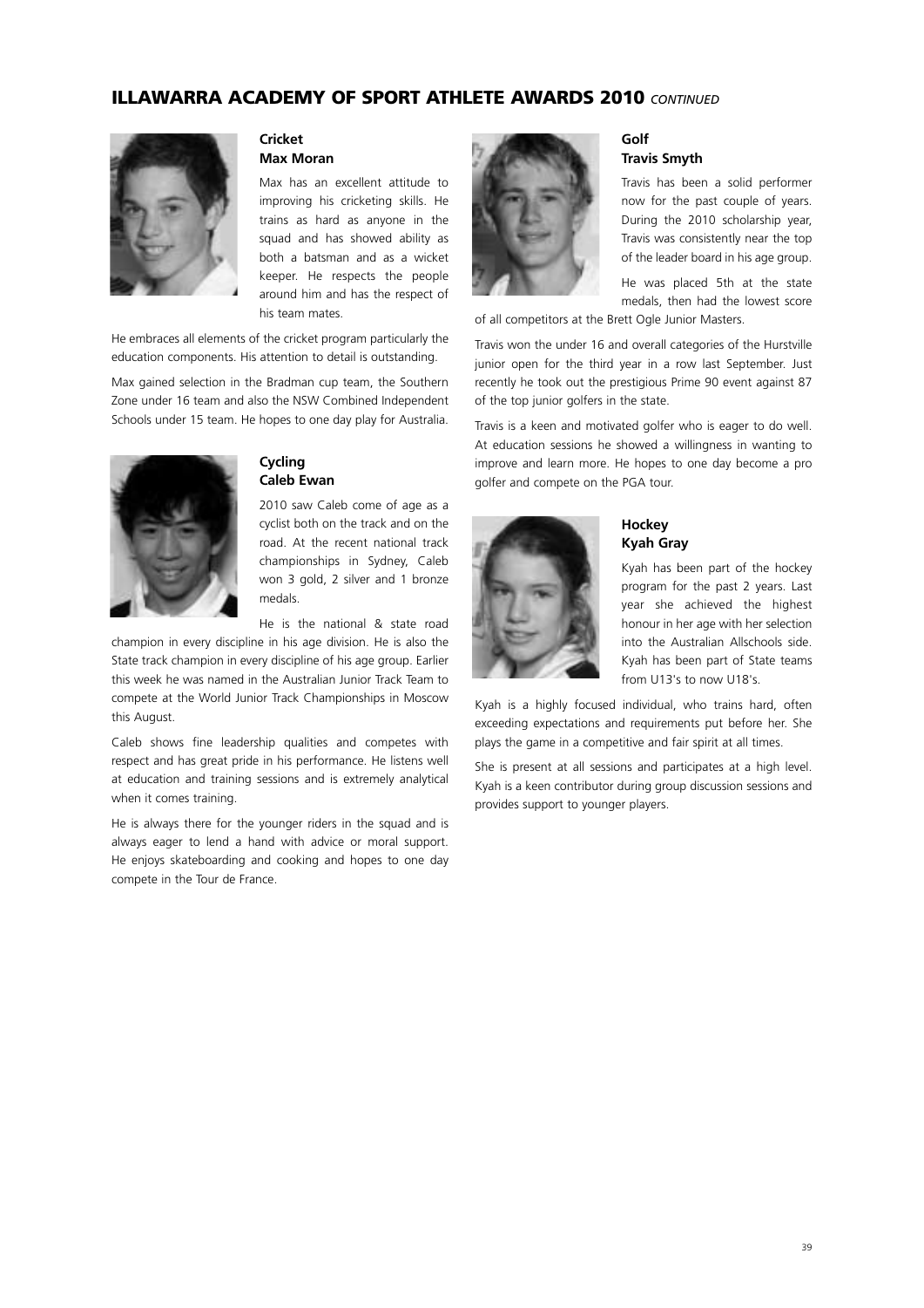## ILLAWARRA ACADEMY OF SPORT ATHLETE AWARDS 2010 *CONTINUED*

### Cricket
### Max Moran

Max has an excellent attitude to improving his cricketing skills. He trains as hard as anyone in the squad and has showed ability as both a batsman and as a wicket keeper. He respects the people around him and has the respect of his team mates.

He embraces all elements of the cricket program particularly the education components. His attention to detail is outstanding.

Max gained selection in the Bradman cup team, the Southern Zone under 16 team and also the NSW Combined Independent Schools under 15 team. He hopes to one day play for Australia.

### Cycling
### Caleb Ewan

2010 saw Caleb come of age as a cyclist both on the track and on the road. At the recent national track championships in Sydney, Caleb won 3 gold, 2 silver and 1 bronze medals.

He is the national & state road champion in every discipline in his age division. He is also the State track champion in every discipline of his age group. Earlier this week he was named in the Australian Junior Track Team to compete at the World Junior Track Championships in Moscow this August.

Caleb shows fine leadership qualities and competes with respect and has great pride in his performance. He listens well at education and training sessions and is extremely analytical when it comes training.

He is always there for the younger riders in the squad and is always eager to lend a hand with advice or moral support. He enjoys skateboarding and cooking and hopes to one day compete in the Tour de France.

### Golf
### Travis Smyth

Travis has been a solid performer now for the past couple of years. During the 2010 scholarship year, Travis was consistently near the top of the leader board in his age group.

He was placed 5th at the state medals, then had the lowest score of all competitors at the Brett Ogle Junior Masters.

Travis won the under 16 and overall categories of the Hurstville junior open for the third year in a row last September. Just recently he took out the prestigious Prime 90 event against 87 of the top junior golfers in the state.

Travis is a keen and motivated golfer who is eager to do well. At education sessions he showed a willingness in wanting to improve and learn more. He hopes to one day become a pro golfer and compete on the PGA tour.

### Hockey
### Kyah Gray

Kyah has been part of the hockey program for the past 2 years. Last year she achieved the highest honour in her age with her selection into the Australian Allschools side. Kyah has been part of State teams from U13's to now U18's.

Kyah is a highly focused individual, who trains hard, often exceeding expectations and requirements put before her. She plays the game in a competitive and fair spirit at all times.

She is present at all sessions and participates at a high level. Kyah is a keen contributor during group discussion sessions and provides support to younger players.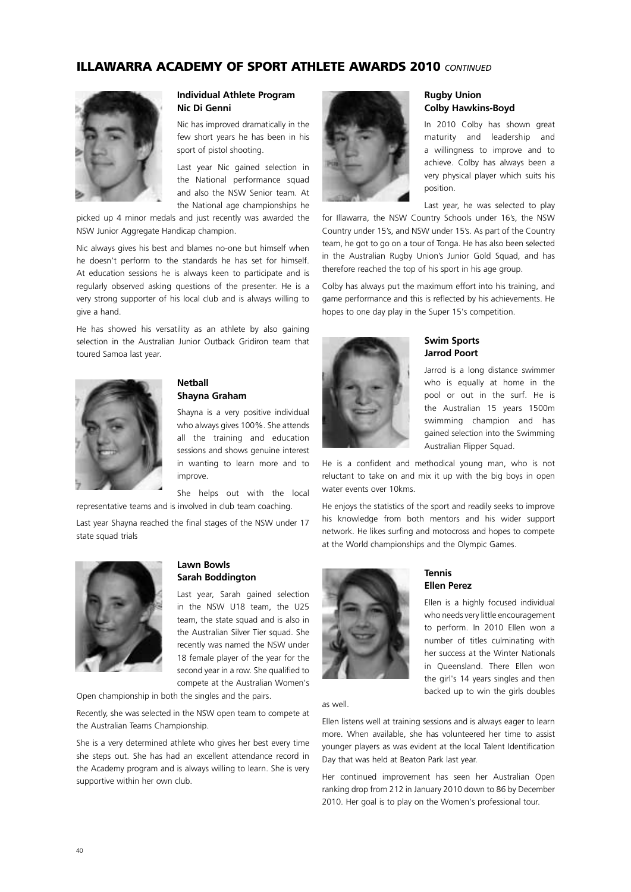## ILLAWARRA ACADEMY OF SPORT ATHLETE AWARDS 2010 *CONTINUED*

### Individual Athlete Program
### Nic Di Genni

Nic has improved dramatically in the few short years he has been in his sport of pistol shooting.

Last year Nic gained selection in the National performance squad and also the NSW Senior team. At the National age championships he picked up 4 minor medals and just recently was awarded the NSW Junior Aggregate Handicap champion.

Nic always gives his best and blames no-one but himself when he doesn't perform to the standards he has set for himself. At education sessions he is always keen to participate and is regularly observed asking questions of the presenter. He is a very strong supporter of his local club and is always willing to give a hand.

He has showed his versatility as an athlete by also gaining selection in the Australian Junior Outback Gridiron team that toured Samoa last year.

### Netball
### Shayna Graham

Shayna is a very positive individual who always gives 100%. She attends all the training and education sessions and shows genuine interest in wanting to learn more and to improve.

She helps out with the local representative teams and is involved in club team coaching.

Last year Shayna reached the final stages of the NSW under 17 state squad trials

### Lawn Bowls
### Sarah Boddington

Last year, Sarah gained selection in the NSW U18 team, the U25 team, the state squad and is also in the Australian Silver Tier squad. She recently was named the NSW under 18 female player of the year for the second year in a row. She qualified to compete at the Australian Women's Open championship in both the singles and the pairs.

Recently, she was selected in the NSW open team to compete at the Australian Teams Championship.

She is a very determined athlete who gives her best every time she steps out. She has had an excellent attendance record in the Academy program and is always willing to learn. She is very supportive within her own club.

### Rugby Union
### Colby Hawkins-Boyd

In 2010 Colby has shown great maturity and leadership and a willingness to improve and to achieve. Colby has always been a very physical player which suits his position.

Last year, he was selected to play for Illawarra, the NSW Country Schools under 16's, the NSW Country under 15's, and NSW under 15's. As part of the Country team, he got to go on a tour of Tonga. He has also been selected in the Australian Rugby Union's Junior Gold Squad, and has therefore reached the top of his sport in his age group.

Colby has always put the maximum effort into his training, and game performance and this is reflected by his achievements. He hopes to one day play in the Super 15's competition.

### Swim Sports
### Jarrod Poort

Jarrod is a long distance swimmer who is equally at home in the pool or out in the surf. He is the Australian 15 years 1500m swimming champion and has gained selection into the Swimming Australian Flipper Squad.

He is a confident and methodical young man, who is not reluctant to take on and mix it up with the big boys in open water events over 10kms.

He enjoys the statistics of the sport and readily seeks to improve his knowledge from both mentors and his wider support network. He likes surfing and motocross and hopes to compete at the World championships and the Olympic Games.

### Tennis
### Ellen Perez

Ellen is a highly focused individual who needs very little encouragement to perform. In 2010 Ellen won a number of titles culminating with her success at the Winter Nationals in Queensland. There Ellen won the girl's 14 years singles and then backed up to win the girls doubles as well.

Ellen listens well at training sessions and is always eager to learn more. When available, she has volunteered her time to assist younger players as was evident at the local Talent Identification Day that was held at Beaton Park last year.

Her continued improvement has seen her Australian Open ranking drop from 212 in January 2010 down to 86 by December 2010. Her goal is to play on the Women's professional tour.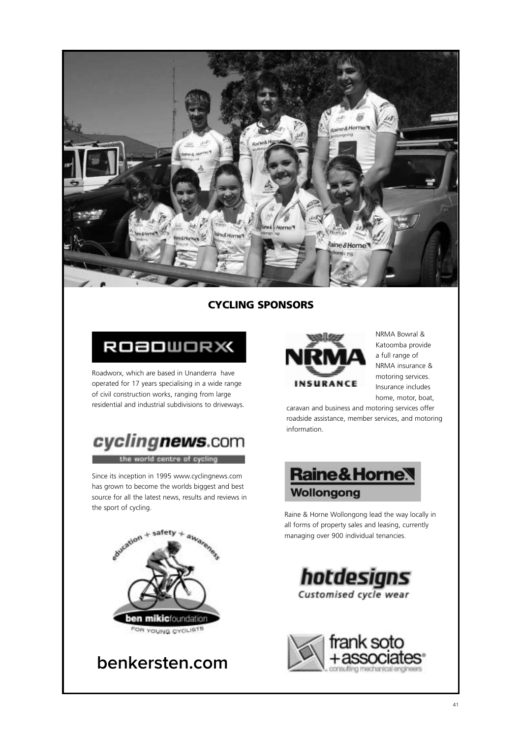## CYCLING SPONSORS

ROADWORX

Roadworx, which are based in Unanderra have operated for 17 years specialising in a wide range of civil construction works, ranging from large residential and industrial subdivisions to driveways.

cyclingnews.com

the world centre of cycling

Since its inception in 1995 www.cyclingnews.com has grown to become the worlds biggest and best source for all the latest news, results and reviews in the sport of cycling.

education + safety + awareness

ben mikicfoundation

FOR YOUNG CYCLISTS

benkersten.com

NRMA INSURANCE

NRMA Bowral & Katoomba provide a full range of NRMA insurance & motoring services. Insurance includes home, motor, boat, caravan and business and motoring services offer roadside assistance, member services, and motoring information.

Raine&Horne Wollongong

Raine & Horne Wollongong lead the way locally in all forms of property sales and leasing, currently managing over 900 individual tenancies.

hotdesigns

Customised cycle wear

frank soto + associates

consulting mechanical engineers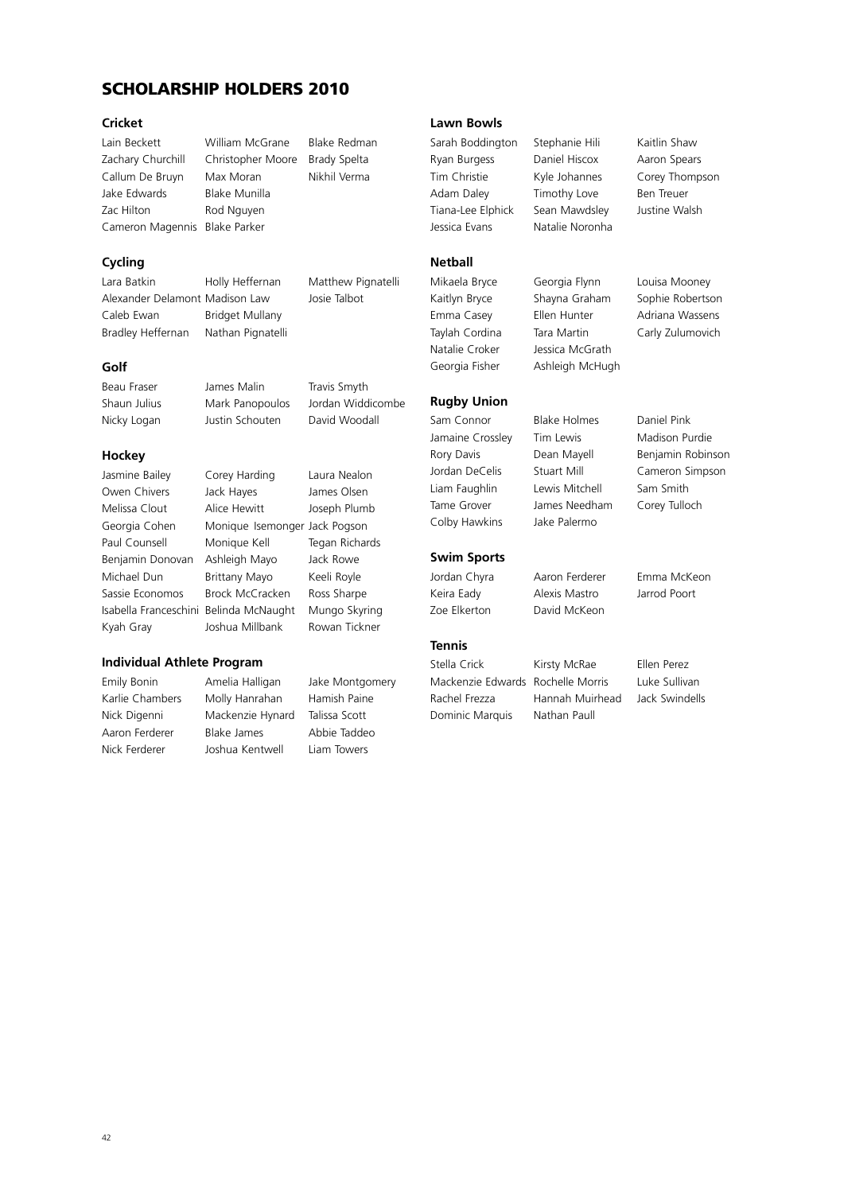# SCHOLARSHIP HOLDERS 2010

## Cricket

Lain Beckett
Zachary Churchill
Callum De Bruyn
Jake Edwards
Zac Hilton
Cameron Magennis
William McGrane
Christopher Moore
Max Moran
Blake Munilla
Rod Nguyen
Blake Parker
Blake Redman
Brady Spelta
Nikhil Verma

## Cycling

Lara Batkin
Alexander Delamont
Caleb Ewan
Bradley Heffernan
Holly Heffernan
Madison Law
Bridget Mullany
Nathan Pignatelli
Matthew Pignatelli
Josie Talbot

## Golf

Beau Fraser
Shaun Julius
Nicky Logan
James Malin
Mark Panopoulos
Justin Schouten
Travis Smyth
Jordan Widdicombe
David Woodall

## Hockey

Jasmine Bailey
Owen Chivers
Melissa Clout
Georgia Cohen
Paul Counsell
Benjamin Donovan
Michael Dun
Sassie Economos
Isabella Franceschini
Kyah Gray
Corey Harding
Jack Hayes
Alice Hewitt
Monique Isemonger
Monique Kell
Ashleigh Mayo
Brittany Mayo
Brock McCracken
Belinda McNaught
Joshua Millbank
Laura Nealon
James Olsen
Joseph Plumb
Jack Pogson
Tegan Richards
Jack Rowe
Keeli Royle
Ross Sharpe
Mungo Skyring
Rowan Tickner

## Individual Athlete Program

Emily Bonin
Karlie Chambers
Nick Digenni
Aaron Ferderer
Nick Ferderer
Amelia Halligan
Molly Hanrahan
Mackenzie Hynard
Blake James
Joshua Kentwell
Jake Montgomery
Hamish Paine
Talissa Scott
Abbie Taddeo
Liam Towers

## Lawn Bowls

Sarah Boddington
Ryan Burgess
Tim Christie
Adam Daley
Tiana-Lee Elphick
Jessica Evans
Stephanie Hili
Daniel Hiscox
Kyle Johannes
Timothy Love
Sean Mawdsley
Natalie Noronha
Kaitlin Shaw
Aaron Spears
Corey Thompson
Ben Treuer
Justine Walsh

## Netball

Mikaela Bryce
Kaitlyn Bryce
Emma Casey
Taylah Cordina
Natalie Croker
Georgia Fisher
Georgia Flynn
Shayna Graham
Ellen Hunter
Tara Martin
Jessica McGrath
Ashleigh McHugh
Louisa Mooney
Sophie Robertson
Adriana Wassens
Carly Zulumovich

## Rugby Union

Sam Connor
Jamaine Crossley
Rory Davis
Jordan DeCelis
Liam Faughlin
Tame Grover
Colby Hawkins
Blake Holmes
Tim Lewis
Dean Mayell
Stuart Mill
Lewis Mitchell
James Needham
Jake Palermo
Daniel Pink
Madison Purdie
Benjamin Robinson
Cameron Simpson
Sam Smith
Corey Tulloch

## Swim Sports

Jordan Chyra
Keira Eady
Zoe Elkerton
Aaron Ferderer
Alexis Mastro
David McKeon
Emma McKeon
Jarrod Poort

## Tennis

Stella Crick
Mackenzie Edwards
Rachel Frezza
Dominic Marquis
Kirsty McRae
Rochelle Morris
Hannah Muirhead
Nathan Paull
Ellen Perez
Luke Sullivan
Jack Swindells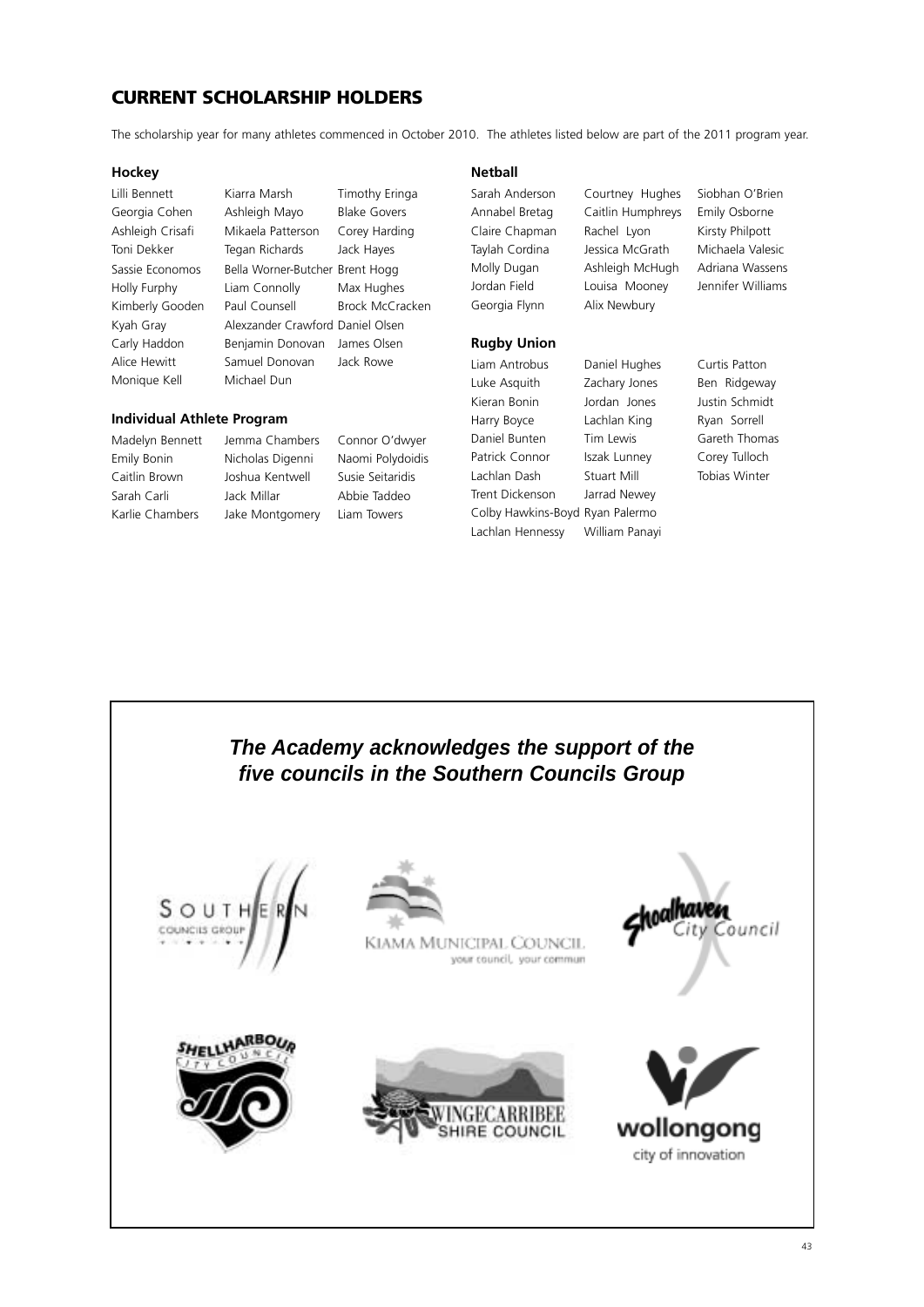## CURRENT SCHOLARSHIP HOLDERS

The scholarship year for many athletes commenced in October 2010. The athletes listed below are part of the 2011 program year.

### Hockey

Lilli Bennett
Georgia Cohen
Ashleigh Crisafi
Toni Dekker
Sassie Economos
Holly Furphy
Kimberly Gooden
Kyah Gray
Carly Haddon
Alice Hewitt
Monique Kell
Kiarra Marsh
Ashleigh Mayo
Mikaela Patterson
Tegan Richards
Bella Worner-Butcher
Liam Connolly
Paul Counsell
Alexzander Crawford
Benjamin Donovan
Samuel Donovan
Michael Dun
Timothy Eringa
Blake Govers
Corey Harding
Jack Hayes
Brent Hogg
Max Hughes
Brock McCracken
Daniel Olsen
James Olsen
Jack Rowe

### Individual Athlete Program

Madelyn Bennett
Emily Bonin
Caitlin Brown
Sarah Carli
Karlie Chambers
Jemma Chambers
Nicholas Digenni
Joshua Kentwell
Jack Millar
Jake Montgomery
Connor O'dwyer
Naomi Polydoidis
Susie Seitaridis
Abbie Taddeo
Liam Towers

### Netball

Sarah Anderson
Annabel Bretag
Claire Chapman
Taylah Cordina
Molly Dugan
Jordan Field
Georgia Flynn
Courtney Hughes
Caitlin Humphreys
Rachel Lyon
Jessica McGrath
Ashleigh McHugh
Louisa Mooney
Alix Newbury
Siobhan O'Brien
Emily Osborne
Kirsty Philpott
Michaela Valesic
Adriana Wassens
Jennifer Williams

### Rugby Union

Liam Antrobus
Luke Asquith
Kieran Bonin
Harry Boyce
Daniel Bunten
Patrick Connor
Lachlan Dash
Trent Dickenson
Colby Hawkins-Boyd
Lachlan Hennessy
Daniel Hughes
Zachary Jones
Jordan Jones
Lachlan King
Tim Lewis
Iszak Lunney
Stuart Mill
Jarrad Newey
Ryan Palermo
William Panayi
Curtis Patton
Ben Ridgeway
Justin Schmidt
Ryan Sorrell
Gareth Thomas
Corey Tulloch
Tobias Winter

***The Academy acknowledges the support of the five councils in the Southern Councils Group***

Southern Councils Group

Kiama Municipal Council — your council, your community

Shoalhaven City Council

Shellharbour City Council

Wingecarribee Shire Council

wollongong — city of innovation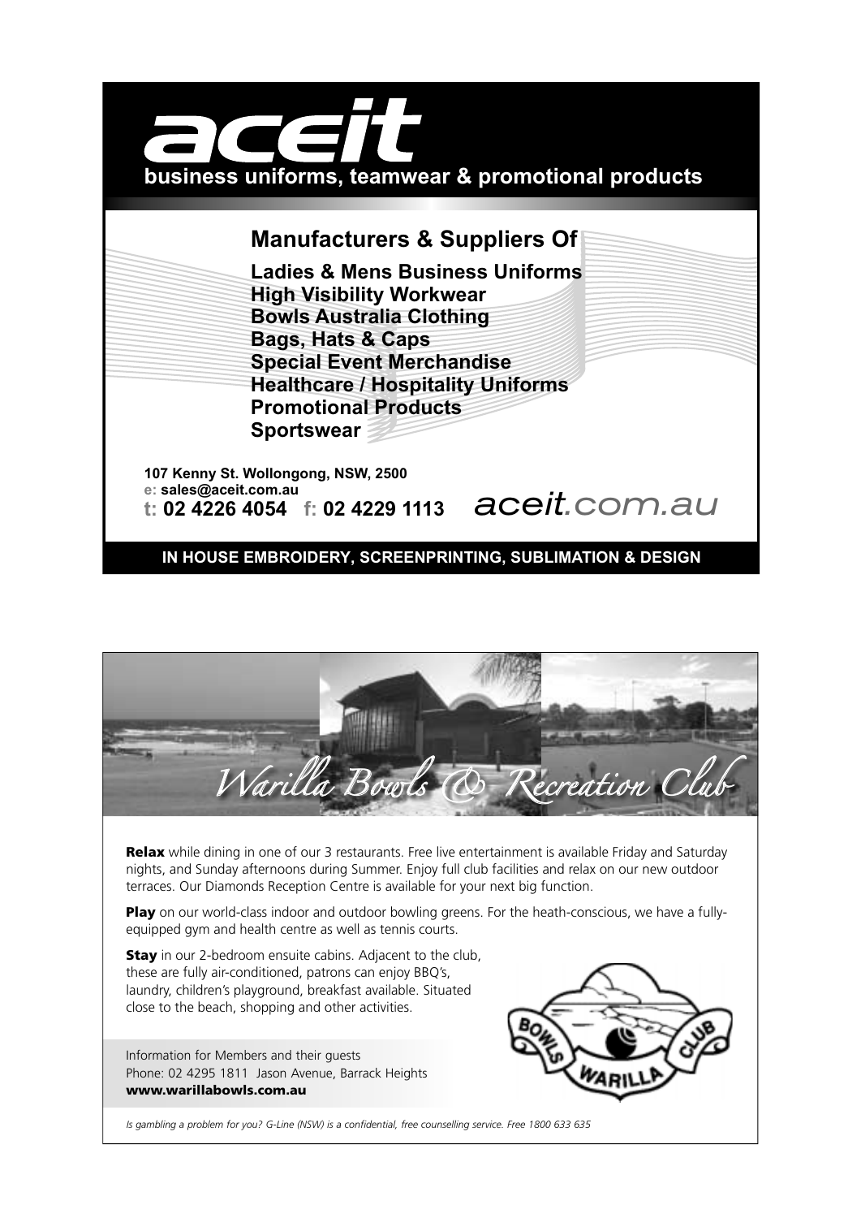# aceit

**business uniforms, teamwear & promotional products**

## Manufacturers & Suppliers Of

**Ladies & Mens Business Uniforms**
**High Visibility Workwear**
**Bowls Australia Clothing**
**Bags, Hats & Caps**
**Special Event Merchandise**
**Healthcare / Hospitality Uniforms**
**Promotional Products**
**Sportswear**

**107 Kenny St. Wollongong, NSW, 2500**
**e: sales@aceit.com.au**
**t: 02 4226 4054 f: 02 4229 1113**

aceit.com.au

**IN HOUSE EMBROIDERY, SCREENPRINTING, SUBLIMATION & DESIGN**

---

# Warilla Bowls & Recreation Club

**Relax** while dining in one of our 3 restaurants. Free live entertainment is available Friday and Saturday nights, and Sunday afternoons during Summer. Enjoy full club facilities and relax on our new outdoor terraces. Our Diamonds Reception Centre is available for your next big function.

**Play** on our world-class indoor and outdoor bowling greens. For the heath-conscious, we have a fully-equipped gym and health centre as well as tennis courts.

**Stay** in our 2-bedroom ensuite cabins. Adjacent to the club, these are fully air-conditioned, patrons can enjoy BBQ's, laundry, children's playground, breakfast available. Situated close to the beach, shopping and other activities.

Information for Members and their guests
Phone: 02 4295 1811 Jason Avenue, Barrack Heights
**www.warillabowls.com.au**

BOWLS WARILLA CLUB

*Is gambling a problem for you? G-Line (NSW) is a confidential, free counselling service. Free 1800 633 635*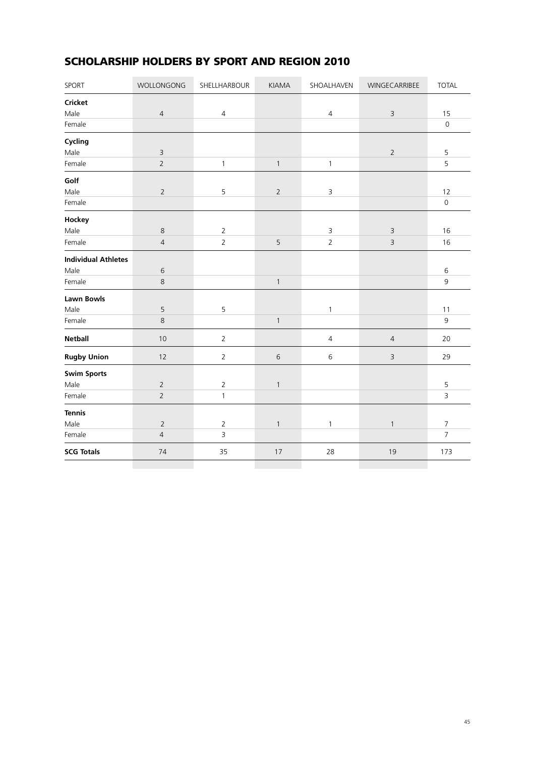## SCHOLARSHIP HOLDERS BY SPORT AND REGION 2010

| SPORT | WOLLONGONG | SHELLHARBOUR | KIAMA | SHOALHAVEN | WINGECARRIBEE | TOTAL |
|---|---|---|---|---|---|---|
| **Cricket** | | | | | | |
| Male | 4 | 4 | | 4 | 3 | 15 |
| Female | | | | | | 0 |
| **Cycling** | | | | | | |
| Male | 3 | | | | 2 | 5 |
| Female | 2 | 1 | 1 | 1 | | 5 |
| **Golf** | | | | | | |
| Male | 2 | 5 | 2 | 3 | | 12 |
| Female | | | | | | 0 |
| **Hockey** | | | | | | |
| Male | 8 | 2 | | 3 | 3 | 16 |
| Female | 4 | 2 | 5 | 2 | 3 | 16 |
| **Individual Athletes** | | | | | | |
| Male | 6 | | | | | 6 |
| Female | 8 | | 1 | | | 9 |
| **Lawn Bowls** | | | | | | |
| Male | 5 | 5 | | 1 | | 11 |
| Female | 8 | | 1 | | | 9 |
| **Netball** | 10 | 2 | | 4 | 4 | 20 |
| **Rugby Union** | 12 | 2 | 6 | 6 | 3 | 29 |
| **Swim Sports** | | | | | | |
| Male | 2 | 2 | 1 | | | 5 |
| Female | 2 | 1 | | | | 3 |
| **Tennis** | | | | | | |
| Male | 2 | 2 | 1 | 1 | 1 | 7 |
| Female | 4 | 3 | | | | 7 |
| **SCG Totals** | 74 | 35 | 17 | 28 | 19 | 173 |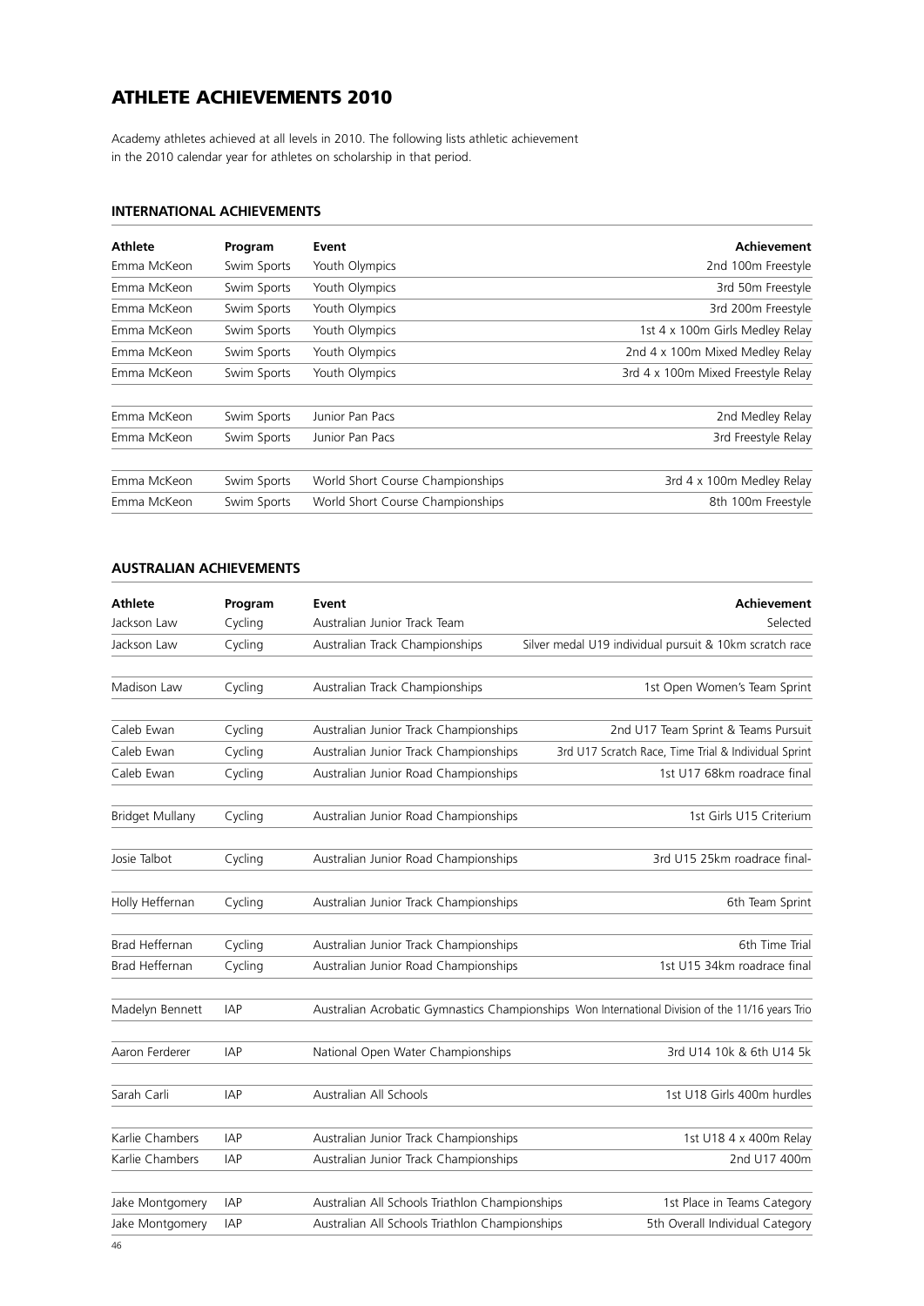# ATHLETE ACHIEVEMENTS 2010

Academy athletes achieved at all levels in 2010. The following lists athletic achievement in the 2010 calendar year for athletes on scholarship in that period.

## INTERNATIONAL ACHIEVEMENTS

| Athlete | Program | Event | Achievement |
|---|---|---|---|
| Emma McKeon | Swim Sports | Youth Olympics | 2nd 100m Freestyle |
| Emma McKeon | Swim Sports | Youth Olympics | 3rd 50m Freestyle |
| Emma McKeon | Swim Sports | Youth Olympics | 3rd 200m Freestyle |
| Emma McKeon | Swim Sports | Youth Olympics | 1st 4 x 100m Girls Medley Relay |
| Emma McKeon | Swim Sports | Youth Olympics | 2nd 4 x 100m Mixed Medley Relay |
| Emma McKeon | Swim Sports | Youth Olympics | 3rd 4 x 100m Mixed Freestyle Relay |
| Emma McKeon | Swim Sports | Junior Pan Pacs | 2nd Medley Relay |
| Emma McKeon | Swim Sports | Junior Pan Pacs | 3rd Freestyle Relay |
| Emma McKeon | Swim Sports | World Short Course Championships | 3rd 4 x 100m Medley Relay |
| Emma McKeon | Swim Sports | World Short Course Championships | 8th 100m Freestyle |

## AUSTRALIAN ACHIEVEMENTS

| Athlete | Program | Event | Achievement |
|---|---|---|---|
| Jackson Law | Cycling | Australian Junior Track Team | Selected |
| Jackson Law | Cycling | Australian Track Championships | Silver medal U19 individual pursuit & 10km scratch race |
| Madison Law | Cycling | Australian Track Championships | 1st Open Women's Team Sprint |
| Caleb Ewan | Cycling | Australian Junior Track Championships | 2nd U17 Team Sprint & Teams Pursuit |
| Caleb Ewan | Cycling | Australian Junior Track Championships | 3rd U17 Scratch Race, Time Trial & Individual Sprint |
| Caleb Ewan | Cycling | Australian Junior Road Championships | 1st U17 68km roadrace final |
| Bridget Mullany | Cycling | Australian Junior Road Championships | 1st Girls U15 Criterium |
| Josie Talbot | Cycling | Australian Junior Road Championships | 3rd U15 25km roadrace final- |
| Holly Heffernan | Cycling | Australian Junior Track Championships | 6th Team Sprint |
| Brad Heffernan | Cycling | Australian Junior Track Championships | 6th Time Trial |
| Brad Heffernan | Cycling | Australian Junior Road Championships | 1st U15 34km roadrace final |
| Madelyn Bennett | IAP | Australian Acrobatic Gymnastics Championships | Won International Division of the 11/16 years Trio |
| Aaron Ferderer | IAP | National Open Water Championships | 3rd U14 10k & 6th U14 5k |
| Sarah Carli | IAP | Australian All Schools | 1st U18 Girls 400m hurdles |
| Karlie Chambers | IAP | Australian Junior Track Championships | 1st U18 4 x 400m Relay |
| Karlie Chambers | IAP | Australian Junior Track Championships | 2nd U17 400m |
| Jake Montgomery | IAP | Australian All Schools Triathlon Championships | 1st Place in Teams Category |
| Jake Montgomery | IAP | Australian All Schools Triathlon Championships | 5th Overall Individual Category |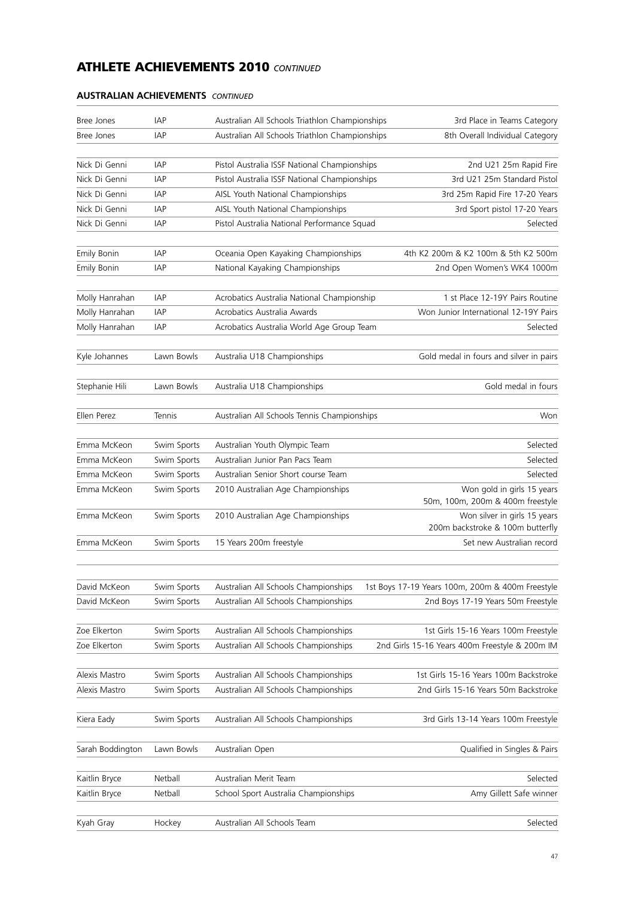## ATHLETE ACHIEVEMENTS 2010 *CONTINUED*

### AUSTRALIAN ACHIEVEMENTS *CONTINUED*

| | | | |
|---|---|---|---|
| Bree Jones | IAP | Australian All Schools Triathlon Championships | 3rd Place in Teams Category |
| Bree Jones | IAP | Australian All Schools Triathlon Championships | 8th Overall Individual Category |
| Nick Di Genni | IAP | Pistol Australia ISSF National Championships | 2nd U21 25m Rapid Fire |
| Nick Di Genni | IAP | Pistol Australia ISSF National Championships | 3rd U21 25m Standard Pistol |
| Nick Di Genni | IAP | AISL Youth National Championships | 3rd 25m Rapid Fire 17-20 Years |
| Nick Di Genni | IAP | AISL Youth National Championships | 3rd Sport pistol 17-20 Years |
| Nick Di Genni | IAP | Pistol Australia National Performance Squad | Selected |
| Emily Bonin | IAP | Oceania Open Kayaking Championships | 4th K2 200m & K2 100m & 5th K2 500m |
| Emily Bonin | IAP | National Kayaking Championships | 2nd Open Women's WK4 1000m |
| Molly Hanrahan | IAP | Acrobatics Australia National Championship | 1 st Place 12-19Y Pairs Routine |
| Molly Hanrahan | IAP | Acrobatics Australia Awards | Won Junior International 12-19Y Pairs |
| Molly Hanrahan | IAP | Acrobatics Australia World Age Group Team | Selected |
| Kyle Johannes | Lawn Bowls | Australia U18 Championships | Gold medal in fours and silver in pairs |
| Stephanie Hili | Lawn Bowls | Australia U18 Championships | Gold medal in fours |
| Ellen Perez | Tennis | Australian All Schools Tennis Championships | Won |
| Emma McKeon | Swim Sports | Australian Youth Olympic Team | Selected |
| Emma McKeon | Swim Sports | Australian Junior Pan Pacs Team | Selected |
| Emma McKeon | Swim Sports | Australian Senior Short course Team | Selected |
| Emma McKeon | Swim Sports | 2010 Australian Age Championships | Won gold in girls 15 years 50m, 100m, 200m & 400m freestyle |
| Emma McKeon | Swim Sports | 2010 Australian Age Championships | Won silver in girls 15 years 200m backstroke & 100m butterfly |
| Emma McKeon | Swim Sports | 15 Years 200m freestyle | Set new Australian record |
| David McKeon | Swim Sports | Australian All Schools Championships | 1st Boys 17-19 Years 100m, 200m & 400m Freestyle |
| David McKeon | Swim Sports | Australian All Schools Championships | 2nd Boys 17-19 Years 50m Freestyle |
| Zoe Elkerton | Swim Sports | Australian All Schools Championships | 1st Girls 15-16 Years 100m Freestyle |
| Zoe Elkerton | Swim Sports | Australian All Schools Championships | 2nd Girls 15-16 Years 400m Freestyle & 200m IM |
| Alexis Mastro | Swim Sports | Australian All Schools Championships | 1st Girls 15-16 Years 100m Backstroke |
| Alexis Mastro | Swim Sports | Australian All Schools Championships | 2nd Girls 15-16 Years 50m Backstroke |
| Kiera Eady | Swim Sports | Australian All Schools Championships | 3rd Girls 13-14 Years 100m Freestyle |
| Sarah Boddington | Lawn Bowls | Australian Open | Qualified in Singles & Pairs |
| Kaitlin Bryce | Netball | Australian Merit Team | Selected |
| Kaitlin Bryce | Netball | School Sport Australia Championships | Amy Gillett Safe winner |
| Kyah Gray | Hockey | Australian All Schools Team | Selected |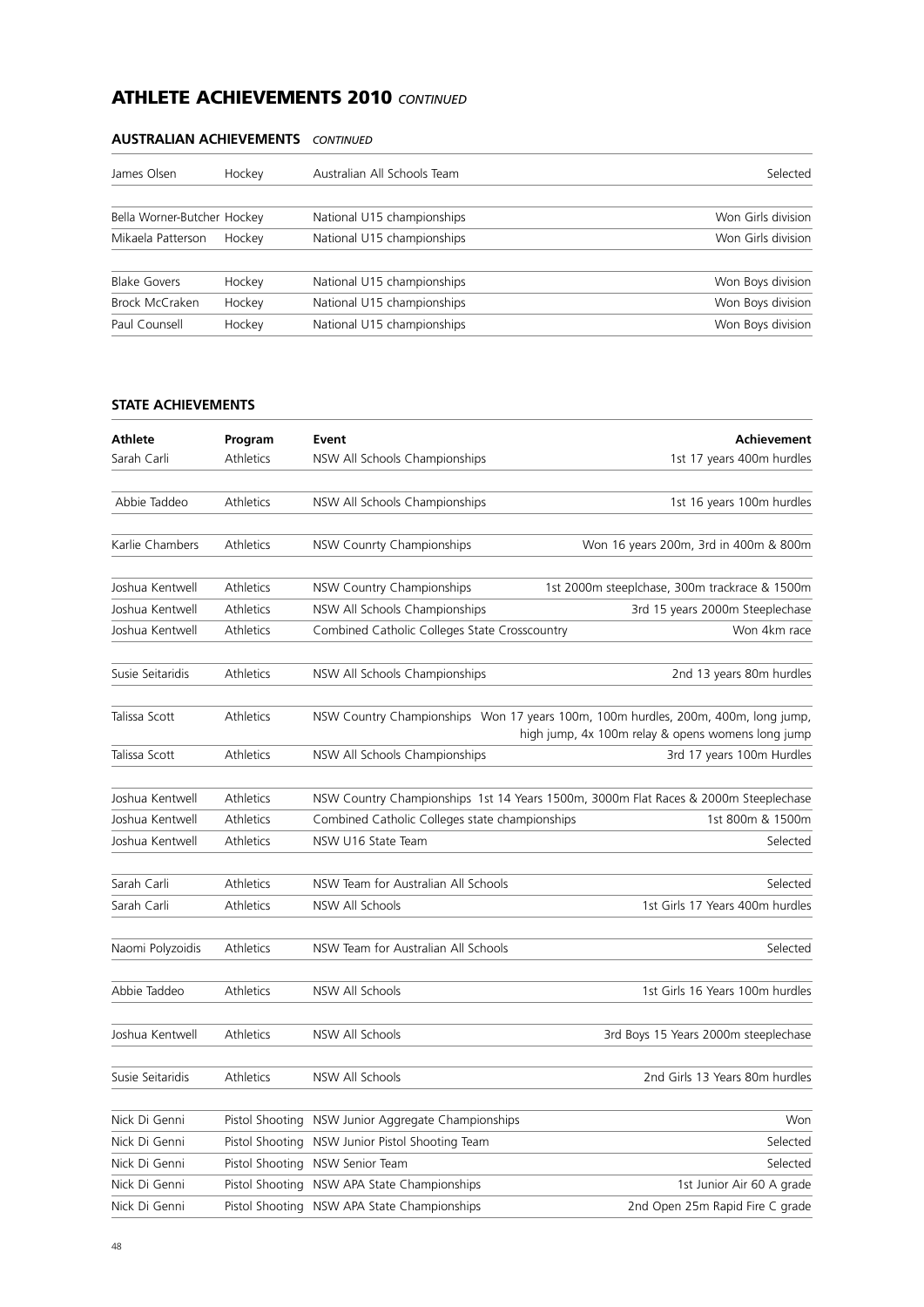# ATHLETE ACHIEVEMENTS 2010 *CONTINUED*

## AUSTRALIAN ACHIEVEMENTS *CONTINUED*

| | | | |
|---|---|---|---|
| James Olsen | Hockey | Australian All Schools Team | Selected |
| Bella Worner-Butcher | Hockey | National U15 championships | Won Girls division |
| Mikaela Patterson | Hockey | National U15 championships | Won Girls division |
| Blake Govers | Hockey | National U15 championships | Won Boys division |
| Brock McCraken | Hockey | National U15 championships | Won Boys division |
| Paul Counsell | Hockey | National U15 championships | Won Boys division |

## STATE ACHIEVEMENTS

| Athlete | Program | Event | Achievement |
|---|---|---|---|
| Sarah Carli | Athletics | NSW All Schools Championships | 1st 17 years 400m hurdles |
| Abbie Taddeo | Athletics | NSW All Schools Championships | 1st 16 years 100m hurdles |
| Karlie Chambers | Athletics | NSW Counrty Championships | Won 16 years 200m, 3rd in 400m & 800m |
| Joshua Kentwell | Athletics | NSW Country Championships | 1st 2000m steeplchase, 300m trackrace & 1500m |
| Joshua Kentwell | Athletics | NSW All Schools Championships | 3rd 15 years 2000m Steeplechase |
| Joshua Kentwell | Athletics | Combined Catholic Colleges State Crosscountry | Won 4km race |
| Susie Seitaridis | Athletics | NSW All Schools Championships | 2nd 13 years 80m hurdles |
| Talissa Scott | Athletics | NSW Country Championships | Won 17 years 100m, 100m hurdles, 200m, 400m, long jump, high jump, 4x 100m relay & opens womens long jump |
| Talissa Scott | Athletics | NSW All Schools Championships | 3rd 17 years 100m Hurdles |
| Joshua Kentwell | Athletics | NSW Country Championships | 1st 14 Years 1500m, 3000m Flat Races & 2000m Steeplechase |
| Joshua Kentwell | Athletics | Combined Catholic Colleges state championships | 1st 800m & 1500m |
| Joshua Kentwell | Athletics | NSW U16 State Team | Selected |
| Sarah Carli | Athletics | NSW Team for Australian All Schools | Selected |
| Sarah Carli | Athletics | NSW All Schools | 1st Girls 17 Years 400m hurdles |
| Naomi Polyzoidis | Athletics | NSW Team for Australian All Schools | Selected |
| Abbie Taddeo | Athletics | NSW All Schools | 1st Girls 16 Years 100m hurdles |
| Joshua Kentwell | Athletics | NSW All Schools | 3rd Boys 15 Years 2000m steeplechase |
| Susie Seitaridis | Athletics | NSW All Schools | 2nd Girls 13 Years 80m hurdles |
| Nick Di Genni | Pistol Shooting | NSW Junior Aggregate Championships | Won |
| Nick Di Genni | Pistol Shooting | NSW Junior Pistol Shooting Team | Selected |
| Nick Di Genni | Pistol Shooting | NSW Senior Team | Selected |
| Nick Di Genni | Pistol Shooting | NSW APA State Championships | 1st Junior Air 60 A grade |
| Nick Di Genni | Pistol Shooting | NSW APA State Championships | 2nd Open 25m Rapid Fire C grade |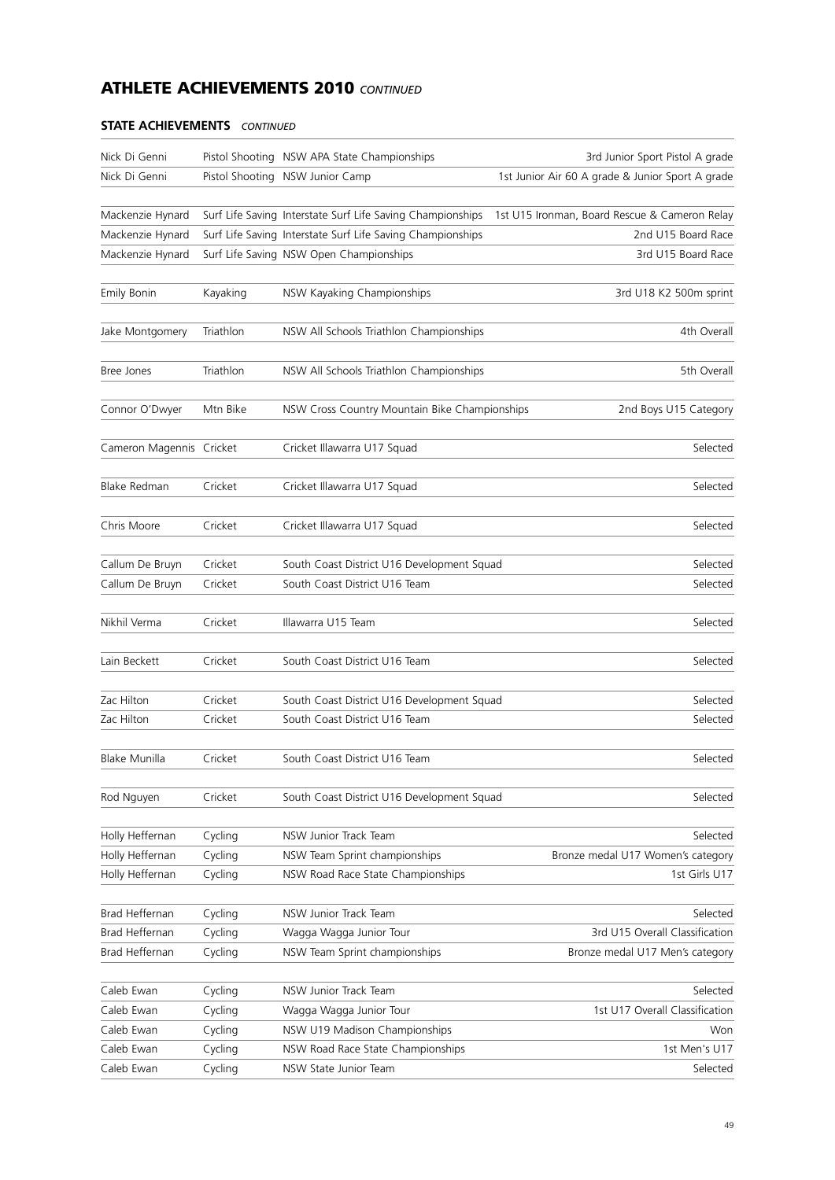## ATHLETE ACHIEVEMENTS 2010 *CONTINUED*

### STATE ACHIEVEMENTS *CONTINUED*

| Athlete | Sport | Event | Achievement |
|---|---|---|---|
| Nick Di Genni | Pistol Shooting | NSW APA State Championships | 3rd Junior Sport Pistol A grade |
| Nick Di Genni | Pistol Shooting | NSW Junior Camp | 1st Junior Air 60 A grade & Junior Sport A grade |
| Mackenzie Hynard | Surf Life Saving | Interstate Surf Life Saving Championships | 1st U15 Ironman, Board Rescue & Cameron Relay |
| Mackenzie Hynard | Surf Life Saving | Interstate Surf Life Saving Championships | 2nd U15 Board Race |
| Mackenzie Hynard | Surf Life Saving | NSW Open Championships | 3rd U15 Board Race |
| Emily Bonin | Kayaking | NSW Kayaking Championships | 3rd U18 K2 500m sprint |
| Jake Montgomery | Triathlon | NSW All Schools Triathlon Championships | 4th Overall |
| Bree Jones | Triathlon | NSW All Schools Triathlon Championships | 5th Overall |
| Connor O'Dwyer | Mtn Bike | NSW Cross Country Mountain Bike Championships | 2nd Boys U15 Category |
| Cameron Magennis | Cricket | Cricket Illawarra U17 Squad | Selected |
| Blake Redman | Cricket | Cricket Illawarra U17 Squad | Selected |
| Chris Moore | Cricket | Cricket Illawarra U17 Squad | Selected |
| Callum De Bruyn | Cricket | South Coast District U16 Development Squad | Selected |
| Callum De Bruyn | Cricket | South Coast District U16 Team | Selected |
| Nikhil Verma | Cricket | Illawarra U15 Team | Selected |
| Lain Beckett | Cricket | South Coast District U16 Team | Selected |
| Zac Hilton | Cricket | South Coast District U16 Development Squad | Selected |
| Zac Hilton | Cricket | South Coast District U16 Team | Selected |
| Blake Munilla | Cricket | South Coast District U16 Team | Selected |
| Rod Nguyen | Cricket | South Coast District U16 Development Squad | Selected |
| Holly Heffernan | Cycling | NSW Junior Track Team | Selected |
| Holly Heffernan | Cycling | NSW Team Sprint championships | Bronze medal U17 Women's category |
| Holly Heffernan | Cycling | NSW Road Race State Championships | 1st Girls U17 |
| Brad Heffernan | Cycling | NSW Junior Track Team | Selected |
| Brad Heffernan | Cycling | Wagga Wagga Junior Tour | 3rd U15 Overall Classification |
| Brad Heffernan | Cycling | NSW Team Sprint championships | Bronze medal U17 Men's category |
| Caleb Ewan | Cycling | NSW Junior Track Team | Selected |
| Caleb Ewan | Cycling | Wagga Wagga Junior Tour | 1st U17 Overall Classification |
| Caleb Ewan | Cycling | NSW U19 Madison Championships | Won |
| Caleb Ewan | Cycling | NSW Road Race State Championships | 1st Men's U17 |
| Caleb Ewan | Cycling | NSW State Junior Team | Selected |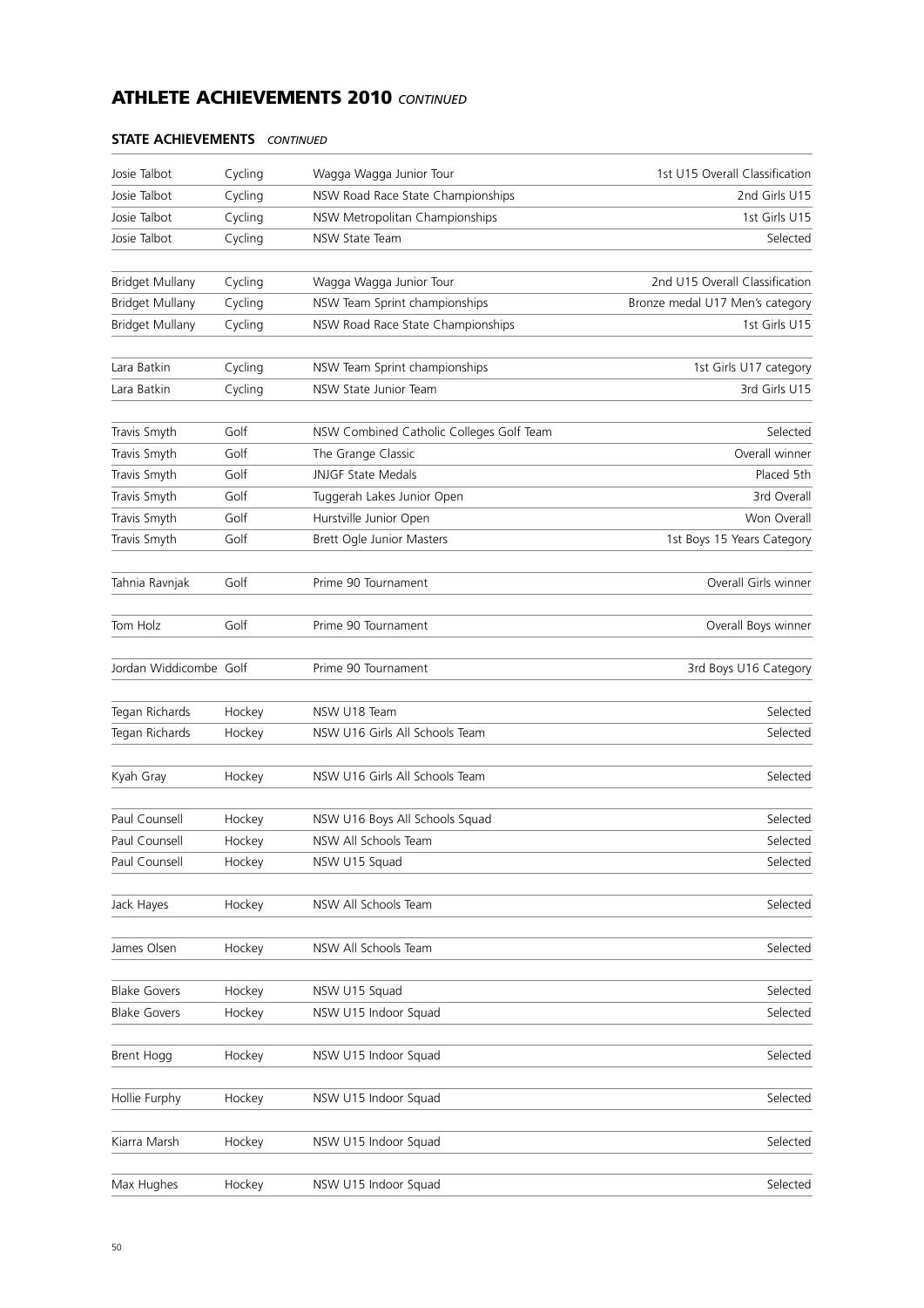## ATHLETE ACHIEVEMENTS 2010 *CONTINUED*

### STATE ACHIEVEMENTS *CONTINUED*

| | | | |
|---|---|---|---|
| Josie Talbot | Cycling | Wagga Wagga Junior Tour | 1st U15 Overall Classification |
| Josie Talbot | Cycling | NSW Road Race State Championships | 2nd Girls U15 |
| Josie Talbot | Cycling | NSW Metropolitan Championships | 1st Girls U15 |
| Josie Talbot | Cycling | NSW State Team | Selected |
| Bridget Mullany | Cycling | Wagga Wagga Junior Tour | 2nd U15 Overall Classification |
| Bridget Mullany | Cycling | NSW Team Sprint championships | Bronze medal U17 Men's category |
| Bridget Mullany | Cycling | NSW Road Race State Championships | 1st Girls U15 |
| Lara Batkin | Cycling | NSW Team Sprint championships | 1st Girls U17 category |
| Lara Batkin | Cycling | NSW State Junior Team | 3rd Girls U15 |
| Travis Smyth | Golf | NSW Combined Catholic Colleges Golf Team | Selected |
| Travis Smyth | Golf | The Grange Classic | Overall winner |
| Travis Smyth | Golf | JNJGF State Medals | Placed 5th |
| Travis Smyth | Golf | Tuggerah Lakes Junior Open | 3rd Overall |
| Travis Smyth | Golf | Hurstville Junior Open | Won Overall |
| Travis Smyth | Golf | Brett Ogle Junior Masters | 1st Boys 15 Years Category |
| Tahnia Ravnjak | Golf | Prime 90 Tournament | Overall Girls winner |
| Tom Holz | Golf | Prime 90 Tournament | Overall Boys winner |
| Jordan Widdicombe | Golf | Prime 90 Tournament | 3rd Boys U16 Category |
| Tegan Richards | Hockey | NSW U18 Team | Selected |
| Tegan Richards | Hockey | NSW U16 Girls All Schools Team | Selected |
| Kyah Gray | Hockey | NSW U16 Girls All Schools Team | Selected |
| Paul Counsell | Hockey | NSW U16 Boys All Schools Squad | Selected |
| Paul Counsell | Hockey | NSW All Schools Team | Selected |
| Paul Counsell | Hockey | NSW U15 Squad | Selected |
| Jack Hayes | Hockey | NSW All Schools Team | Selected |
| James Olsen | Hockey | NSW All Schools Team | Selected |
| Blake Govers | Hockey | NSW U15 Squad | Selected |
| Blake Govers | Hockey | NSW U15 Indoor Squad | Selected |
| Brent Hogg | Hockey | NSW U15 Indoor Squad | Selected |
| Hollie Furphy | Hockey | NSW U15 Indoor Squad | Selected |
| Kiarra Marsh | Hockey | NSW U15 Indoor Squad | Selected |
| Max Hughes | Hockey | NSW U15 Indoor Squad | Selected |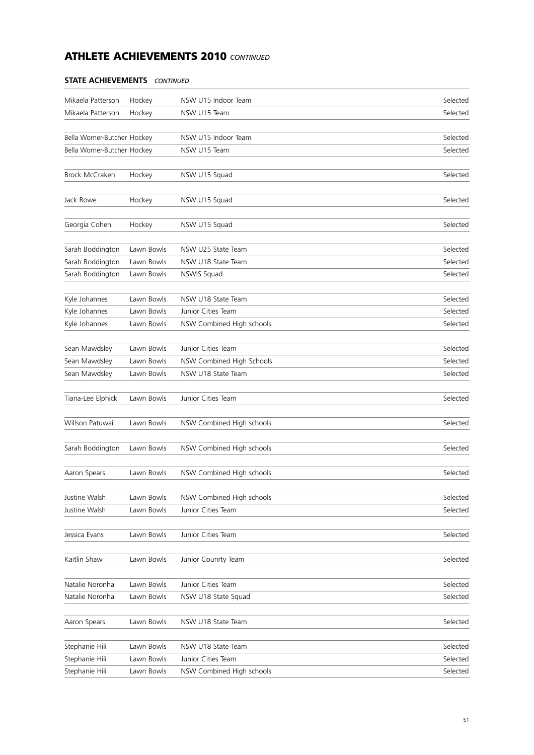## ATHLETE ACHIEVEMENTS 2010 *CONTINUED*

### STATE ACHIEVEMENTS *CONTINUED*

| | | | |
|---|---|---|---|
| Mikaela Patterson | Hockey | NSW U15 Indoor Team | Selected |
| Mikaela Patterson | Hockey | NSW U15 Team | Selected |
| Bella Worner-Butcher | Hockey | NSW U15 Indoor Team | Selected |
| Bella Worner-Butcher | Hockey | NSW U15 Team | Selected |
| Brock McCraken | Hockey | NSW U15 Squad | Selected |
| Jack Rowe | Hockey | NSW U15 Squad | Selected |
| Georgia Cohen | Hockey | NSW U15 Squad | Selected |
| Sarah Boddington | Lawn Bowls | NSW U25 State Team | Selected |
| Sarah Boddington | Lawn Bowls | NSW U18 State Team | Selected |
| Sarah Boddington | Lawn Bowls | NSWIS Squad | Selected |
| Kyle Johannes | Lawn Bowls | NSW U18 State Team | Selected |
| Kyle Johannes | Lawn Bowls | Junior Cities Team | Selected |
| Kyle Johannes | Lawn Bowls | NSW Combined High schools | Selected |
| Sean Mawdsley | Lawn Bowls | Junior Cities Team | Selected |
| Sean Mawdsley | Lawn Bowls | NSW Combined High Schools | Selected |
| Sean Mawdsley | Lawn Bowls | NSW U18 State Team | Selected |
| Tiana-Lee Elphick | Lawn Bowls | Junior Cities Team | Selected |
| Willson Patuwai | Lawn Bowls | NSW Combined High schools | Selected |
| Sarah Boddington | Lawn Bowls | NSW Combined High schools | Selected |
| Aaron Spears | Lawn Bowls | NSW Combined High schools | Selected |
| Justine Walsh | Lawn Bowls | NSW Combined High schools | Selected |
| Justine Walsh | Lawn Bowls | Junior Cities Team | Selected |
| Jessica Evans | Lawn Bowls | Junior Cities Team | Selected |
| Kaitlin Shaw | Lawn Bowls | Junior Counrty Team | Selected |
| Natalie Noronha | Lawn Bowls | Junior Cities Team | Selected |
| Natalie Noronha | Lawn Bowls | NSW U18 State Squad | Selected |
| Aaron Spears | Lawn Bowls | NSW U18 State Team | Selected |
| Stephanie Hili | Lawn Bowls | NSW U18 State Team | Selected |
| Stephanie Hili | Lawn Bowls | Junior Cities Team | Selected |
| Stephanie Hili | Lawn Bowls | NSW Combined High schools | Selected |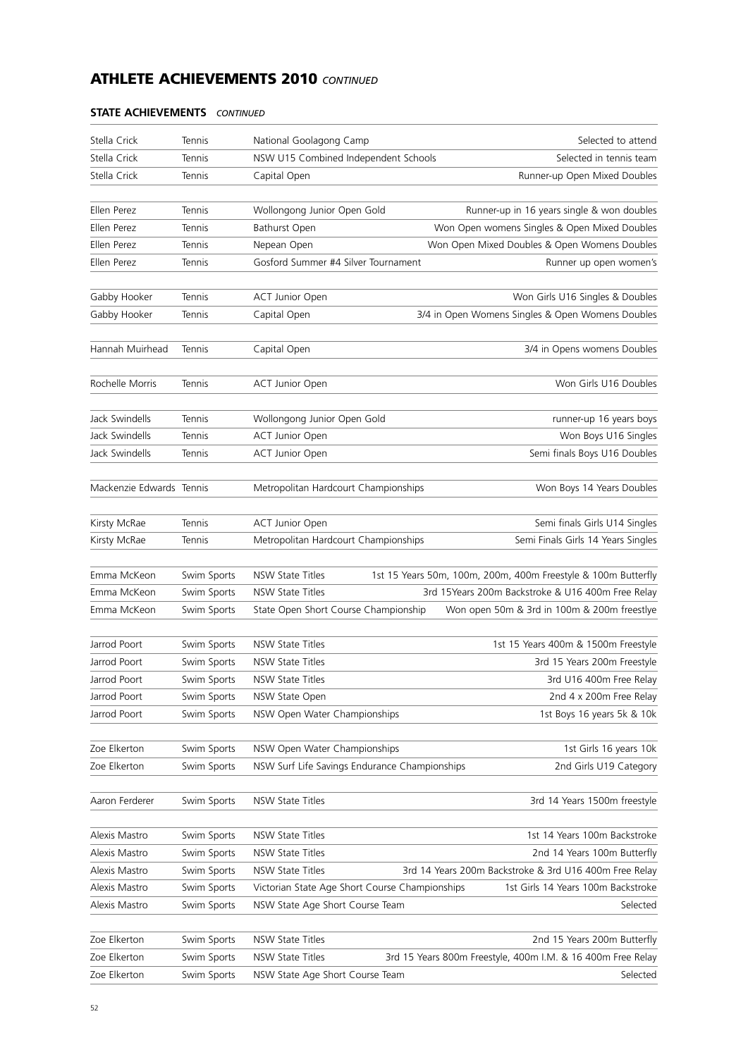## ATHLETE ACHIEVEMENTS 2010 *CONTINUED*

### STATE ACHIEVEMENTS *CONTINUED*

| | | | |
|---|---|---|---|
| Stella Crick | Tennis | National Goolagong Camp | Selected to attend |
| Stella Crick | Tennis | NSW U15 Combined Independent Schools | Selected in tennis team |
| Stella Crick | Tennis | Capital Open | Runner-up Open Mixed Doubles |
| Ellen Perez | Tennis | Wollongong Junior Open Gold | Runner-up in 16 years single & won doubles |
| Ellen Perez | Tennis | Bathurst Open | Won Open womens Singles & Open Mixed Doubles |
| Ellen Perez | Tennis | Nepean Open | Won Open Mixed Doubles & Open Womens Doubles |
| Ellen Perez | Tennis | Gosford Summer #4 Silver Tournament | Runner up open women's |
| Gabby Hooker | Tennis | ACT Junior Open | Won Girls U16 Singles & Doubles |
| Gabby Hooker | Tennis | Capital Open | 3/4 in Open Womens Singles & Open Womens Doubles |
| Hannah Muirhead | Tennis | Capital Open | 3/4 in Opens womens Doubles |
| Rochelle Morris | Tennis | ACT Junior Open | Won Girls U16 Doubles |
| Jack Swindells | Tennis | Wollongong Junior Open Gold | runner-up 16 years boys |
| Jack Swindells | Tennis | ACT Junior Open | Won Boys U16 Singles |
| Jack Swindells | Tennis | ACT Junior Open | Semi finals Boys U16 Doubles |
| Mackenzie Edwards | Tennis | Metropolitan Hardcourt Championships | Won Boys 14 Years Doubles |
| Kirsty McRae | Tennis | ACT Junior Open | Semi finals Girls U14 Singles |
| Kirsty McRae | Tennis | Metropolitan Hardcourt Championships | Semi Finals Girls 14 Years Singles |
| Emma McKeon | Swim Sports | NSW State Titles | 1st 15 Years 50m, 100m, 200m, 400m Freestyle & 100m Butterfly |
| Emma McKeon | Swim Sports | NSW State Titles | 3rd 15Years 200m Backstroke & U16 400m Free Relay |
| Emma McKeon | Swim Sports | State Open Short Course Championship | Won open 50m & 3rd in 100m & 200m freestlye |
| Jarrod Poort | Swim Sports | NSW State Titles | 1st 15 Years 400m & 1500m Freestyle |
| Jarrod Poort | Swim Sports | NSW State Titles | 3rd 15 Years 200m Freestyle |
| Jarrod Poort | Swim Sports | NSW State Titles | 3rd U16 400m Free Relay |
| Jarrod Poort | Swim Sports | NSW State Open | 2nd 4 x 200m Free Relay |
| Jarrod Poort | Swim Sports | NSW Open Water Championships | 1st Boys 16 years 5k & 10k |
| Zoe Elkerton | Swim Sports | NSW Open Water Championships | 1st Girls 16 years 10k |
| Zoe Elkerton | Swim Sports | NSW Surf Life Savings Endurance Championships | 2nd Girls U19 Category |
| Aaron Ferderer | Swim Sports | NSW State Titles | 3rd 14 Years 1500m freestyle |
| Alexis Mastro | Swim Sports | NSW State Titles | 1st 14 Years 100m Backstroke |
| Alexis Mastro | Swim Sports | NSW State Titles | 2nd 14 Years 100m Butterfly |
| Alexis Mastro | Swim Sports | NSW State Titles | 3rd 14 Years 200m Backstroke & 3rd U16 400m Free Relay |
| Alexis Mastro | Swim Sports | Victorian State Age Short Course Championships | 1st Girls 14 Years 100m Backstroke |
| Alexis Mastro | Swim Sports | NSW State Age Short Course Team | Selected |
| Zoe Elkerton | Swim Sports | NSW State Titles | 2nd 15 Years 200m Butterfly |
| Zoe Elkerton | Swim Sports | NSW State Titles | 3rd 15 Years 800m Freestyle, 400m I.M. & 16 400m Free Relay |
| Zoe Elkerton | Swim Sports | NSW State Age Short Course Team | Selected |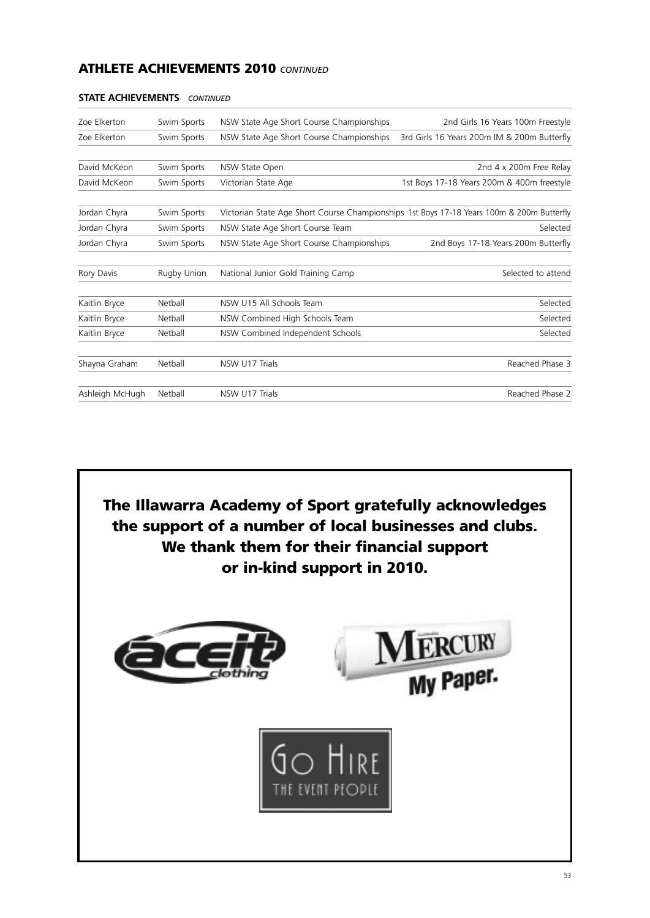## ATHLETE ACHIEVEMENTS 2010 *CONTINUED*

### STATE ACHIEVEMENTS *CONTINUED*

| | | | |
|---|---|---|---|
| Zoe Elkerton | Swim Sports | NSW State Age Short Course Championships | 2nd Girls 16 Years 100m Freestyle |
| Zoe Elkerton | Swim Sports | NSW State Age Short Course Championships | 3rd Girls 16 Years 200m IM & 200m Butterfly |
| David McKeon | Swim Sports | NSW State Open | 2nd 4 x 200m Free Relay |
| David McKeon | Swim Sports | Victorian State Age | 1st Boys 17-18 Years 200m & 400m freestyle |
| Jordan Chyra | Swim Sports | Victorian State Age Short Course Championships | 1st Boys 17-18 Years 100m & 200m Butterfly |
| Jordan Chyra | Swim Sports | NSW State Age Short Course Team | Selected |
| Jordan Chyra | Swim Sports | NSW State Age Short Course Championships | 2nd Boys 17-18 Years 200m Butterfly |
| Rory Davis | Rugby Union | National Junior Gold Training Camp | Selected to attend |
| Kaitlin Bryce | Netball | NSW U15 All Schools Team | Selected |
| Kaitlin Bryce | Netball | NSW Combined High Schools Team | Selected |
| Kaitlin Bryce | Netball | NSW Combined Independent Schools | Selected |
| Shayna Graham | Netball | NSW U17 Trials | Reached Phase 3 |
| Ashleigh McHugh | Netball | NSW U17 Trials | Reached Phase 2 |

**The Illawarra Academy of Sport gratefully acknowledges the support of a number of local businesses and clubs. We thank them for their financial support or in-kind support in 2010.**

aceit clothing

Mercury My Paper.

Go Hire THE EVENT PEOPLE